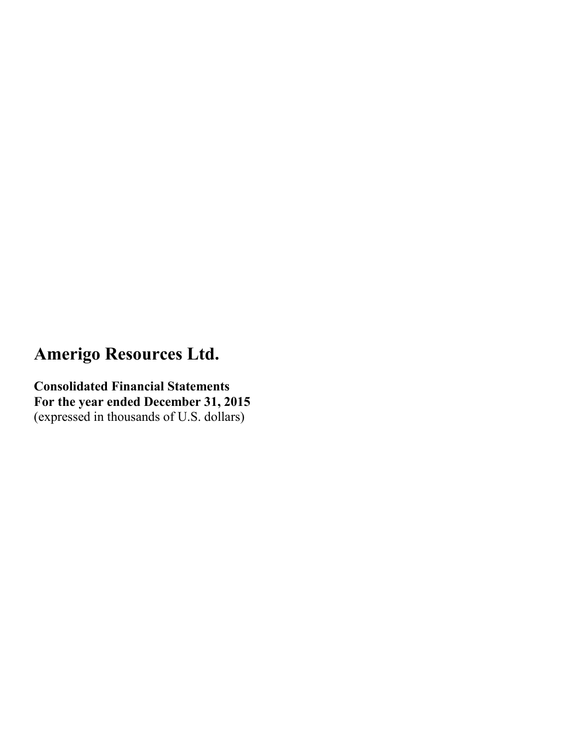# Amerigo Resources Ltd.

**Consolidated Financial Statements**
**For the year ended December 31, 2015**
(expressed in thousands of U.S. dollars)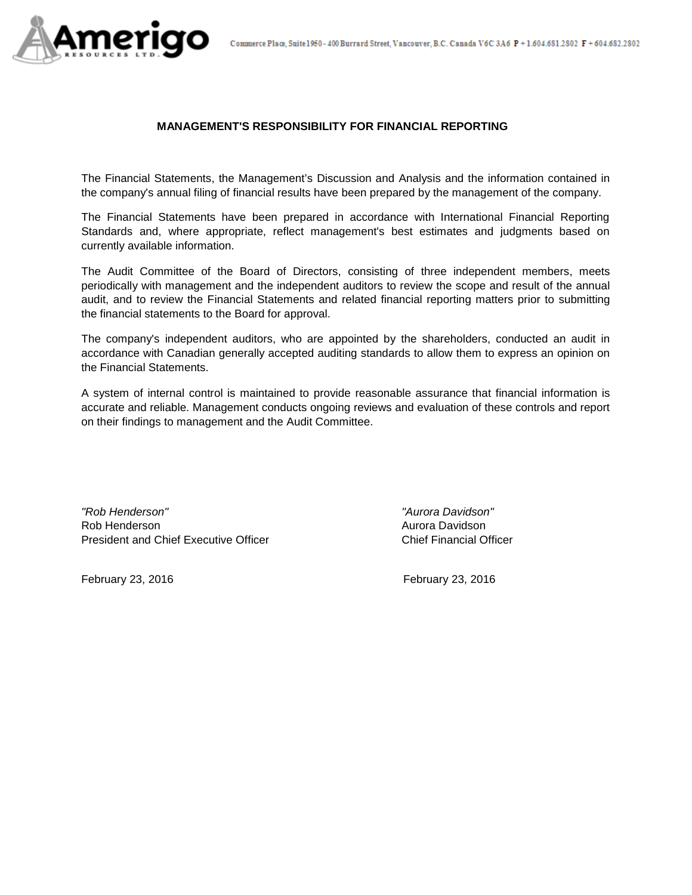Commerce Place, Suite 1950 - 400 Burrard Street, Vancouver, B.C. Canada V6C 3A6 P + 1.604.681.2802 F + 604.682.2802

## MANAGEMENT'S RESPONSIBILITY FOR FINANCIAL REPORTING

The Financial Statements, the Management's Discussion and Analysis and the information contained in the company's annual filing of financial results have been prepared by the management of the company.

The Financial Statements have been prepared in accordance with International Financial Reporting Standards and, where appropriate, reflect management's best estimates and judgments based on currently available information.

The Audit Committee of the Board of Directors, consisting of three independent members, meets periodically with management and the independent auditors to review the scope and result of the annual audit, and to review the Financial Statements and related financial reporting matters prior to submitting the financial statements to the Board for approval.

The company's independent auditors, who are appointed by the shareholders, conducted an audit in accordance with Canadian generally accepted auditing standards to allow them to express an opinion on the Financial Statements.

A system of internal control is maintained to provide reasonable assurance that financial information is accurate and reliable. Management conducts ongoing reviews and evaluation of these controls and report on their findings to management and the Audit Committee.

*"Rob Henderson"*
Rob Henderson
President and Chief Executive Officer

February 23, 2016

*"Aurora Davidson"*
Aurora Davidson
Chief Financial Officer

February 23, 2016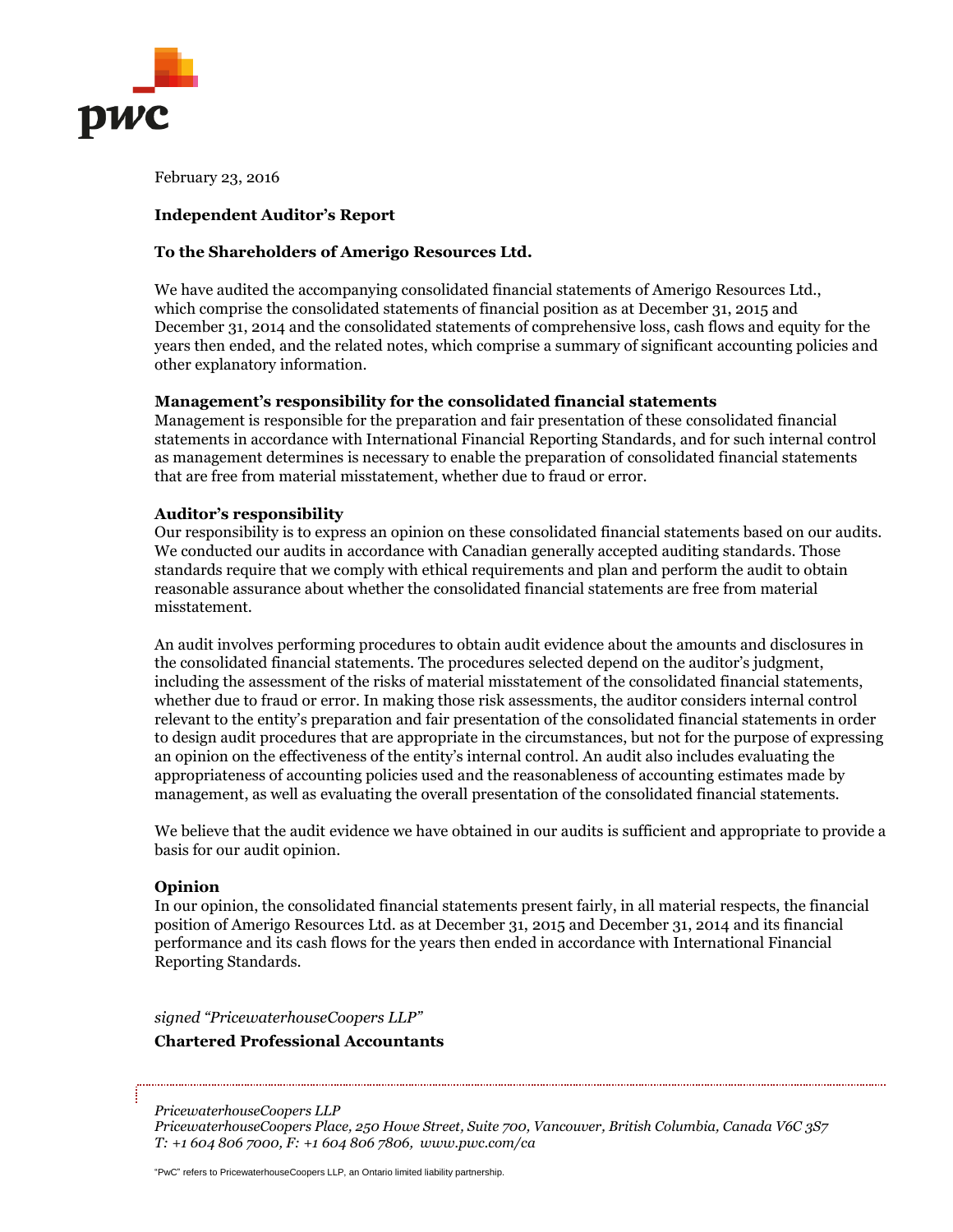February 23, 2016

**Independent Auditor's Report**

**To the Shareholders of Amerigo Resources Ltd.**

We have audited the accompanying consolidated financial statements of Amerigo Resources Ltd., which comprise the consolidated statements of financial position as at December 31, 2015 and December 31, 2014 and the consolidated statements of comprehensive loss, cash flows and equity for the years then ended, and the related notes, which comprise a summary of significant accounting policies and other explanatory information.

**Management's responsibility for the consolidated financial statements**

Management is responsible for the preparation and fair presentation of these consolidated financial statements in accordance with International Financial Reporting Standards, and for such internal control as management determines is necessary to enable the preparation of consolidated financial statements that are free from material misstatement, whether due to fraud or error.

**Auditor's responsibility**

Our responsibility is to express an opinion on these consolidated financial statements based on our audits. We conducted our audits in accordance with Canadian generally accepted auditing standards. Those standards require that we comply with ethical requirements and plan and perform the audit to obtain reasonable assurance about whether the consolidated financial statements are free from material misstatement.

An audit involves performing procedures to obtain audit evidence about the amounts and disclosures in the consolidated financial statements. The procedures selected depend on the auditor's judgment, including the assessment of the risks of material misstatement of the consolidated financial statements, whether due to fraud or error. In making those risk assessments, the auditor considers internal control relevant to the entity's preparation and fair presentation of the consolidated financial statements in order to design audit procedures that are appropriate in the circumstances, but not for the purpose of expressing an opinion on the effectiveness of the entity's internal control. An audit also includes evaluating the appropriateness of accounting policies used and the reasonableness of accounting estimates made by management, as well as evaluating the overall presentation of the consolidated financial statements.

We believe that the audit evidence we have obtained in our audits is sufficient and appropriate to provide a basis for our audit opinion.

**Opinion**

In our opinion, the consolidated financial statements present fairly, in all material respects, the financial position of Amerigo Resources Ltd. as at December 31, 2015 and December 31, 2014 and its financial performance and its cash flows for the years then ended in accordance with International Financial Reporting Standards.

*signed "PricewaterhouseCoopers LLP"*

**Chartered Professional Accountants**

*PricewaterhouseCoopers LLP*
*PricewaterhouseCoopers Place, 250 Howe Street, Suite 700, Vancouver, British Columbia, Canada V6C 3S7*
*T: +1 604 806 7000, F: +1 604 806 7806, www.pwc.com/ca*

"PwC" refers to PricewaterhouseCoopers LLP, an Ontario limited liability partnership.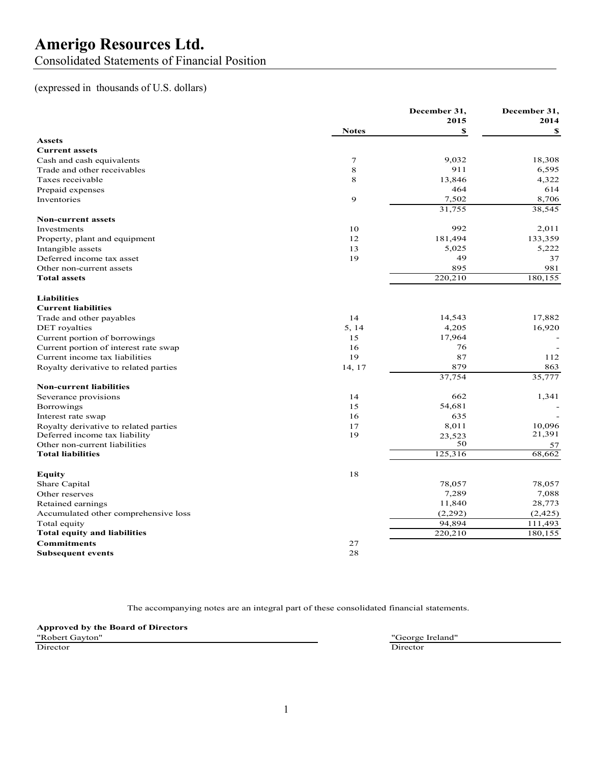# Amerigo Resources Ltd.

## Consolidated Statements of Financial Position

(expressed in thousands of U.S. dollars)

| | Notes | December 31, 2015 $ | December 31, 2014 $ |
|---|---|---|---|
| **Assets** | | | |
| **Current assets** | | | |
| Cash and cash equivalents | 7 | 9,032 | 18,308 |
| Trade and other receivables | 8 | 911 | 6,595 |
| Taxes receivable | 8 | 13,846 | 4,322 |
| Prepaid expenses | | 464 | 614 |
| Inventories | 9 | 7,502 | 8,706 |
| | | 31,755 | 38,545 |
| **Non-current assets** | | | |
| Investments | 10 | 992 | 2,011 |
| Property, plant and equipment | 12 | 181,494 | 133,359 |
| Intangible assets | 13 | 5,025 | 5,222 |
| Deferred income tax asset | 19 | 49 | 37 |
| Other non-current assets | | 895 | 981 |
| **Total assets** | | 220,210 | 180,155 |
| **Liabilities** | | | |
| **Current liabilities** | | | |
| Trade and other payables | 14 | 14,543 | 17,882 |
| DET royalties | 5, 14 | 4,205 | 16,920 |
| Current portion of borrowings | 15 | 17,964 | - |
| Current portion of interest rate swap | 16 | 76 | - |
| Current income tax liabilities | 19 | 87 | 112 |
| Royalty derivative to related parties | 14, 17 | 879 | 863 |
| | | 37,754 | 35,777 |
| **Non-current liabilities** | | | |
| Severance provisions | 14 | 662 | 1,341 |
| Borrowings | 15 | 54,681 | - |
| Interest rate swap | 16 | 635 | - |
| Royalty derivative to related parties | 17 | 8,011 | 10,096 |
| Deferred income tax liability | 19 | 23,523 | 21,391 |
| Other non-current liabilities | | 50 | 57 |
| **Total liabilities** | | 125,316 | 68,662 |
| **Equity** | 18 | | |
| Share Capital | | 78,057 | 78,057 |
| Other reserves | | 7,289 | 7,088 |
| Retained earnings | | 11,840 | 28,773 |
| Accumulated other comprehensive loss | | (2,292) | (2,425) |
| Total equity | | 94,894 | 111,493 |
| **Total equity and liabilities** | | 220,210 | 180,155 |
| **Commitments** | 27 | | |
| **Subsequent events** | 28 | | |

The accompanying notes are an integral part of these consolidated financial statements.

**Approved by the Board of Directors**

"Robert Gayton"
Director

"George Ireland"
Director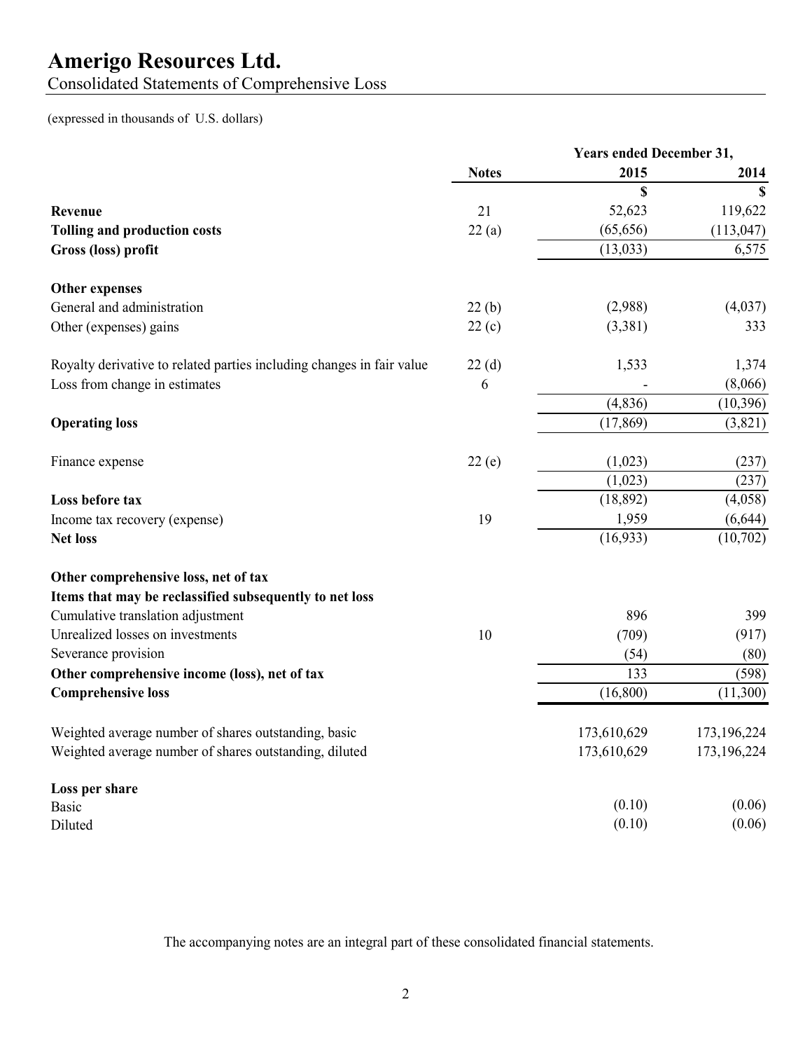# Amerigo Resources Ltd.

Consolidated Statements of Comprehensive Loss

(expressed in thousands of U.S. dollars)

| | Notes | Years ended December 31, 2015 | 2014 |
|---|---|---|---|
| | | $ | $ |
| **Revenue** | 21 | 52,623 | 119,622 |
| **Tolling and production costs** | 22 (a) | (65,656) | (113,047) |
| **Gross (loss) profit** | | (13,033) | 6,575 |
| | | | |
| **Other expenses** | | | |
| General and administration | 22 (b) | (2,988) | (4,037) |
| Other (expenses) gains | 22 (c) | (3,381) | 333 |
| | | | |
| Royalty derivative to related parties including changes in fair value | 22 (d) | 1,533 | 1,374 |
| Loss from change in estimates | 6 | - | (8,066) |
| | | (4,836) | (10,396) |
| **Operating loss** | | (17,869) | (3,821) |
| | | | |
| Finance expense | 22 (e) | (1,023) | (237) |
| | | (1,023) | (237) |
| **Loss before tax** | | (18,892) | (4,058) |
| Income tax recovery (expense) | 19 | 1,959 | (6,644) |
| **Net loss** | | (16,933) | (10,702) |
| | | | |
| **Other comprehensive loss, net of tax** | | | |
| **Items that may be reclassified subsequently to net loss** | | | |
| Cumulative translation adjustment | | 896 | 399 |
| Unrealized losses on investments | 10 | (709) | (917) |
| Severance provision | | (54) | (80) |
| **Other comprehensive income (loss), net of tax** | | 133 | (598) |
| **Comprehensive loss** | | (16,800) | (11,300) |
| | | | |
| Weighted average number of shares outstanding, basic | | 173,610,629 | 173,196,224 |
| Weighted average number of shares outstanding, diluted | | 173,610,629 | 173,196,224 |
| | | | |
| **Loss per share** | | | |
| Basic | | (0.10) | (0.06) |
| Diluted | | (0.10) | (0.06) |

The accompanying notes are an integral part of these consolidated financial statements.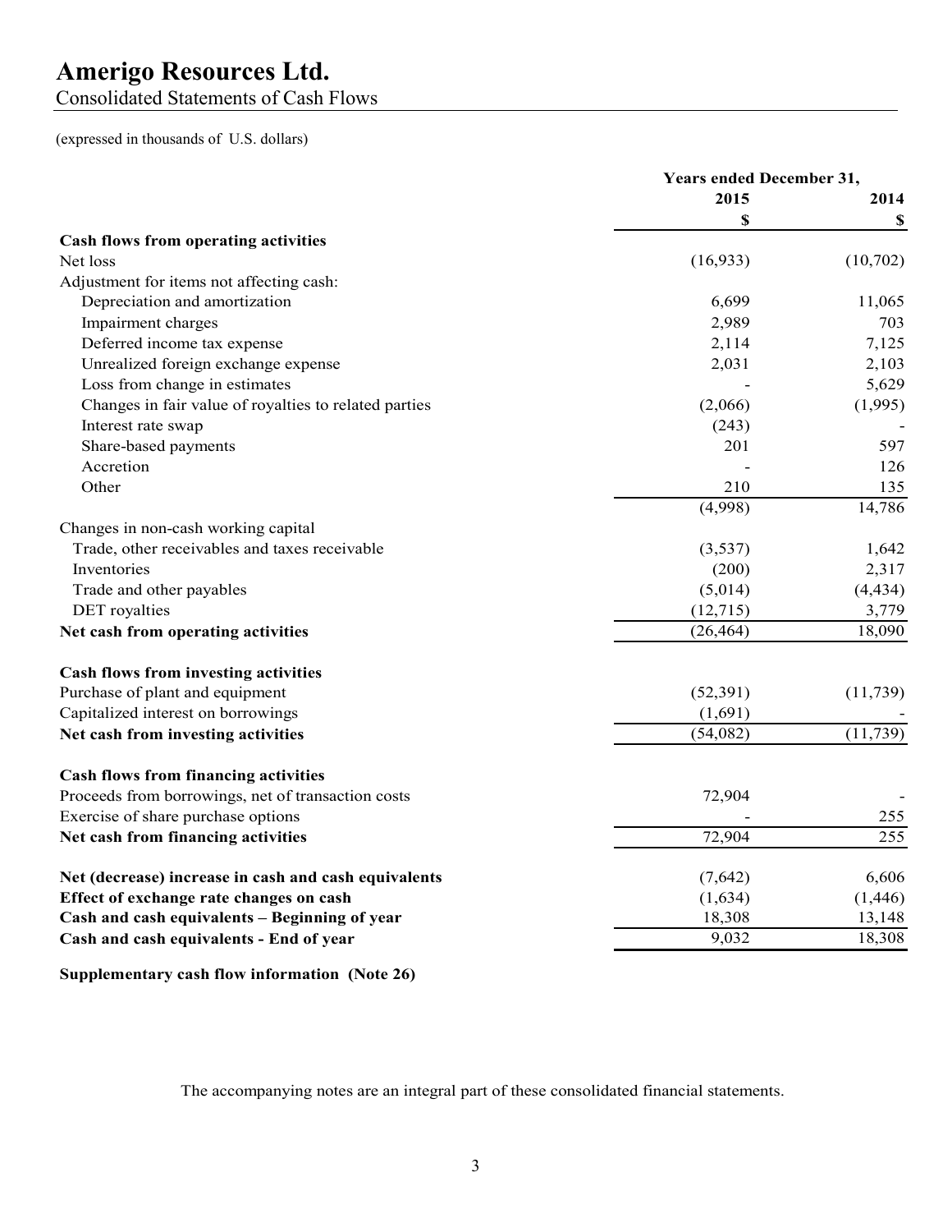# Amerigo Resources Ltd.

Consolidated Statements of Cash Flows

(expressed in thousands of U.S. dollars)

| | Years ended December 31, | |
|---|---|---|
| | 2015 | 2014 |
| | $ | $ |
| **Cash flows from operating activities** | | |
| Net loss | (16,933) | (10,702) |
| Adjustment for items not affecting cash: | | |
| Depreciation and amortization | 6,699 | 11,065 |
| Impairment charges | 2,989 | 703 |
| Deferred income tax expense | 2,114 | 7,125 |
| Unrealized foreign exchange expense | 2,031 | 2,103 |
| Loss from change in estimates | - | 5,629 |
| Changes in fair value of royalties to related parties | (2,066) | (1,995) |
| Interest rate swap | (243) | - |
| Share-based payments | 201 | 597 |
| Accretion | - | 126 |
| Other | 210 | 135 |
| | (4,998) | 14,786 |
| Changes in non-cash working capital | | |
| Trade, other receivables and taxes receivable | (3,537) | 1,642 |
| Inventories | (200) | 2,317 |
| Trade and other payables | (5,014) | (4,434) |
| DET royalties | (12,715) | 3,779 |
| **Net cash from operating activities** | (26,464) | 18,090 |
| | | |
| **Cash flows from investing activities** | | |
| Purchase of plant and equipment | (52,391) | (11,739) |
| Capitalized interest on borrowings | (1,691) | - |
| **Net cash from investing activities** | (54,082) | (11,739) |
| | | |
| **Cash flows from financing activities** | | |
| Proceeds from borrowings, net of transaction costs | 72,904 | - |
| Exercise of share purchase options | - | 255 |
| **Net cash from financing activities** | 72,904 | 255 |
| | | |
| **Net (decrease) increase in cash and cash equivalents** | (7,642) | 6,606 |
| **Effect of exchange rate changes on cash** | (1,634) | (1,446) |
| **Cash and cash equivalents – Beginning of year** | 18,308 | 13,148 |
| **Cash and cash equivalents - End of year** | 9,032 | 18,308 |

**Supplementary cash flow information (Note 26)**

The accompanying notes are an integral part of these consolidated financial statements.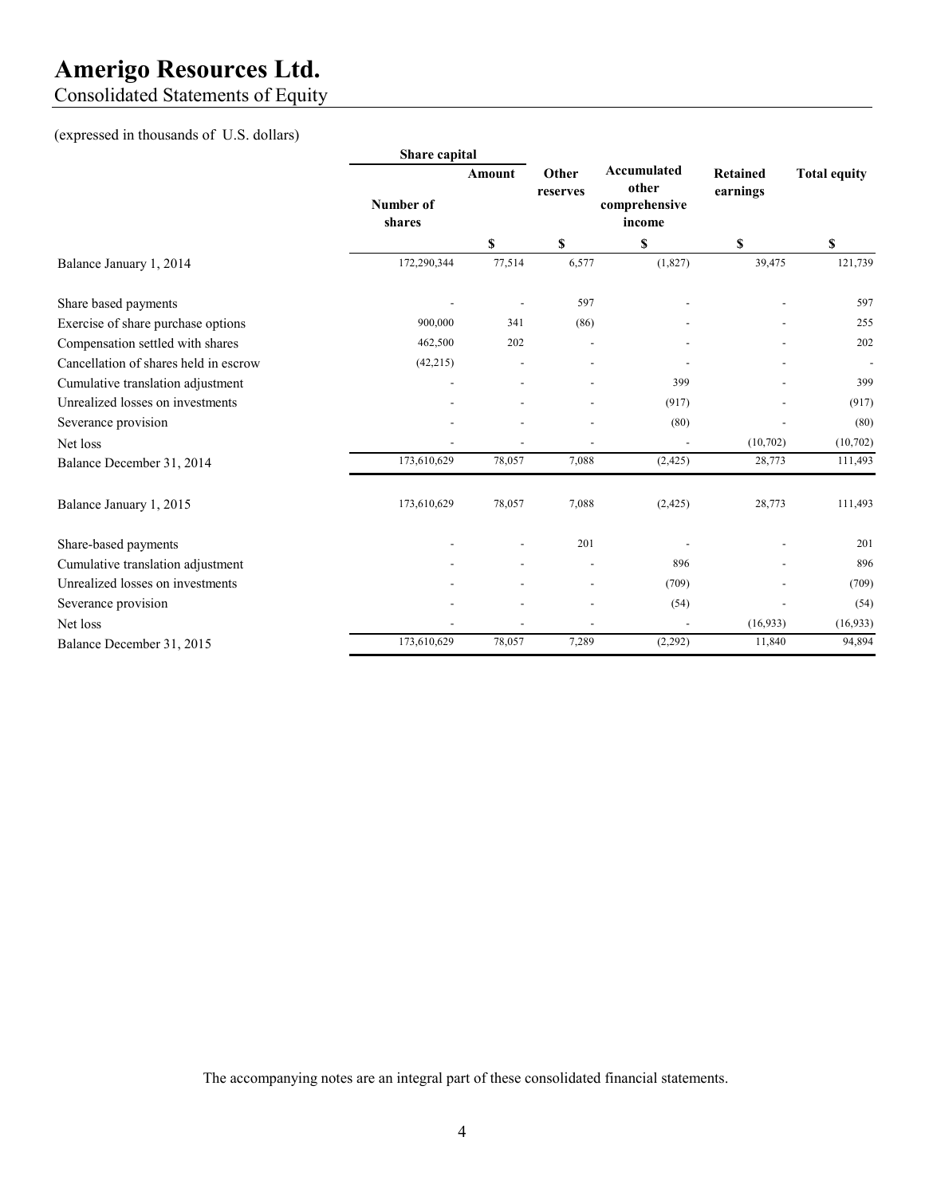# Amerigo Resources Ltd.

## Consolidated Statements of Equity

(expressed in thousands of U.S. dollars)

| | Share capital | | Other reserves | Accumulated other comprehensive income | Retained earnings | Total equity |
|---|---|---|---|---|---|---|
| | Number of shares | Amount | | | | |
| | | $ | $ | $ | $ | $ |
| Balance January 1, 2014 | 172,290,344 | 77,514 | 6,577 | (1,827) | 39,475 | 121,739 |
| Share based payments | - | - | 597 | - | - | 597 |
| Exercise of share purchase options | 900,000 | 341 | (86) | - | - | 255 |
| Compensation settled with shares | 462,500 | 202 | - | - | - | 202 |
| Cancellation of shares held in escrow | (42,215) | - | - | - | - | - |
| Cumulative translation adjustment | - | - | - | 399 | - | 399 |
| Unrealized losses on investments | - | - | - | (917) | - | (917) |
| Severance provision | - | - | - | (80) | - | (80) |
| Net loss | - | - | - | - | (10,702) | (10,702) |
| Balance December 31, 2014 | 173,610,629 | 78,057 | 7,088 | (2,425) | 28,773 | 111,493 |
| Balance January 1, 2015 | 173,610,629 | 78,057 | 7,088 | (2,425) | 28,773 | 111,493 |
| Share-based payments | - | - | 201 | - | - | 201 |
| Cumulative translation adjustment | - | - | - | 896 | - | 896 |
| Unrealized losses on investments | - | - | - | (709) | - | (709) |
| Severance provision | - | - | - | (54) | - | (54) |
| Net loss | - | - | - | - | (16,933) | (16,933) |
| Balance December 31, 2015 | 173,610,629 | 78,057 | 7,289 | (2,292) | 11,840 | 94,894 |

The accompanying notes are an integral part of these consolidated financial statements.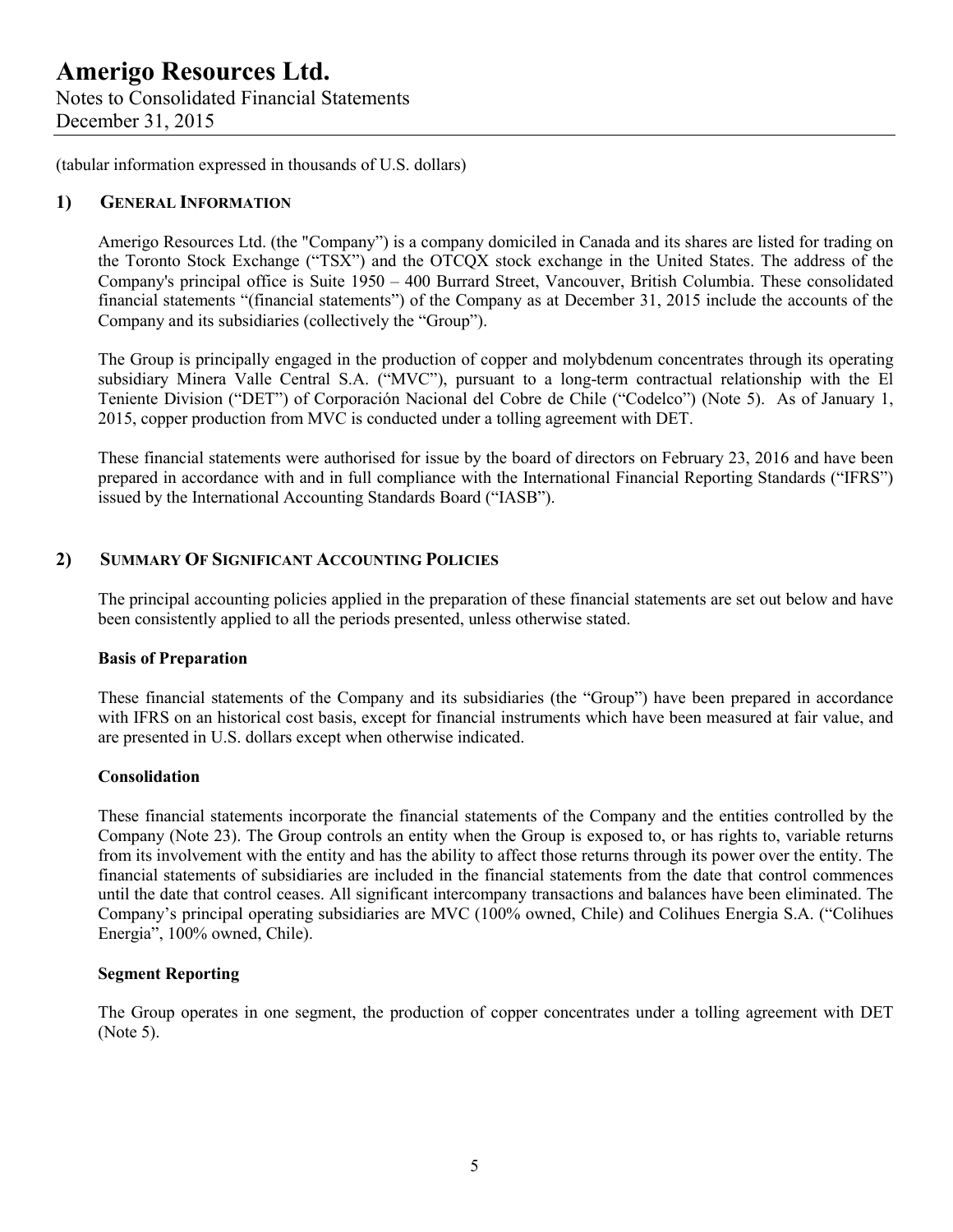(tabular information expressed in thousands of U.S. dollars)

## 1) GENERAL INFORMATION

Amerigo Resources Ltd. (the "Company") is a company domiciled in Canada and its shares are listed for trading on the Toronto Stock Exchange ("TSX") and the OTCQX stock exchange in the United States. The address of the Company's principal office is Suite 1950 – 400 Burrard Street, Vancouver, British Columbia. These consolidated financial statements "(financial statements") of the Company as at December 31, 2015 include the accounts of the Company and its subsidiaries (collectively the "Group").

The Group is principally engaged in the production of copper and molybdenum concentrates through its operating subsidiary Minera Valle Central S.A. ("MVC"), pursuant to a long-term contractual relationship with the El Teniente Division ("DET") of Corporación Nacional del Cobre de Chile ("Codelco") (Note 5). As of January 1, 2015, copper production from MVC is conducted under a tolling agreement with DET.

These financial statements were authorised for issue by the board of directors on February 23, 2016 and have been prepared in accordance with and in full compliance with the International Financial Reporting Standards ("IFRS") issued by the International Accounting Standards Board ("IASB").

## 2) SUMMARY OF SIGNIFICANT ACCOUNTING POLICIES

The principal accounting policies applied in the preparation of these financial statements are set out below and have been consistently applied to all the periods presented, unless otherwise stated.

**Basis of Preparation**

These financial statements of the Company and its subsidiaries (the "Group") have been prepared in accordance with IFRS on an historical cost basis, except for financial instruments which have been measured at fair value, and are presented in U.S. dollars except when otherwise indicated.

**Consolidation**

These financial statements incorporate the financial statements of the Company and the entities controlled by the Company (Note 23). The Group controls an entity when the Group is exposed to, or has rights to, variable returns from its involvement with the entity and has the ability to affect those returns through its power over the entity. The financial statements of subsidiaries are included in the financial statements from the date that control commences until the date that control ceases. All significant intercompany transactions and balances have been eliminated. The Company's principal operating subsidiaries are MVC (100% owned, Chile) and Colihues Energia S.A. ("Colihues Energia", 100% owned, Chile).

**Segment Reporting**

The Group operates in one segment, the production of copper concentrates under a tolling agreement with DET (Note 5).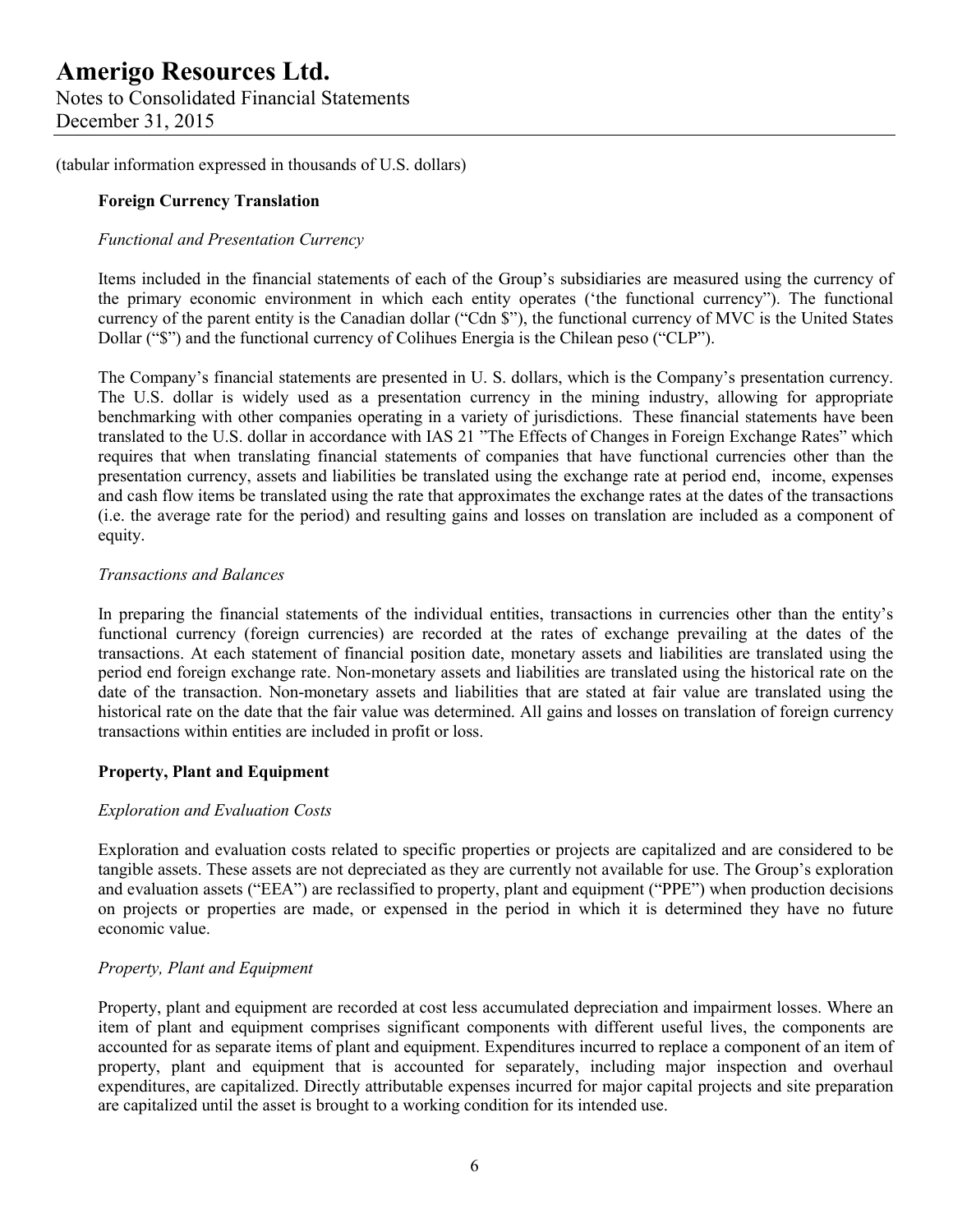(tabular information expressed in thousands of U.S. dollars)

**Foreign Currency Translation**

*Functional and Presentation Currency*

Items included in the financial statements of each of the Group's subsidiaries are measured using the currency of the primary economic environment in which each entity operates ('the functional currency"). The functional currency of the parent entity is the Canadian dollar ("Cdn $"), the functional currency of MVC is the United States Dollar ("$") and the functional currency of Colihues Energia is the Chilean peso ("CLP").

The Company's financial statements are presented in U. S. dollars, which is the Company's presentation currency. The U.S. dollar is widely used as a presentation currency in the mining industry, allowing for appropriate benchmarking with other companies operating in a variety of jurisdictions. These financial statements have been translated to the U.S. dollar in accordance with IAS 21 "The Effects of Changes in Foreign Exchange Rates" which requires that when translating financial statements of companies that have functional currencies other than the presentation currency, assets and liabilities be translated using the exchange rate at period end, income, expenses and cash flow items be translated using the rate that approximates the exchange rates at the dates of the transactions (i.e. the average rate for the period) and resulting gains and losses on translation are included as a component of equity.

*Transactions and Balances*

In preparing the financial statements of the individual entities, transactions in currencies other than the entity's functional currency (foreign currencies) are recorded at the rates of exchange prevailing at the dates of the transactions. At each statement of financial position date, monetary assets and liabilities are translated using the period end foreign exchange rate. Non-monetary assets and liabilities are translated using the historical rate on the date of the transaction. Non-monetary assets and liabilities that are stated at fair value are translated using the historical rate on the date that the fair value was determined. All gains and losses on translation of foreign currency transactions within entities are included in profit or loss.

**Property, Plant and Equipment**

*Exploration and Evaluation Costs*

Exploration and evaluation costs related to specific properties or projects are capitalized and are considered to be tangible assets. These assets are not depreciated as they are currently not available for use. The Group's exploration and evaluation assets ("EEA") are reclassified to property, plant and equipment ("PPE") when production decisions on projects or properties are made, or expensed in the period in which it is determined they have no future economic value.

*Property, Plant and Equipment*

Property, plant and equipment are recorded at cost less accumulated depreciation and impairment losses. Where an item of plant and equipment comprises significant components with different useful lives, the components are accounted for as separate items of plant and equipment. Expenditures incurred to replace a component of an item of property, plant and equipment that is accounted for separately, including major inspection and overhaul expenditures, are capitalized. Directly attributable expenses incurred for major capital projects and site preparation are capitalized until the asset is brought to a working condition for its intended use.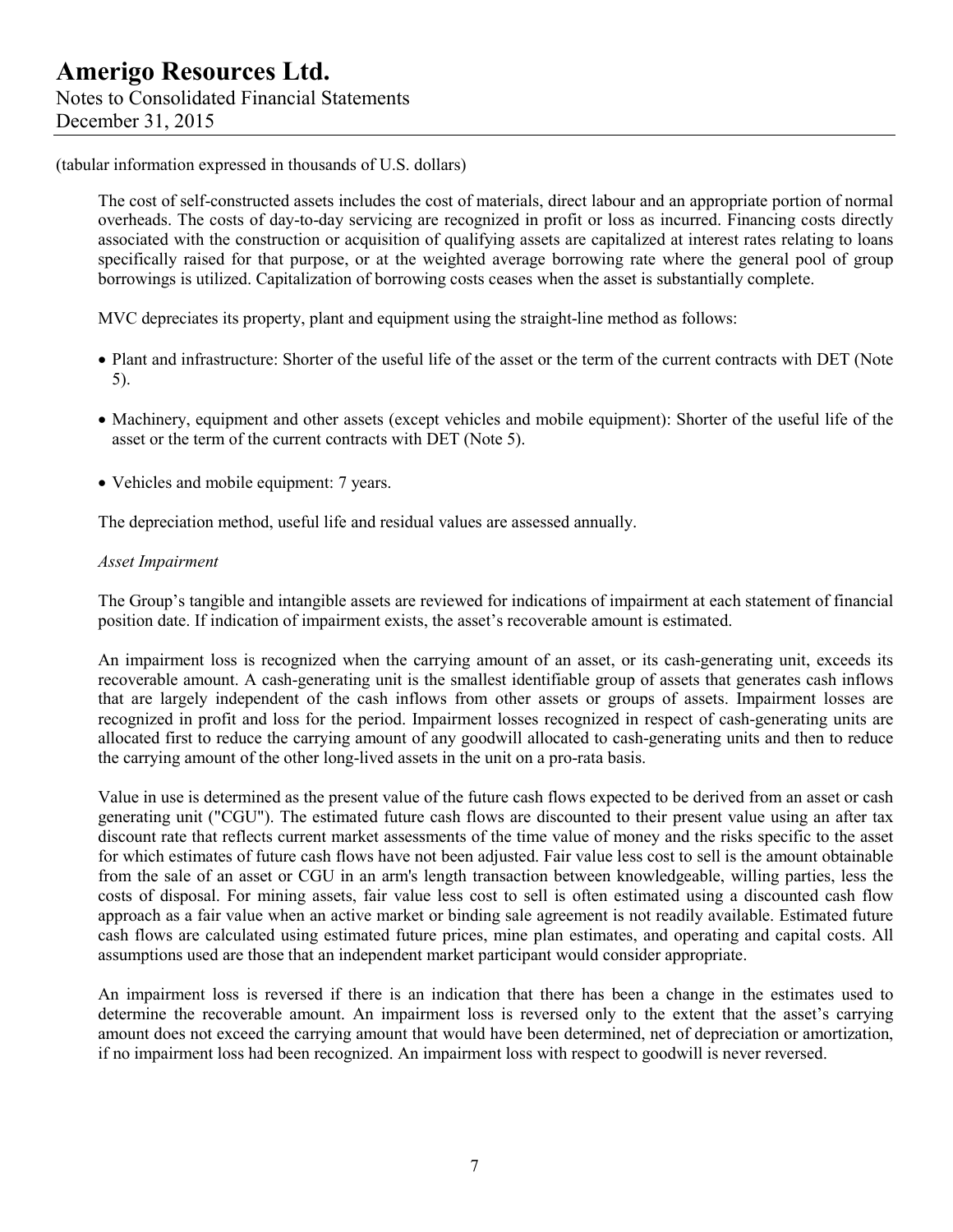(tabular information expressed in thousands of U.S. dollars)

The cost of self-constructed assets includes the cost of materials, direct labour and an appropriate portion of normal overheads. The costs of day-to-day servicing are recognized in profit or loss as incurred. Financing costs directly associated with the construction or acquisition of qualifying assets are capitalized at interest rates relating to loans specifically raised for that purpose, or at the weighted average borrowing rate where the general pool of group borrowings is utilized. Capitalization of borrowing costs ceases when the asset is substantially complete.

MVC depreciates its property, plant and equipment using the straight-line method as follows:

- Plant and infrastructure: Shorter of the useful life of the asset or the term of the current contracts with DET (Note 5).
- Machinery, equipment and other assets (except vehicles and mobile equipment): Shorter of the useful life of the asset or the term of the current contracts with DET (Note 5).
- Vehicles and mobile equipment: 7 years.

The depreciation method, useful life and residual values are assessed annually.

*Asset Impairment*

The Group's tangible and intangible assets are reviewed for indications of impairment at each statement of financial position date. If indication of impairment exists, the asset's recoverable amount is estimated.

An impairment loss is recognized when the carrying amount of an asset, or its cash-generating unit, exceeds its recoverable amount. A cash-generating unit is the smallest identifiable group of assets that generates cash inflows that are largely independent of the cash inflows from other assets or groups of assets. Impairment losses are recognized in profit and loss for the period. Impairment losses recognized in respect of cash-generating units are allocated first to reduce the carrying amount of any goodwill allocated to cash-generating units and then to reduce the carrying amount of the other long-lived assets in the unit on a pro-rata basis.

Value in use is determined as the present value of the future cash flows expected to be derived from an asset or cash generating unit ("CGU"). The estimated future cash flows are discounted to their present value using an after tax discount rate that reflects current market assessments of the time value of money and the risks specific to the asset for which estimates of future cash flows have not been adjusted. Fair value less cost to sell is the amount obtainable from the sale of an asset or CGU in an arm's length transaction between knowledgeable, willing parties, less the costs of disposal. For mining assets, fair value less cost to sell is often estimated using a discounted cash flow approach as a fair value when an active market or binding sale agreement is not readily available. Estimated future cash flows are calculated using estimated future prices, mine plan estimates, and operating and capital costs. All assumptions used are those that an independent market participant would consider appropriate.

An impairment loss is reversed if there is an indication that there has been a change in the estimates used to determine the recoverable amount. An impairment loss is reversed only to the extent that the asset's carrying amount does not exceed the carrying amount that would have been determined, net of depreciation or amortization, if no impairment loss had been recognized. An impairment loss with respect to goodwill is never reversed.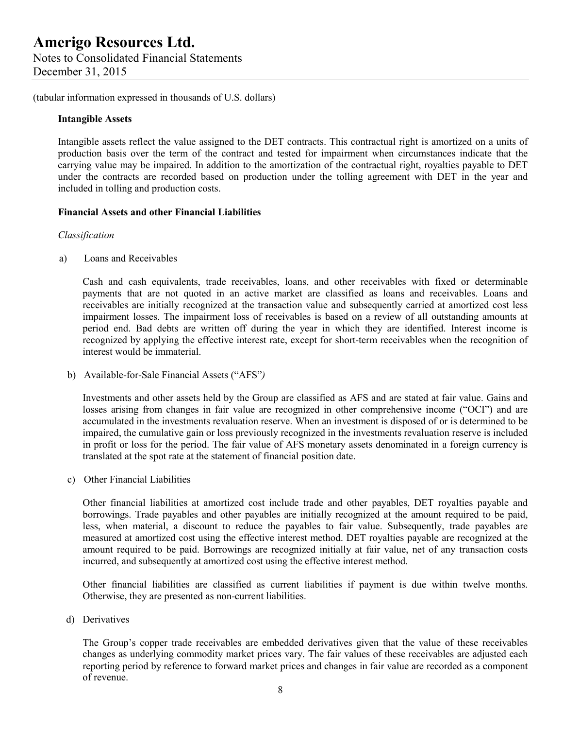(tabular information expressed in thousands of U.S. dollars)

**Intangible Assets**

Intangible assets reflect the value assigned to the DET contracts. This contractual right is amortized on a units of production basis over the term of the contract and tested for impairment when circumstances indicate that the carrying value may be impaired. In addition to the amortization of the contractual right, royalties payable to DET under the contracts are recorded based on production under the tolling agreement with DET in the year and included in tolling and production costs.

**Financial Assets and other Financial Liabilities**

*Classification*

a) Loans and Receivables

Cash and cash equivalents, trade receivables, loans, and other receivables with fixed or determinable payments that are not quoted in an active market are classified as loans and receivables. Loans and receivables are initially recognized at the transaction value and subsequently carried at amortized cost less impairment losses. The impairment loss of receivables is based on a review of all outstanding amounts at period end. Bad debts are written off during the year in which they are identified. Interest income is recognized by applying the effective interest rate, except for short-term receivables when the recognition of interest would be immaterial.

b) Available-for-Sale Financial Assets ("AFS")

Investments and other assets held by the Group are classified as AFS and are stated at fair value. Gains and losses arising from changes in fair value are recognized in other comprehensive income ("OCI") and are accumulated in the investments revaluation reserve. When an investment is disposed of or is determined to be impaired, the cumulative gain or loss previously recognized in the investments revaluation reserve is included in profit or loss for the period. The fair value of AFS monetary assets denominated in a foreign currency is translated at the spot rate at the statement of financial position date.

c) Other Financial Liabilities

Other financial liabilities at amortized cost include trade and other payables, DET royalties payable and borrowings. Trade payables and other payables are initially recognized at the amount required to be paid, less, when material, a discount to reduce the payables to fair value. Subsequently, trade payables are measured at amortized cost using the effective interest method. DET royalties payable are recognized at the amount required to be paid. Borrowings are recognized initially at fair value, net of any transaction costs incurred, and subsequently at amortized cost using the effective interest method.

Other financial liabilities are classified as current liabilities if payment is due within twelve months. Otherwise, they are presented as non-current liabilities.

d) Derivatives

The Group's copper trade receivables are embedded derivatives given that the value of these receivables changes as underlying commodity market prices vary. The fair values of these receivables are adjusted each reporting period by reference to forward market prices and changes in fair value are recorded as a component of revenue.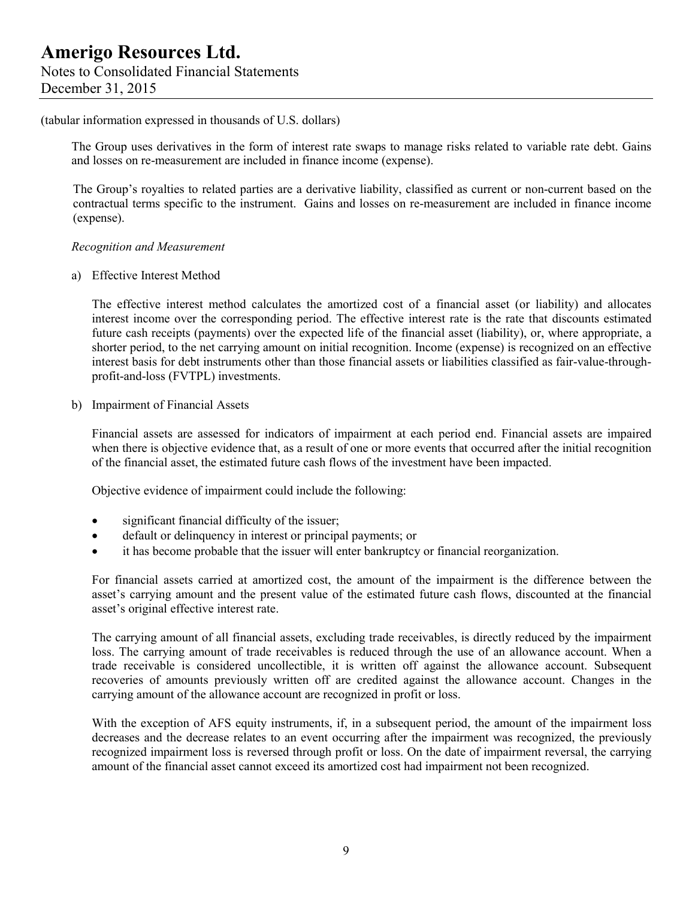(tabular information expressed in thousands of U.S. dollars)

The Group uses derivatives in the form of interest rate swaps to manage risks related to variable rate debt. Gains and losses on re-measurement are included in finance income (expense).

The Group's royalties to related parties are a derivative liability, classified as current or non-current based on the contractual terms specific to the instrument. Gains and losses on re-measurement are included in finance income (expense).

*Recognition and Measurement*

a) Effective Interest Method

The effective interest method calculates the amortized cost of a financial asset (or liability) and allocates interest income over the corresponding period. The effective interest rate is the rate that discounts estimated future cash receipts (payments) over the expected life of the financial asset (liability), or, where appropriate, a shorter period, to the net carrying amount on initial recognition. Income (expense) is recognized on an effective interest basis for debt instruments other than those financial assets or liabilities classified as fair-value-through-profit-and-loss (FVTPL) investments.

b) Impairment of Financial Assets

Financial assets are assessed for indicators of impairment at each period end. Financial assets are impaired when there is objective evidence that, as a result of one or more events that occurred after the initial recognition of the financial asset, the estimated future cash flows of the investment have been impacted.

Objective evidence of impairment could include the following:

- significant financial difficulty of the issuer;
- default or delinquency in interest or principal payments; or
- it has become probable that the issuer will enter bankruptcy or financial reorganization.

For financial assets carried at amortized cost, the amount of the impairment is the difference between the asset's carrying amount and the present value of the estimated future cash flows, discounted at the financial asset's original effective interest rate.

The carrying amount of all financial assets, excluding trade receivables, is directly reduced by the impairment loss. The carrying amount of trade receivables is reduced through the use of an allowance account. When a trade receivable is considered uncollectible, it is written off against the allowance account. Subsequent recoveries of amounts previously written off are credited against the allowance account. Changes in the carrying amount of the allowance account are recognized in profit or loss.

With the exception of AFS equity instruments, if, in a subsequent period, the amount of the impairment loss decreases and the decrease relates to an event occurring after the impairment was recognized, the previously recognized impairment loss is reversed through profit or loss. On the date of impairment reversal, the carrying amount of the financial asset cannot exceed its amortized cost had impairment not been recognized.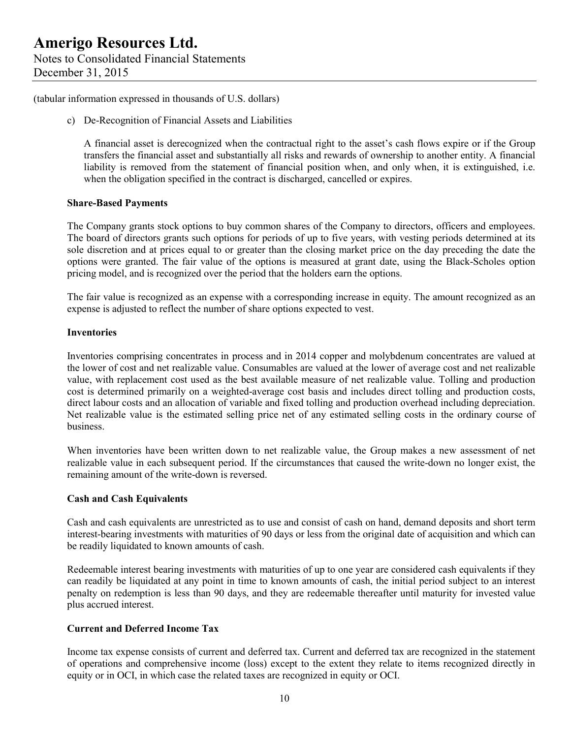(tabular information expressed in thousands of U.S. dollars)

c) De-Recognition of Financial Assets and Liabilities

A financial asset is derecognized when the contractual right to the asset's cash flows expire or if the Group transfers the financial asset and substantially all risks and rewards of ownership to another entity. A financial liability is removed from the statement of financial position when, and only when, it is extinguished, i.e. when the obligation specified in the contract is discharged, cancelled or expires.

**Share-Based Payments**

The Company grants stock options to buy common shares of the Company to directors, officers and employees. The board of directors grants such options for periods of up to five years, with vesting periods determined at its sole discretion and at prices equal to or greater than the closing market price on the day preceding the date the options were granted. The fair value of the options is measured at grant date, using the Black-Scholes option pricing model, and is recognized over the period that the holders earn the options.

The fair value is recognized as an expense with a corresponding increase in equity. The amount recognized as an expense is adjusted to reflect the number of share options expected to vest.

**Inventories**

Inventories comprising concentrates in process and in 2014 copper and molybdenum concentrates are valued at the lower of cost and net realizable value. Consumables are valued at the lower of average cost and net realizable value, with replacement cost used as the best available measure of net realizable value. Tolling and production cost is determined primarily on a weighted-average cost basis and includes direct tolling and production costs, direct labour costs and an allocation of variable and fixed tolling and production overhead including depreciation. Net realizable value is the estimated selling price net of any estimated selling costs in the ordinary course of business.

When inventories have been written down to net realizable value, the Group makes a new assessment of net realizable value in each subsequent period. If the circumstances that caused the write-down no longer exist, the remaining amount of the write-down is reversed.

**Cash and Cash Equivalents**

Cash and cash equivalents are unrestricted as to use and consist of cash on hand, demand deposits and short term interest-bearing investments with maturities of 90 days or less from the original date of acquisition and which can be readily liquidated to known amounts of cash.

Redeemable interest bearing investments with maturities of up to one year are considered cash equivalents if they can readily be liquidated at any point in time to known amounts of cash, the initial period subject to an interest penalty on redemption is less than 90 days, and they are redeemable thereafter until maturity for invested value plus accrued interest.

**Current and Deferred Income Tax**

Income tax expense consists of current and deferred tax. Current and deferred tax are recognized in the statement of operations and comprehensive income (loss) except to the extent they relate to items recognized directly in equity or in OCI, in which case the related taxes are recognized in equity or OCI.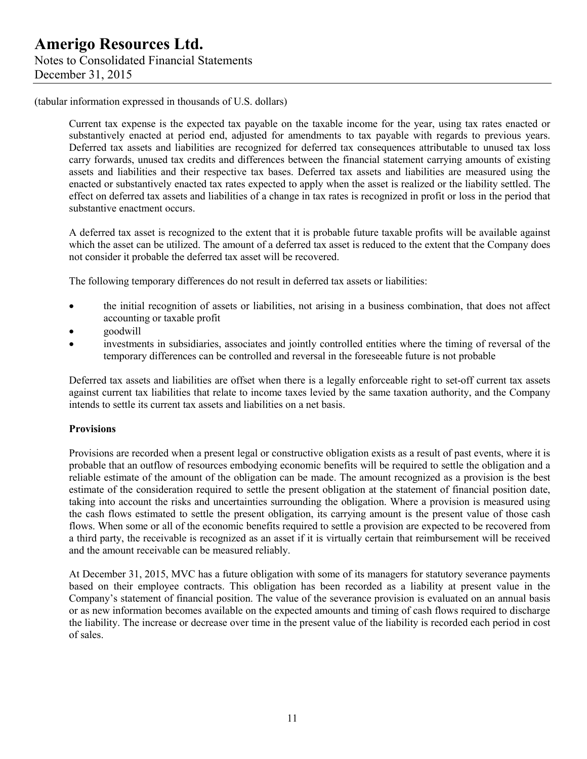(tabular information expressed in thousands of U.S. dollars)

Current tax expense is the expected tax payable on the taxable income for the year, using tax rates enacted or substantively enacted at period end, adjusted for amendments to tax payable with regards to previous years. Deferred tax assets and liabilities are recognized for deferred tax consequences attributable to unused tax loss carry forwards, unused tax credits and differences between the financial statement carrying amounts of existing assets and liabilities and their respective tax bases. Deferred tax assets and liabilities are measured using the enacted or substantively enacted tax rates expected to apply when the asset is realized or the liability settled. The effect on deferred tax assets and liabilities of a change in tax rates is recognized in profit or loss in the period that substantive enactment occurs.

A deferred tax asset is recognized to the extent that it is probable future taxable profits will be available against which the asset can be utilized. The amount of a deferred tax asset is reduced to the extent that the Company does not consider it probable the deferred tax asset will be recovered.

The following temporary differences do not result in deferred tax assets or liabilities:

- the initial recognition of assets or liabilities, not arising in a business combination, that does not affect accounting or taxable profit
- goodwill
- investments in subsidiaries, associates and jointly controlled entities where the timing of reversal of the temporary differences can be controlled and reversal in the foreseeable future is not probable

Deferred tax assets and liabilities are offset when there is a legally enforceable right to set-off current tax assets against current tax liabilities that relate to income taxes levied by the same taxation authority, and the Company intends to settle its current tax assets and liabilities on a net basis.

**Provisions**

Provisions are recorded when a present legal or constructive obligation exists as a result of past events, where it is probable that an outflow of resources embodying economic benefits will be required to settle the obligation and a reliable estimate of the amount of the obligation can be made. The amount recognized as a provision is the best estimate of the consideration required to settle the present obligation at the statement of financial position date, taking into account the risks and uncertainties surrounding the obligation. Where a provision is measured using the cash flows estimated to settle the present obligation, its carrying amount is the present value of those cash flows. When some or all of the economic benefits required to settle a provision are expected to be recovered from a third party, the receivable is recognized as an asset if it is virtually certain that reimbursement will be received and the amount receivable can be measured reliably.

At December 31, 2015, MVC has a future obligation with some of its managers for statutory severance payments based on their employee contracts. This obligation has been recorded as a liability at present value in the Company's statement of financial position. The value of the severance provision is evaluated on an annual basis or as new information becomes available on the expected amounts and timing of cash flows required to discharge the liability. The increase or decrease over time in the present value of the liability is recorded each period in cost of sales.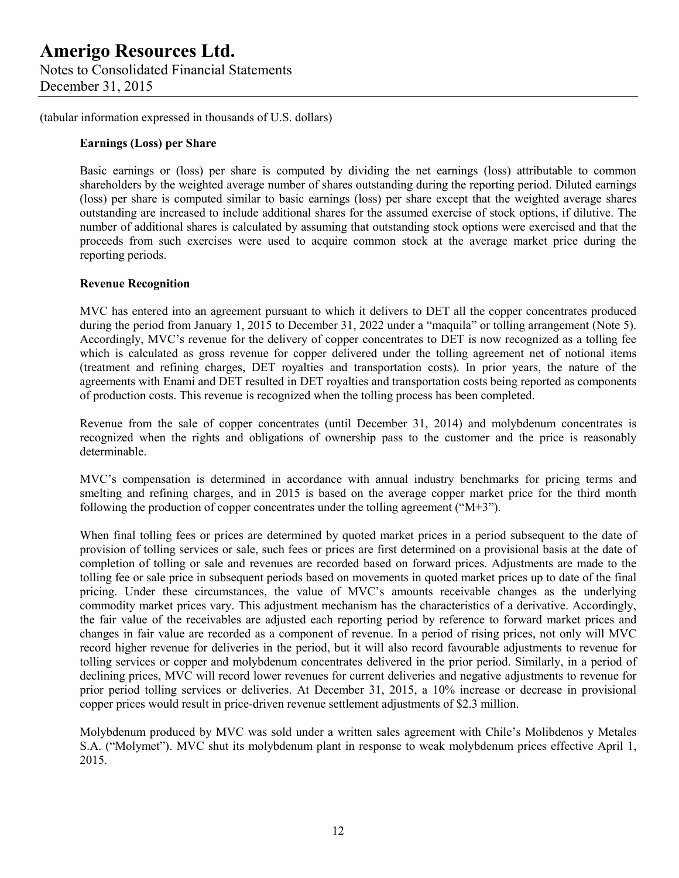(tabular information expressed in thousands of U.S. dollars)

**Earnings (Loss) per Share**

Basic earnings or (loss) per share is computed by dividing the net earnings (loss) attributable to common shareholders by the weighted average number of shares outstanding during the reporting period. Diluted earnings (loss) per share is computed similar to basic earnings (loss) per share except that the weighted average shares outstanding are increased to include additional shares for the assumed exercise of stock options, if dilutive. The number of additional shares is calculated by assuming that outstanding stock options were exercised and that the proceeds from such exercises were used to acquire common stock at the average market price during the reporting periods.

**Revenue Recognition**

MVC has entered into an agreement pursuant to which it delivers to DET all the copper concentrates produced during the period from January 1, 2015 to December 31, 2022 under a "maquila" or tolling arrangement (Note 5). Accordingly, MVC's revenue for the delivery of copper concentrates to DET is now recognized as a tolling fee which is calculated as gross revenue for copper delivered under the tolling agreement net of notional items (treatment and refining charges, DET royalties and transportation costs). In prior years, the nature of the agreements with Enami and DET resulted in DET royalties and transportation costs being reported as components of production costs. This revenue is recognized when the tolling process has been completed.

Revenue from the sale of copper concentrates (until December 31, 2014) and molybdenum concentrates is recognized when the rights and obligations of ownership pass to the customer and the price is reasonably determinable.

MVC's compensation is determined in accordance with annual industry benchmarks for pricing terms and smelting and refining charges, and in 2015 is based on the average copper market price for the third month following the production of copper concentrates under the tolling agreement ("M+3").

When final tolling fees or prices are determined by quoted market prices in a period subsequent to the date of provision of tolling services or sale, such fees or prices are first determined on a provisional basis at the date of completion of tolling or sale and revenues are recorded based on forward prices. Adjustments are made to the tolling fee or sale price in subsequent periods based on movements in quoted market prices up to date of the final pricing. Under these circumstances, the value of MVC's amounts receivable changes as the underlying commodity market prices vary. This adjustment mechanism has the characteristics of a derivative. Accordingly, the fair value of the receivables are adjusted each reporting period by reference to forward market prices and changes in fair value are recorded as a component of revenue. In a period of rising prices, not only will MVC record higher revenue for deliveries in the period, but it will also record favourable adjustments to revenue for tolling services or copper and molybdenum concentrates delivered in the prior period. Similarly, in a period of declining prices, MVC will record lower revenues for current deliveries and negative adjustments to revenue for prior period tolling services or deliveries. At December 31, 2015, a 10% increase or decrease in provisional copper prices would result in price-driven revenue settlement adjustments of $2.3 million.

Molybdenum produced by MVC was sold under a written sales agreement with Chile's Molibdenos y Metales S.A. ("Molymet"). MVC shut its molybdenum plant in response to weak molybdenum prices effective April 1, 2015.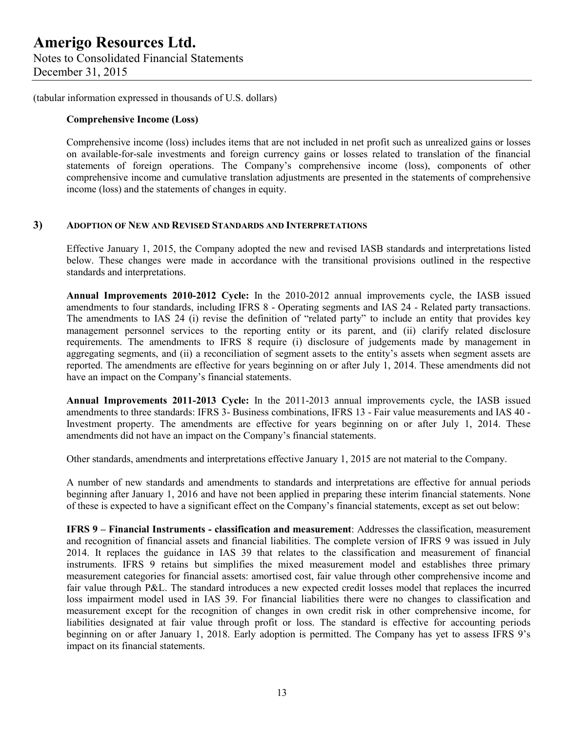(tabular information expressed in thousands of U.S. dollars)

**Comprehensive Income (Loss)**

Comprehensive income (loss) includes items that are not included in net profit such as unrealized gains or losses on available-for-sale investments and foreign currency gains or losses related to translation of the financial statements of foreign operations. The Company's comprehensive income (loss), components of other comprehensive income and cumulative translation adjustments are presented in the statements of comprehensive income (loss) and the statements of changes in equity.

## 3) ADOPTION OF NEW AND REVISED STANDARDS AND INTERPRETATIONS

Effective January 1, 2015, the Company adopted the new and revised IASB standards and interpretations listed below. These changes were made in accordance with the transitional provisions outlined in the respective standards and interpretations.

**Annual Improvements 2010-2012 Cycle:** In the 2010-2012 annual improvements cycle, the IASB issued amendments to four standards, including IFRS 8 - Operating segments and IAS 24 - Related party transactions. The amendments to IAS 24 (i) revise the definition of "related party" to include an entity that provides key management personnel services to the reporting entity or its parent, and (ii) clarify related disclosure requirements. The amendments to IFRS 8 require (i) disclosure of judgements made by management in aggregating segments, and (ii) a reconciliation of segment assets to the entity's assets when segment assets are reported. The amendments are effective for years beginning on or after July 1, 2014. These amendments did not have an impact on the Company's financial statements.

**Annual Improvements 2011-2013 Cycle:** In the 2011-2013 annual improvements cycle, the IASB issued amendments to three standards: IFRS 3- Business combinations, IFRS 13 - Fair value measurements and IAS 40 - Investment property. The amendments are effective for years beginning on or after July 1, 2014. These amendments did not have an impact on the Company's financial statements.

Other standards, amendments and interpretations effective January 1, 2015 are not material to the Company.

A number of new standards and amendments to standards and interpretations are effective for annual periods beginning after January 1, 2016 and have not been applied in preparing these interim financial statements. None of these is expected to have a significant effect on the Company's financial statements, except as set out below:

**IFRS 9 – Financial Instruments - classification and measurement**: Addresses the classification, measurement and recognition of financial assets and financial liabilities. The complete version of IFRS 9 was issued in July 2014. It replaces the guidance in IAS 39 that relates to the classification and measurement of financial instruments. IFRS 9 retains but simplifies the mixed measurement model and establishes three primary measurement categories for financial assets: amortised cost, fair value through other comprehensive income and fair value through P&L. The standard introduces a new expected credit losses model that replaces the incurred loss impairment model used in IAS 39. For financial liabilities there were no changes to classification and measurement except for the recognition of changes in own credit risk in other comprehensive income, for liabilities designated at fair value through profit or loss. The standard is effective for accounting periods beginning on or after January 1, 2018. Early adoption is permitted. The Company has yet to assess IFRS 9's impact on its financial statements.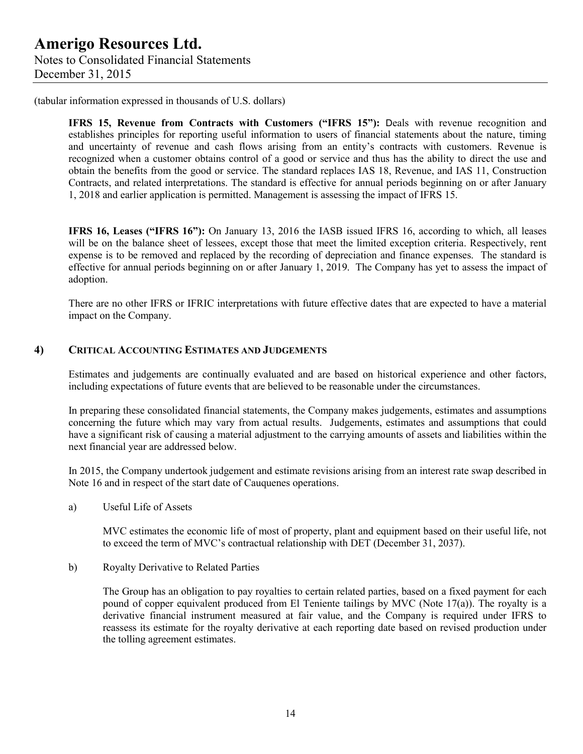(tabular information expressed in thousands of U.S. dollars)

**IFRS 15, Revenue from Contracts with Customers ("IFRS 15"):** Deals with revenue recognition and establishes principles for reporting useful information to users of financial statements about the nature, timing and uncertainty of revenue and cash flows arising from an entity's contracts with customers. Revenue is recognized when a customer obtains control of a good or service and thus has the ability to direct the use and obtain the benefits from the good or service. The standard replaces IAS 18, Revenue, and IAS 11, Construction Contracts, and related interpretations. The standard is effective for annual periods beginning on or after January 1, 2018 and earlier application is permitted. Management is assessing the impact of IFRS 15.

**IFRS 16, Leases ("IFRS 16"):** On January 13, 2016 the IASB issued IFRS 16, according to which, all leases will be on the balance sheet of lessees, except those that meet the limited exception criteria. Respectively, rent expense is to be removed and replaced by the recording of depreciation and finance expenses. The standard is effective for annual periods beginning on or after January 1, 2019. The Company has yet to assess the impact of adoption.

There are no other IFRS or IFRIC interpretations with future effective dates that are expected to have a material impact on the Company.

## 4) Critical Accounting Estimates and Judgements

Estimates and judgements are continually evaluated and are based on historical experience and other factors, including expectations of future events that are believed to be reasonable under the circumstances.

In preparing these consolidated financial statements, the Company makes judgements, estimates and assumptions concerning the future which may vary from actual results. Judgements, estimates and assumptions that could have a significant risk of causing a material adjustment to the carrying amounts of assets and liabilities within the next financial year are addressed below.

In 2015, the Company undertook judgement and estimate revisions arising from an interest rate swap described in Note 16 and in respect of the start date of Cauquenes operations.

a) Useful Life of Assets

MVC estimates the economic life of most of property, plant and equipment based on their useful life, not to exceed the term of MVC's contractual relationship with DET (December 31, 2037).

b) Royalty Derivative to Related Parties

The Group has an obligation to pay royalties to certain related parties, based on a fixed payment for each pound of copper equivalent produced from El Teniente tailings by MVC (Note 17(a)). The royalty is a derivative financial instrument measured at fair value, and the Company is required under IFRS to reassess its estimate for the royalty derivative at each reporting date based on revised production under the tolling agreement estimates.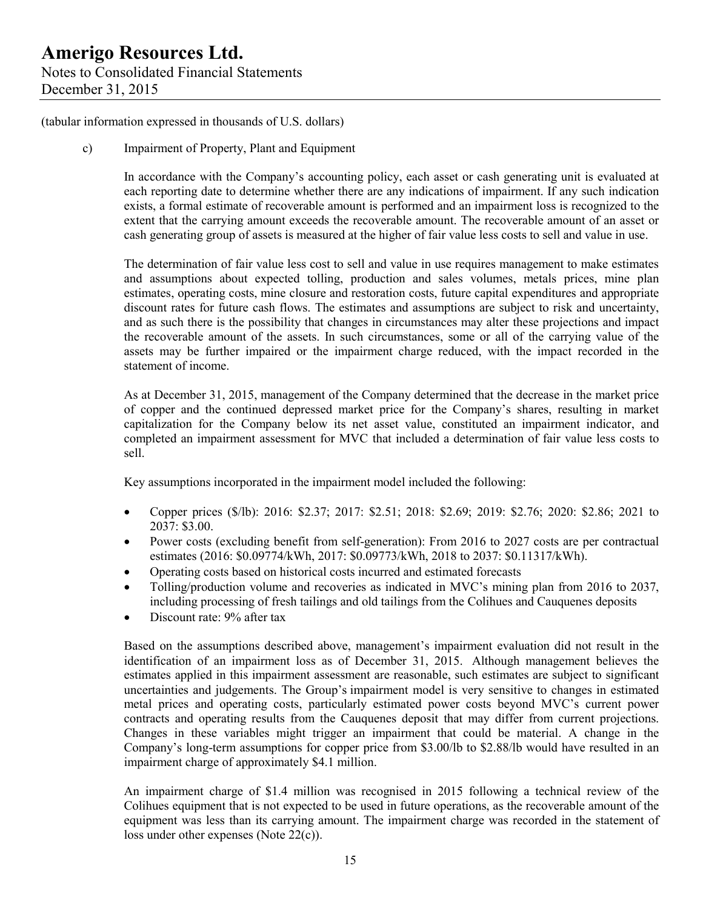(tabular information expressed in thousands of U.S. dollars)

c) Impairment of Property, Plant and Equipment

In accordance with the Company's accounting policy, each asset or cash generating unit is evaluated at each reporting date to determine whether there are any indications of impairment. If any such indication exists, a formal estimate of recoverable amount is performed and an impairment loss is recognized to the extent that the carrying amount exceeds the recoverable amount. The recoverable amount of an asset or cash generating group of assets is measured at the higher of fair value less costs to sell and value in use.

The determination of fair value less cost to sell and value in use requires management to make estimates and assumptions about expected tolling, production and sales volumes, metals prices, mine plan estimates, operating costs, mine closure and restoration costs, future capital expenditures and appropriate discount rates for future cash flows. The estimates and assumptions are subject to risk and uncertainty, and as such there is the possibility that changes in circumstances may alter these projections and impact the recoverable amount of the assets. In such circumstances, some or all of the carrying value of the assets may be further impaired or the impairment charge reduced, with the impact recorded in the statement of income.

As at December 31, 2015, management of the Company determined that the decrease in the market price of copper and the continued depressed market price for the Company's shares, resulting in market capitalization for the Company below its net asset value, constituted an impairment indicator, and completed an impairment assessment for MVC that included a determination of fair value less costs to sell.

Key assumptions incorporated in the impairment model included the following:

- Copper prices ($/lb): 2016: $2.37; 2017: $2.51; 2018: $2.69; 2019: $2.76; 2020: $2.86; 2021 to 2037: $3.00.
- Power costs (excluding benefit from self-generation): From 2016 to 2027 costs are per contractual estimates (2016: $0.09774/kWh, 2017: $0.09773/kWh, 2018 to 2037: $0.11317/kWh).
- Operating costs based on historical costs incurred and estimated forecasts
- Tolling/production volume and recoveries as indicated in MVC's mining plan from 2016 to 2037, including processing of fresh tailings and old tailings from the Colihues and Cauquenes deposits
- Discount rate: 9% after tax

Based on the assumptions described above, management's impairment evaluation did not result in the identification of an impairment loss as of December 31, 2015. Although management believes the estimates applied in this impairment assessment are reasonable, such estimates are subject to significant uncertainties and judgements. The Group's impairment model is very sensitive to changes in estimated metal prices and operating costs, particularly estimated power costs beyond MVC's current power contracts and operating results from the Cauquenes deposit that may differ from current projections. Changes in these variables might trigger an impairment that could be material. A change in the Company's long-term assumptions for copper price from $3.00/lb to $2.88/lb would have resulted in an impairment charge of approximately $4.1 million.

An impairment charge of $1.4 million was recognised in 2015 following a technical review of the Colihues equipment that is not expected to be used in future operations, as the recoverable amount of the equipment was less than its carrying amount. The impairment charge was recorded in the statement of loss under other expenses (Note 22(c)).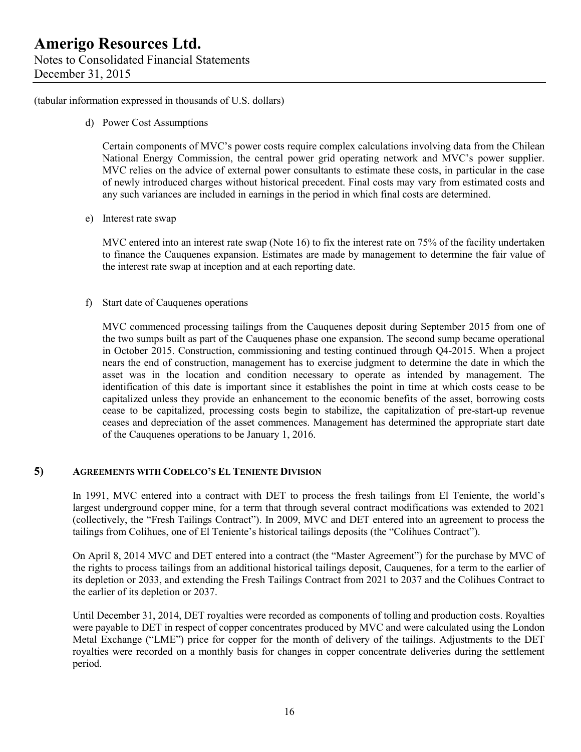(tabular information expressed in thousands of U.S. dollars)

d) Power Cost Assumptions

Certain components of MVC's power costs require complex calculations involving data from the Chilean National Energy Commission, the central power grid operating network and MVC's power supplier. MVC relies on the advice of external power consultants to estimate these costs, in particular in the case of newly introduced charges without historical precedent. Final costs may vary from estimated costs and any such variances are included in earnings in the period in which final costs are determined.

e) Interest rate swap

MVC entered into an interest rate swap (Note 16) to fix the interest rate on 75% of the facility undertaken to finance the Cauquenes expansion. Estimates are made by management to determine the fair value of the interest rate swap at inception and at each reporting date.

f) Start date of Cauquenes operations

MVC commenced processing tailings from the Cauquenes deposit during September 2015 from one of the two sumps built as part of the Cauquenes phase one expansion. The second sump became operational in October 2015. Construction, commissioning and testing continued through Q4-2015. When a project nears the end of construction, management has to exercise judgment to determine the date in which the asset was in the location and condition necessary to operate as intended by management. The identification of this date is important since it establishes the point in time at which costs cease to be capitalized unless they provide an enhancement to the economic benefits of the asset, borrowing costs cease to be capitalized, processing costs begin to stabilize, the capitalization of pre-start-up revenue ceases and depreciation of the asset commences. Management has determined the appropriate start date of the Cauquenes operations to be January 1, 2016.

## 5) AGREEMENTS WITH CODELCO'S EL TENIENTE DIVISION

In 1991, MVC entered into a contract with DET to process the fresh tailings from El Teniente, the world's largest underground copper mine, for a term that through several contract modifications was extended to 2021 (collectively, the "Fresh Tailings Contract"). In 2009, MVC and DET entered into an agreement to process the tailings from Colihues, one of El Teniente's historical tailings deposits (the "Colihues Contract").

On April 8, 2014 MVC and DET entered into a contract (the "Master Agreement") for the purchase by MVC of the rights to process tailings from an additional historical tailings deposit, Cauquenes, for a term to the earlier of its depletion or 2033, and extending the Fresh Tailings Contract from 2021 to 2037 and the Colihues Contract to the earlier of its depletion or 2037.

Until December 31, 2014, DET royalties were recorded as components of tolling and production costs. Royalties were payable to DET in respect of copper concentrates produced by MVC and were calculated using the London Metal Exchange ("LME") price for copper for the month of delivery of the tailings. Adjustments to the DET royalties were recorded on a monthly basis for changes in copper concentrate deliveries during the settlement period.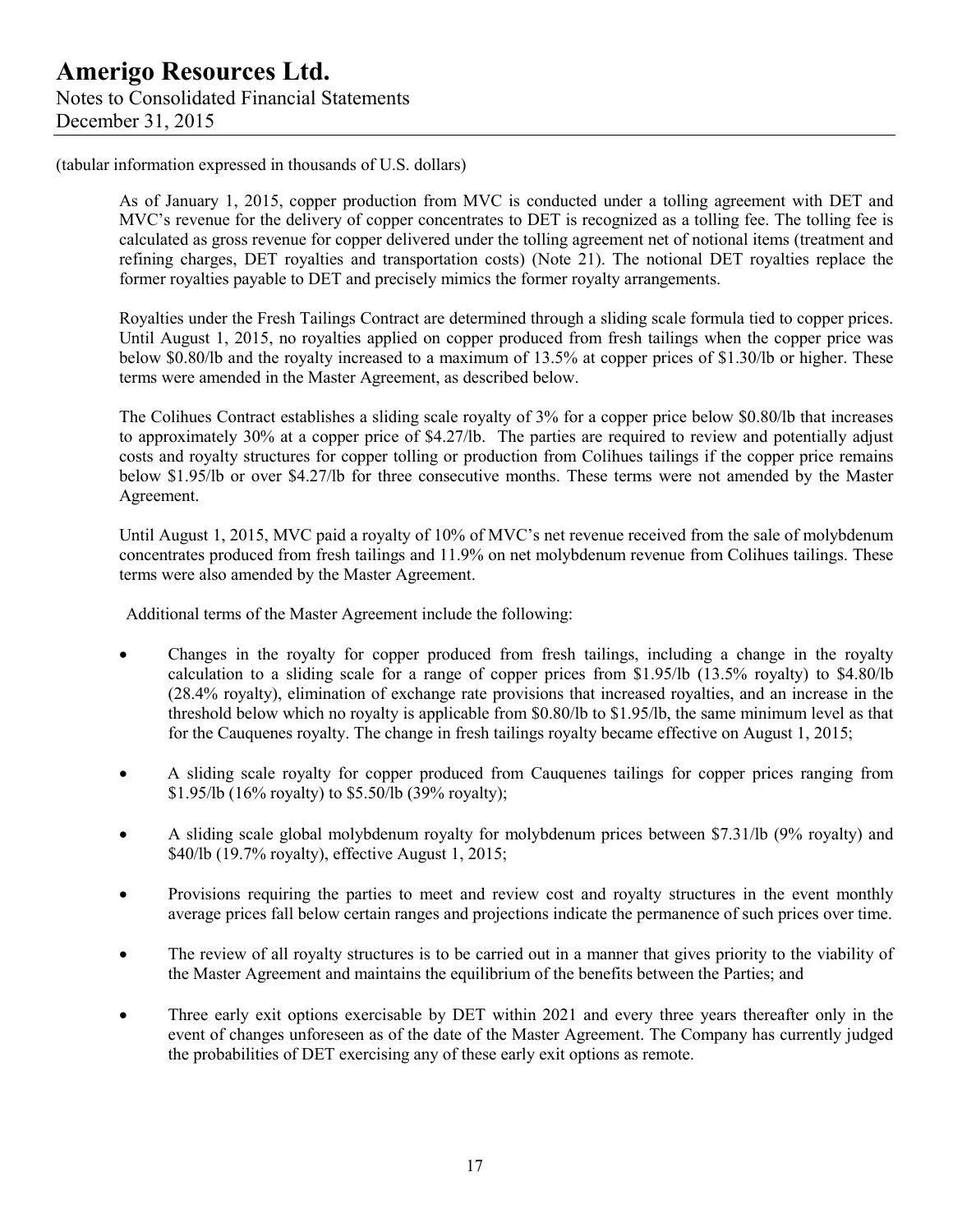(tabular information expressed in thousands of U.S. dollars)

As of January 1, 2015, copper production from MVC is conducted under a tolling agreement with DET and MVC's revenue for the delivery of copper concentrates to DET is recognized as a tolling fee. The tolling fee is calculated as gross revenue for copper delivered under the tolling agreement net of notional items (treatment and refining charges, DET royalties and transportation costs) (Note 21). The notional DET royalties replace the former royalties payable to DET and precisely mimics the former royalty arrangements.

Royalties under the Fresh Tailings Contract are determined through a sliding scale formula tied to copper prices. Until August 1, 2015, no royalties applied on copper produced from fresh tailings when the copper price was below $0.80/lb and the royalty increased to a maximum of 13.5% at copper prices of $1.30/lb or higher. These terms were amended in the Master Agreement, as described below.

The Colihues Contract establishes a sliding scale royalty of 3% for a copper price below $0.80/lb that increases to approximately 30% at a copper price of $4.27/lb. The parties are required to review and potentially adjust costs and royalty structures for copper tolling or production from Colihues tailings if the copper price remains below $1.95/lb or over $4.27/lb for three consecutive months. These terms were not amended by the Master Agreement.

Until August 1, 2015, MVC paid a royalty of 10% of MVC's net revenue received from the sale of molybdenum concentrates produced from fresh tailings and 11.9% on net molybdenum revenue from Colihues tailings. These terms were also amended by the Master Agreement.

Additional terms of the Master Agreement include the following:

- Changes in the royalty for copper produced from fresh tailings, including a change in the royalty calculation to a sliding scale for a range of copper prices from $1.95/lb (13.5% royalty) to $4.80/lb (28.4% royalty), elimination of exchange rate provisions that increased royalties, and an increase in the threshold below which no royalty is applicable from $0.80/lb to $1.95/lb, the same minimum level as that for the Cauquenes royalty. The change in fresh tailings royalty became effective on August 1, 2015;
- A sliding scale royalty for copper produced from Cauquenes tailings for copper prices ranging from $1.95/lb (16% royalty) to $5.50/lb (39% royalty);
- A sliding scale global molybdenum royalty for molybdenum prices between $7.31/lb (9% royalty) and $40/lb (19.7% royalty), effective August 1, 2015;
- Provisions requiring the parties to meet and review cost and royalty structures in the event monthly average prices fall below certain ranges and projections indicate the permanence of such prices over time.
- The review of all royalty structures is to be carried out in a manner that gives priority to the viability of the Master Agreement and maintains the equilibrium of the benefits between the Parties; and
- Three early exit options exercisable by DET within 2021 and every three years thereafter only in the event of changes unforeseen as of the date of the Master Agreement. The Company has currently judged the probabilities of DET exercising any of these early exit options as remote.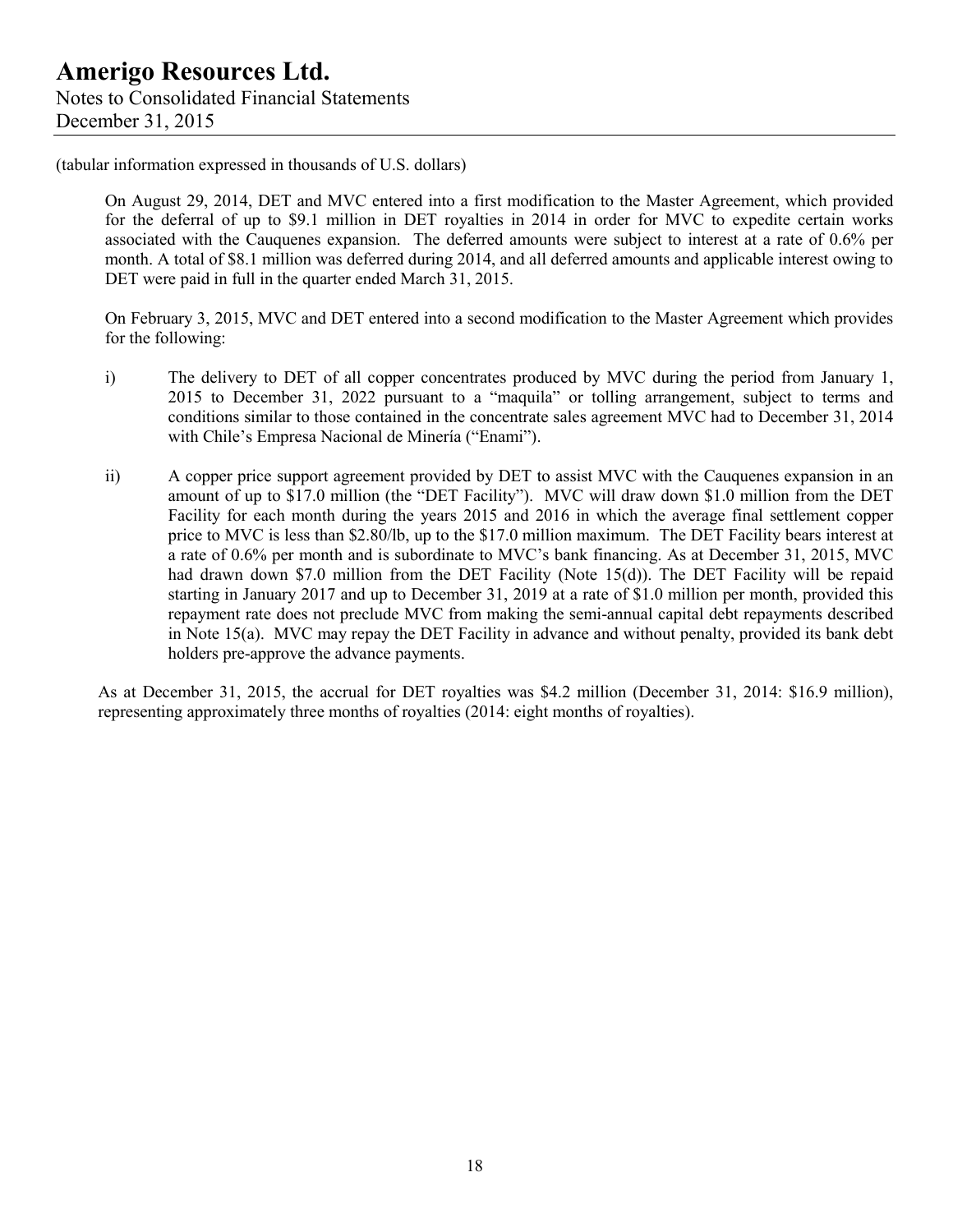(tabular information expressed in thousands of U.S. dollars)

On August 29, 2014, DET and MVC entered into a first modification to the Master Agreement, which provided for the deferral of up to $9.1 million in DET royalties in 2014 in order for MVC to expedite certain works associated with the Cauquenes expansion. The deferred amounts were subject to interest at a rate of 0.6% per month. A total of $8.1 million was deferred during 2014, and all deferred amounts and applicable interest owing to DET were paid in full in the quarter ended March 31, 2015.

On February 3, 2015, MVC and DET entered into a second modification to the Master Agreement which provides for the following:

i) The delivery to DET of all copper concentrates produced by MVC during the period from January 1, 2015 to December 31, 2022 pursuant to a "maquila" or tolling arrangement, subject to terms and conditions similar to those contained in the concentrate sales agreement MVC had to December 31, 2014 with Chile's Empresa Nacional de Minería ("Enami").

ii) A copper price support agreement provided by DET to assist MVC with the Cauquenes expansion in an amount of up to $17.0 million (the "DET Facility"). MVC will draw down $1.0 million from the DET Facility for each month during the years 2015 and 2016 in which the average final settlement copper price to MVC is less than $2.80/lb, up to the $17.0 million maximum. The DET Facility bears interest at a rate of 0.6% per month and is subordinate to MVC's bank financing. As at December 31, 2015, MVC had drawn down $7.0 million from the DET Facility (Note 15(d)). The DET Facility will be repaid starting in January 2017 and up to December 31, 2019 at a rate of $1.0 million per month, provided this repayment rate does not preclude MVC from making the semi-annual capital debt repayments described in Note 15(a). MVC may repay the DET Facility in advance and without penalty, provided its bank debt holders pre-approve the advance payments.

As at December 31, 2015, the accrual for DET royalties was $4.2 million (December 31, 2014: $16.9 million), representing approximately three months of royalties (2014: eight months of royalties).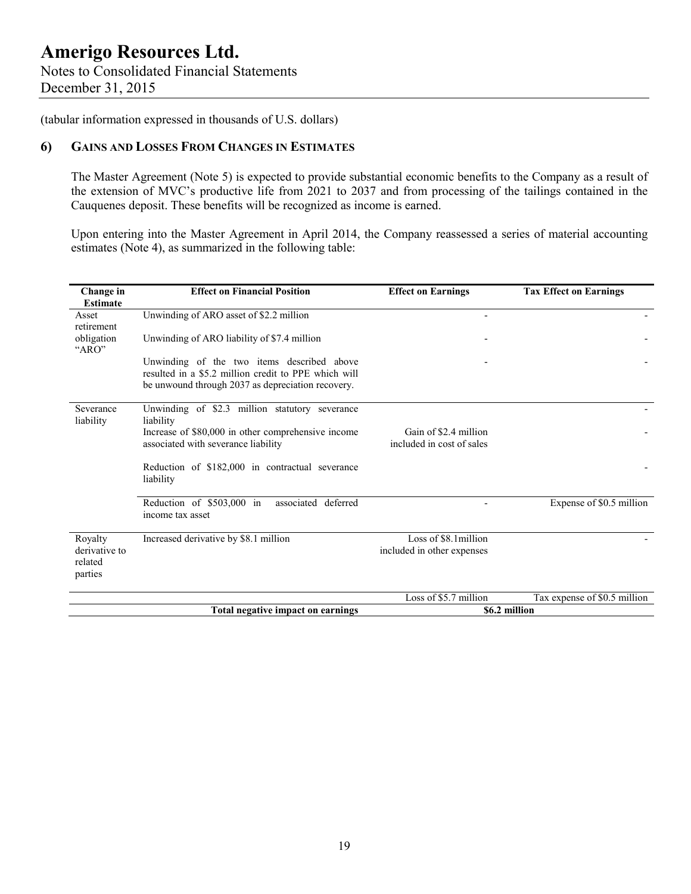(tabular information expressed in thousands of U.S. dollars)

## 6) Gains and Losses From Changes in Estimates

The Master Agreement (Note 5) is expected to provide substantial economic benefits to the Company as a result of the extension of MVC's productive life from 2021 to 2037 and from processing of the tailings contained in the Cauquenes deposit. These benefits will be recognized as income is earned.

Upon entering into the Master Agreement in April 2014, the Company reassessed a series of material accounting estimates (Note 4), as summarized in the following table:

| Change in Estimate | Effect on Financial Position | Effect on Earnings | Tax Effect on Earnings |
|---|---|---|---|
| Asset retirement obligation "ARO" | Unwinding of ARO asset of $2.2 million | - | - |
| | Unwinding of ARO liability of $7.4 million | - | - |
| | Unwinding of the two items described above resulted in a $5.2 million credit to PPE which will be unwound through 2037 as depreciation recovery. | - | - |
| Severance liability | Unwinding of $2.3 million statutory severance liability | | - |
| | Increase of $80,000 in other comprehensive income associated with severance liability | Gain of $2.4 million included in cost of sales | - |
| | Reduction of $182,000 in contractual severance liability | | - |
| | Reduction of $503,000 in associated deferred income tax asset | - | Expense of $0.5 million |
| Royalty derivative to related parties | Increased derivative by $8.1 million | Loss of $8.1million included in other expenses | - |
| | | Loss of $5.7 million | Tax expense of $0.5 million |
| | **Total negative impact on earnings** | **$6.2 million** | |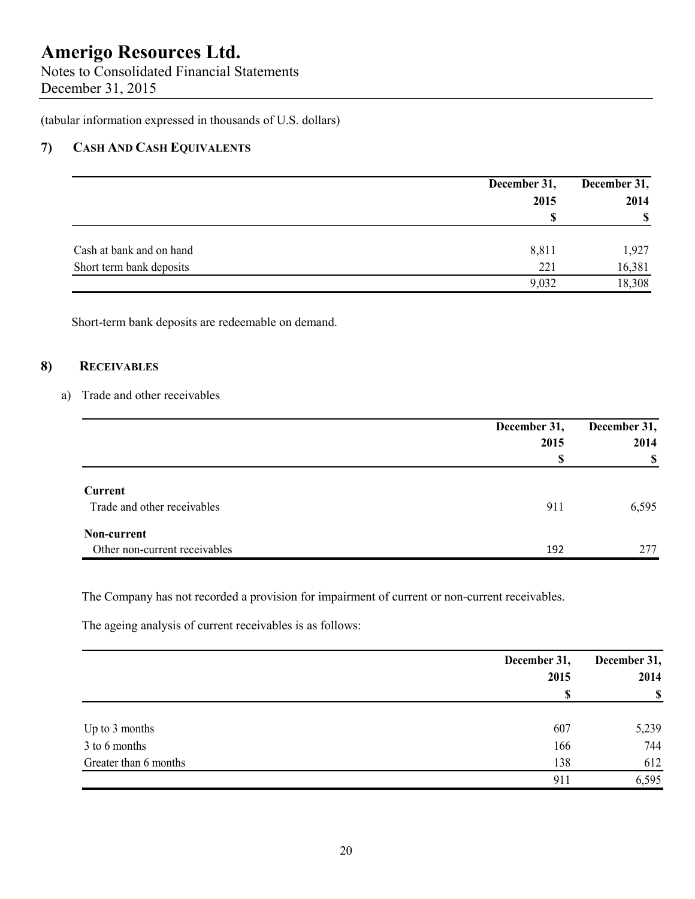(tabular information expressed in thousands of U.S. dollars)

## 7) Cash And Cash Equivalents

| | December 31, 2015 $ | December 31, 2014 $ |
|---|---|---|
| Cash at bank and on hand | 8,811 | 1,927 |
| Short term bank deposits | 221 | 16,381 |
| | 9,032 | 18,308 |

Short-term bank deposits are redeemable on demand.

## 8) Receivables

a) Trade and other receivables

| | December 31, 2015 $ | December 31, 2014 $ |
|---|---|---|
| **Current** | | |
| Trade and other receivables | 911 | 6,595 |
| **Non-current** | | |
| Other non-current receivables | 192 | 277 |

The Company has not recorded a provision for impairment of current or non-current receivables.

The ageing analysis of current receivables is as follows:

| | December 31, 2015 $ | December 31, 2014 $ |
|---|---|---|
| Up to 3 months | 607 | 5,239 |
| 3 to 6 months | 166 | 744 |
| Greater than 6 months | 138 | 612 |
| | 911 | 6,595 |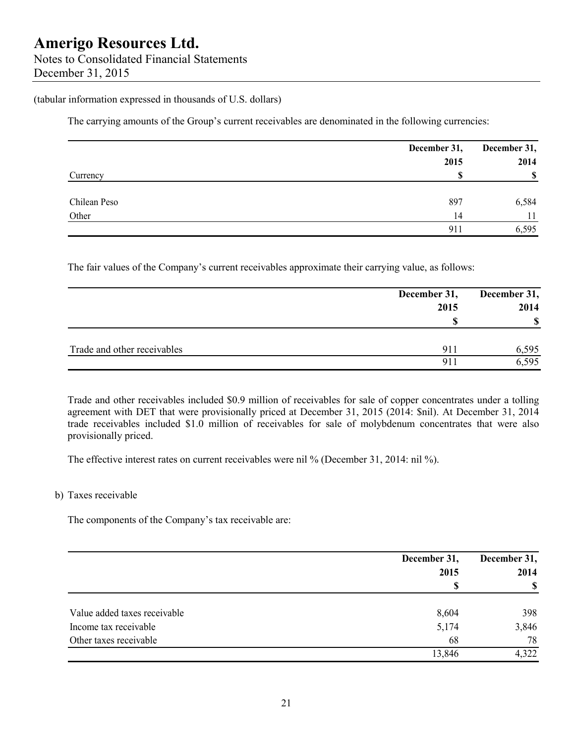(tabular information expressed in thousands of U.S. dollars)

The carrying amounts of the Group's current receivables are denominated in the following currencies:

| Currency | December 31, 2015 $ | December 31, 2014 $ |
|---|---|---|
| Chilean Peso | 897 | 6,584 |
| Other | 14 | 11 |
| | 911 | 6,595 |

The fair values of the Company's current receivables approximate their carrying value, as follows:

| | December 31, 2015 $ | December 31, 2014 $ |
|---|---|---|
| Trade and other receivables | 911 | 6,595 |
| | 911 | 6,595 |

Trade and other receivables included $0.9 million of receivables for sale of copper concentrates under a tolling agreement with DET that were provisionally priced at December 31, 2015 (2014: $nil). At December 31, 2014 trade receivables included $1.0 million of receivables for sale of molybdenum concentrates that were also provisionally priced.

The effective interest rates on current receivables were nil % (December 31, 2014: nil %).

b) Taxes receivable

The components of the Company's tax receivable are:

| | December 31, 2015 $ | December 31, 2014 $ |
|---|---|---|
| Value added taxes receivable | 8,604 | 398 |
| Income tax receivable | 5,174 | 3,846 |
| Other taxes receivable | 68 | 78 |
| | 13,846 | 4,322 |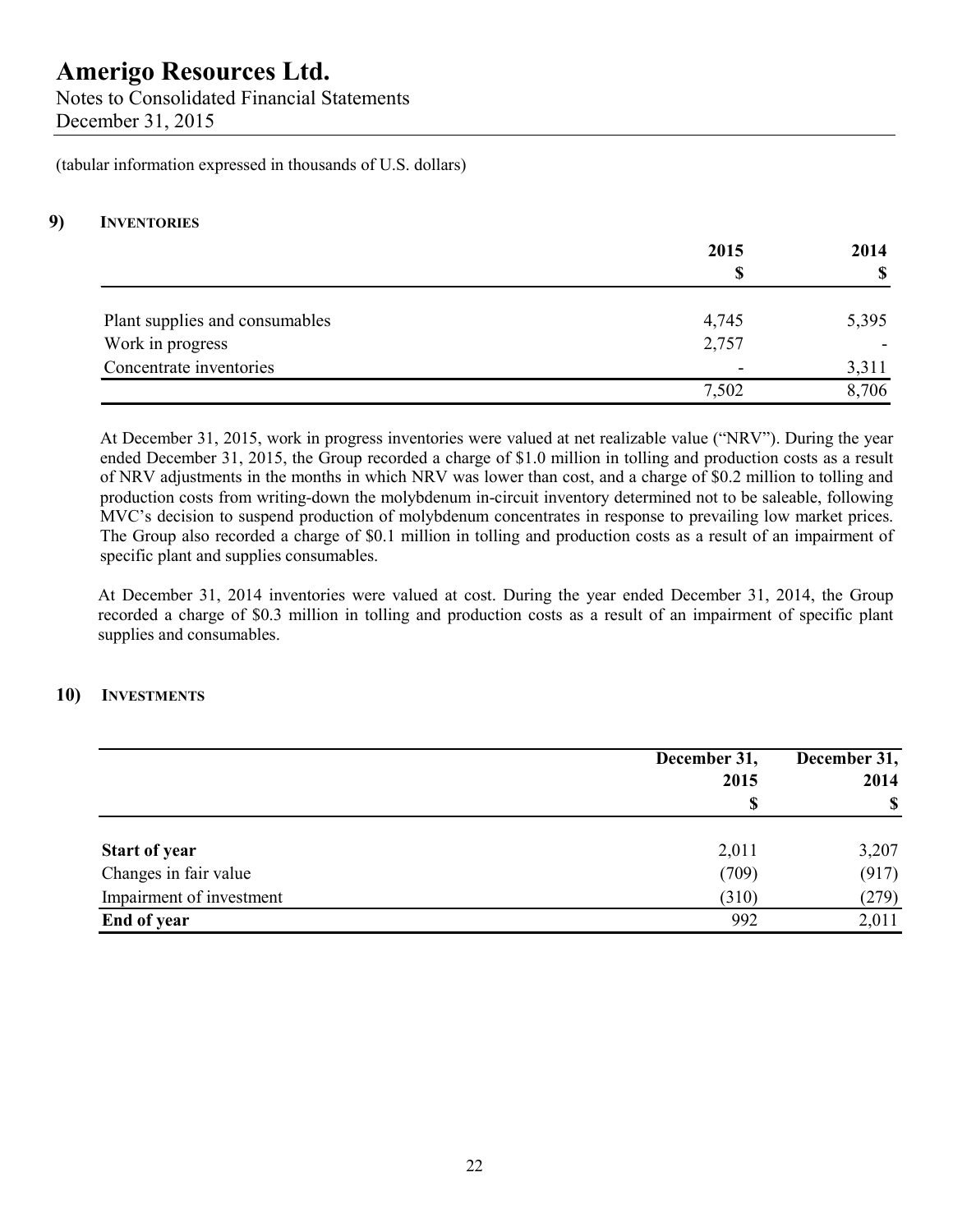# Amerigo Resources Ltd.

Notes to Consolidated Financial Statements
December 31, 2015

(tabular information expressed in thousands of U.S. dollars)

## 9) Inventories

| | 2015<br>$ | 2014<br>$ |
|---|---|---|
| Plant supplies and consumables | 4,745 | 5,395 |
| Work in progress | 2,757 | - |
| Concentrate inventories | - | 3,311 |
| | 7,502 | 8,706 |

At December 31, 2015, work in progress inventories were valued at net realizable value ("NRV"). During the year ended December 31, 2015, the Group recorded a charge of $1.0 million in tolling and production costs as a result of NRV adjustments in the months in which NRV was lower than cost, and a charge of $0.2 million to tolling and production costs from writing-down the molybdenum in-circuit inventory determined not to be saleable, following MVC's decision to suspend production of molybdenum concentrates in response to prevailing low market prices. The Group also recorded a charge of $0.1 million in tolling and production costs as a result of an impairment of specific plant and supplies consumables.

At December 31, 2014 inventories were valued at cost. During the year ended December 31, 2014, the Group recorded a charge of $0.3 million in tolling and production costs as a result of an impairment of specific plant supplies and consumables.

## 10) Investments

| | December 31,<br>2015<br>$ | December 31,<br>2014<br>$ |
|---|---|---|
| **Start of year** | 2,011 | 3,207 |
| Changes in fair value | (709) | (917) |
| Impairment of investment | (310) | (279) |
| **End of year** | 992 | 2,011 |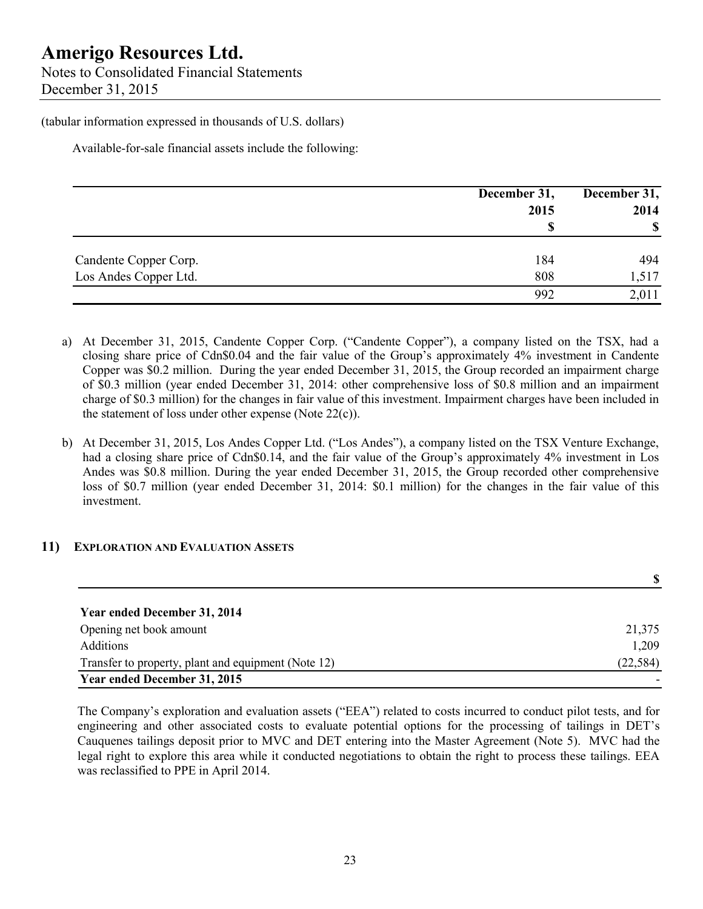(tabular information expressed in thousands of U.S. dollars)

Available-for-sale financial assets include the following:

| | December 31, 2015 $ | December 31, 2014 $ |
|---|---|---|
| Candente Copper Corp. | 184 | 494 |
| Los Andes Copper Ltd. | 808 | 1,517 |
| | 992 | 2,011 |

a) At December 31, 2015, Candente Copper Corp. ("Candente Copper"), a company listed on the TSX, had a closing share price of Cdn$0.04 and the fair value of the Group's approximately 4% investment in Candente Copper was $0.2 million. During the year ended December 31, 2015, the Group recorded an impairment charge of $0.3 million (year ended December 31, 2014: other comprehensive loss of $0.8 million and an impairment charge of $0.3 million) for the changes in fair value of this investment. Impairment charges have been included in the statement of loss under other expense (Note 22(c)).

b) At December 31, 2015, Los Andes Copper Ltd. ("Los Andes"), a company listed on the TSX Venture Exchange, had a closing share price of Cdn$0.14, and the fair value of the Group's approximately 4% investment in Los Andes was $0.8 million. During the year ended December 31, 2015, the Group recorded other comprehensive loss of $0.7 million (year ended December 31, 2014: $0.1 million) for the changes in the fair value of this investment.

## 11) Exploration and Evaluation Assets

| | $ |
|---|---|
| **Year ended December 31, 2014** | |
| Opening net book amount | 21,375 |
| Additions | 1,209 |
| Transfer to property, plant and equipment (Note 12) | (22,584) |
| **Year ended December 31, 2015** | - |

The Company's exploration and evaluation assets ("EEA") related to costs incurred to conduct pilot tests, and for engineering and other associated costs to evaluate potential options for the processing of tailings in DET's Cauquenes tailings deposit prior to MVC and DET entering into the Master Agreement (Note 5). MVC had the legal right to explore this area while it conducted negotiations to obtain the right to process these tailings. EEA was reclassified to PPE in April 2014.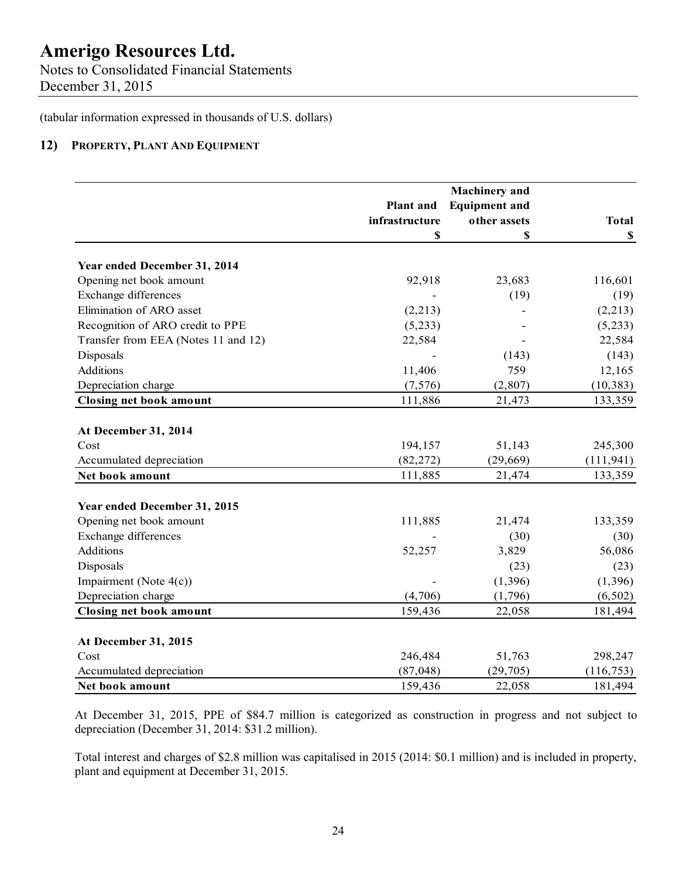# Amerigo Resources Ltd.

Notes to Consolidated Financial Statements
December 31, 2015

(tabular information expressed in thousands of U.S. dollars)

## 12) PROPERTY, PLANT AND EQUIPMENT

| | Plant and infrastructure $ | Machinery and Equipment and other assets $ | Total $ |
|---|---|---|---|
| **Year ended December 31, 2014** | | | |
| Opening net book amount | 92,918 | 23,683 | 116,601 |
| Exchange differences | - | (19) | (19) |
| Elimination of ARO asset | (2,213) | - | (2,213) |
| Recognition of ARO credit to PPE | (5,233) | - | (5,233) |
| Transfer from EEA (Notes 11 and 12) | 22,584 | - | 22,584 |
| Disposals | - | (143) | (143) |
| Additions | 11,406 | 759 | 12,165 |
| Depreciation charge | (7,576) | (2,807) | (10,383) |
| **Closing net book amount** | 111,886 | 21,473 | 133,359 |
| **At December 31, 2014** | | | |
| Cost | 194,157 | 51,143 | 245,300 |
| Accumulated depreciation | (82,272) | (29,669) | (111,941) |
| **Net book amount** | 111,885 | 21,474 | 133,359 |
| **Year ended December 31, 2015** | | | |
| Opening net book amount | 111,885 | 21,474 | 133,359 |
| Exchange differences | - | (30) | (30) |
| Additions | 52,257 | 3,829 | 56,086 |
| Disposals | | (23) | (23) |
| Impairment (Note 4(c)) | - | (1,396) | (1,396) |
| Depreciation charge | (4,706) | (1,796) | (6,502) |
| **Closing net book amount** | 159,436 | 22,058 | 181,494 |
| **At December 31, 2015** | | | |
| Cost | 246,484 | 51,763 | 298,247 |
| Accumulated depreciation | (87,048) | (29,705) | (116,753) |
| **Net book amount** | 159,436 | 22,058 | 181,494 |

At December 31, 2015, PPE of $84.7 million is categorized as construction in progress and not subject to depreciation (December 31, 2014: $31.2 million).

Total interest and charges of $2.8 million was capitalised in 2015 (2014: $0.1 million) and is included in property, plant and equipment at December 31, 2015.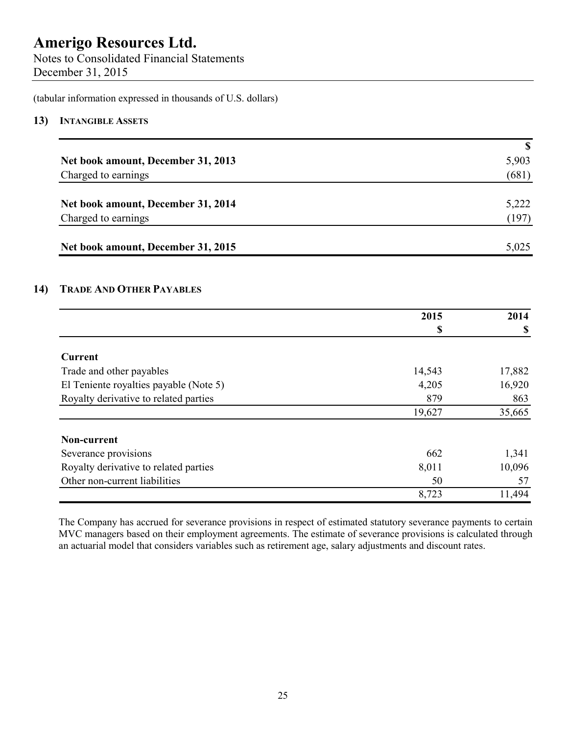# Amerigo Resources Ltd.

Notes to Consolidated Financial Statements
December 31, 2015

(tabular information expressed in thousands of U.S. dollars)

## 13) Intangible Assets

| | $ |
|---|---|
| **Net book amount, December 31, 2013** | 5,903 |
| Charged to earnings | (681) |
| **Net book amount, December 31, 2014** | 5,222 |
| Charged to earnings | (197) |
| **Net book amount, December 31, 2015** | 5,025 |

## 14) Trade And Other Payables

| | 2015 $ | 2014 $ |
|---|---|---|
| **Current** | | |
| Trade and other payables | 14,543 | 17,882 |
| El Teniente royalties payable (Note 5) | 4,205 | 16,920 |
| Royalty derivative to related parties | 879 | 863 |
| | 19,627 | 35,665 |
| **Non-current** | | |
| Severance provisions | 662 | 1,341 |
| Royalty derivative to related parties | 8,011 | 10,096 |
| Other non-current liabilities | 50 | 57 |
| | 8,723 | 11,494 |

The Company has accrued for severance provisions in respect of estimated statutory severance payments to certain MVC managers based on their employment agreements. The estimate of severance provisions is calculated through an actuarial model that considers variables such as retirement age, salary adjustments and discount rates.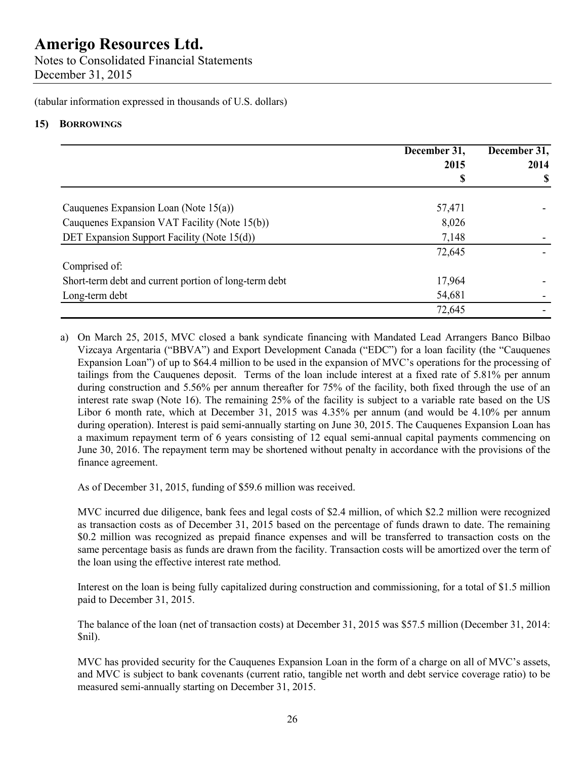(tabular information expressed in thousands of U.S. dollars)

## 15) BORROWINGS

| | December 31, 2015 $ | December 31, 2014 $ |
|---|---|---|
| Cauquenes Expansion Loan (Note 15(a)) | 57,471 | - |
| Cauquenes Expansion VAT Facility (Note 15(b)) | 8,026 | |
| DET Expansion Support Facility (Note 15(d)) | 7,148 | - |
| | 72,645 | - |
| Comprised of: | | |
| Short-term debt and current portion of long-term debt | 17,964 | - |
| Long-term debt | 54,681 | - |
| | 72,645 | - |

a) On March 25, 2015, MVC closed a bank syndicate financing with Mandated Lead Arrangers Banco Bilbao Vizcaya Argentaria ("BBVA") and Export Development Canada ("EDC") for a loan facility (the "Cauquenes Expansion Loan") of up to $64.4 million to be used in the expansion of MVC's operations for the processing of tailings from the Cauquenes deposit. Terms of the loan include interest at a fixed rate of 5.81% per annum during construction and 5.56% per annum thereafter for 75% of the facility, both fixed through the use of an interest rate swap (Note 16). The remaining 25% of the facility is subject to a variable rate based on the US Libor 6 month rate, which at December 31, 2015 was 4.35% per annum (and would be 4.10% per annum during operation). Interest is paid semi-annually starting on June 30, 2015. The Cauquenes Expansion Loan has a maximum repayment term of 6 years consisting of 12 equal semi-annual capital payments commencing on June 30, 2016. The repayment term may be shortened without penalty in accordance with the provisions of the finance agreement.

   As of December 31, 2015, funding of $59.6 million was received.

   MVC incurred due diligence, bank fees and legal costs of $2.4 million, of which $2.2 million were recognized as transaction costs as of December 31, 2015 based on the percentage of funds drawn to date. The remaining $0.2 million was recognized as prepaid finance expenses and will be transferred to transaction costs on the same percentage basis as funds are drawn from the facility. Transaction costs will be amortized over the term of the loan using the effective interest rate method.

   Interest on the loan is being fully capitalized during construction and commissioning, for a total of $1.5 million paid to December 31, 2015.

   The balance of the loan (net of transaction costs) at December 31, 2015 was $57.5 million (December 31, 2014: $nil).

   MVC has provided security for the Cauquenes Expansion Loan in the form of a charge on all of MVC's assets, and MVC is subject to bank covenants (current ratio, tangible net worth and debt service coverage ratio) to be measured semi-annually starting on December 31, 2015.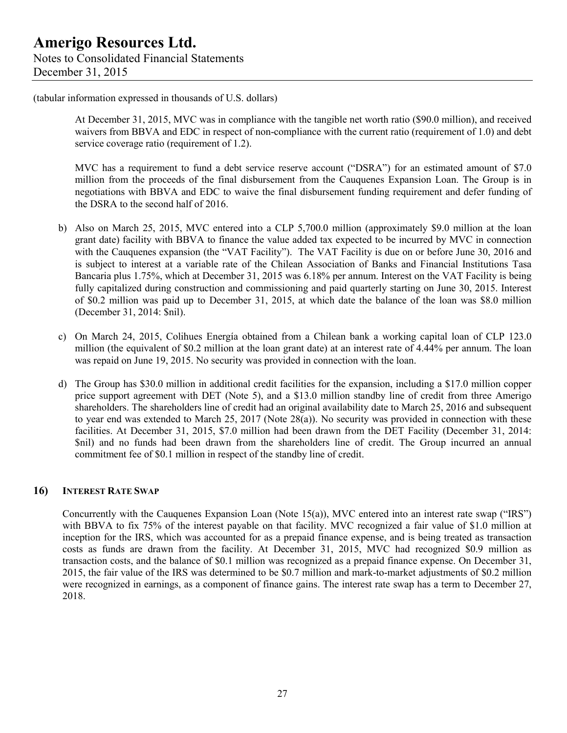(tabular information expressed in thousands of U.S. dollars)

At December 31, 2015, MVC was in compliance with the tangible net worth ratio ($90.0 million), and received waivers from BBVA and EDC in respect of non-compliance with the current ratio (requirement of 1.0) and debt service coverage ratio (requirement of 1.2).

MVC has a requirement to fund a debt service reserve account ("DSRA") for an estimated amount of $7.0 million from the proceeds of the final disbursement from the Cauquenes Expansion Loan. The Group is in negotiations with BBVA and EDC to waive the final disbursement funding requirement and defer funding of the DSRA to the second half of 2016.

b) Also on March 25, 2015, MVC entered into a CLP 5,700.0 million (approximately $9.0 million at the loan grant date) facility with BBVA to finance the value added tax expected to be incurred by MVC in connection with the Cauquenes expansion (the "VAT Facility"). The VAT Facility is due on or before June 30, 2016 and is subject to interest at a variable rate of the Chilean Association of Banks and Financial Institutions Tasa Bancaria plus 1.75%, which at December 31, 2015 was 6.18% per annum. Interest on the VAT Facility is being fully capitalized during construction and commissioning and paid quarterly starting on June 30, 2015. Interest of $0.2 million was paid up to December 31, 2015, at which date the balance of the loan was $8.0 million (December 31, 2014: $nil).

c) On March 24, 2015, Colihues Energía obtained from a Chilean bank a working capital loan of CLP 123.0 million (the equivalent of $0.2 million at the loan grant date) at an interest rate of 4.44% per annum. The loan was repaid on June 19, 2015. No security was provided in connection with the loan.

d) The Group has $30.0 million in additional credit facilities for the expansion, including a $17.0 million copper price support agreement with DET (Note 5), and a $13.0 million standby line of credit from three Amerigo shareholders. The shareholders line of credit had an original availability date to March 25, 2016 and subsequent to year end was extended to March 25, 2017 (Note 28(a)). No security was provided in connection with these facilities. At December 31, 2015, $7.0 million had been drawn from the DET Facility (December 31, 2014: $nil) and no funds had been drawn from the shareholders line of credit. The Group incurred an annual commitment fee of $0.1 million in respect of the standby line of credit.

## 16) INTEREST RATE SWAP

Concurrently with the Cauquenes Expansion Loan (Note 15(a)), MVC entered into an interest rate swap ("IRS") with BBVA to fix 75% of the interest payable on that facility. MVC recognized a fair value of $1.0 million at inception for the IRS, which was accounted for as a prepaid finance expense, and is being treated as transaction costs as funds are drawn from the facility. At December 31, 2015, MVC had recognized $0.9 million as transaction costs, and the balance of $0.1 million was recognized as a prepaid finance expense. On December 31, 2015, the fair value of the IRS was determined to be $0.7 million and mark-to-market adjustments of $0.2 million were recognized in earnings, as a component of finance gains. The interest rate swap has a term to December 27, 2018.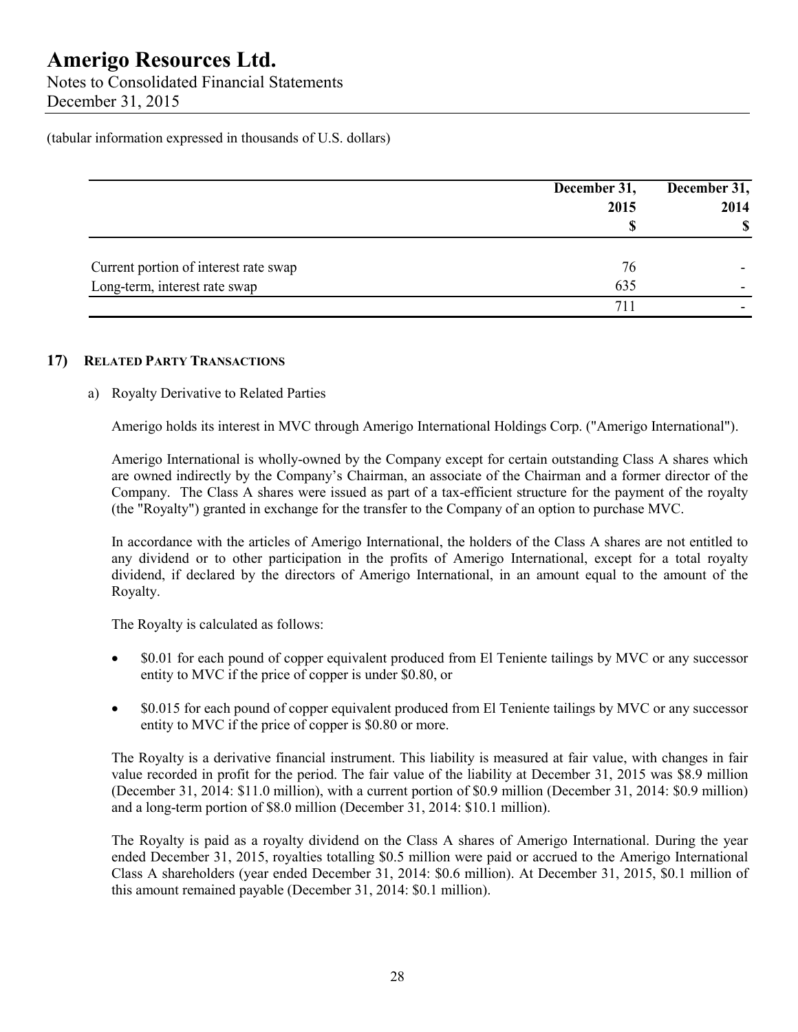(tabular information expressed in thousands of U.S. dollars)

| | December 31, 2015 $ | December 31, 2014 $ |
|---|---|---|
| Current portion of interest rate swap | 76 | - |
| Long-term, interest rate swap | 635 | - |
| | 711 | - |

## 17) RELATED PARTY TRANSACTIONS

a) Royalty Derivative to Related Parties

Amerigo holds its interest in MVC through Amerigo International Holdings Corp. ("Amerigo International").

Amerigo International is wholly-owned by the Company except for certain outstanding Class A shares which are owned indirectly by the Company's Chairman, an associate of the Chairman and a former director of the Company. The Class A shares were issued as part of a tax-efficient structure for the payment of the royalty (the "Royalty") granted in exchange for the transfer to the Company of an option to purchase MVC.

In accordance with the articles of Amerigo International, the holders of the Class A shares are not entitled to any dividend or to other participation in the profits of Amerigo International, except for a total royalty dividend, if declared by the directors of Amerigo International, in an amount equal to the amount of the Royalty.

The Royalty is calculated as follows:

- $0.01 for each pound of copper equivalent produced from El Teniente tailings by MVC or any successor entity to MVC if the price of copper is under $0.80, or
- $0.015 for each pound of copper equivalent produced from El Teniente tailings by MVC or any successor entity to MVC if the price of copper is $0.80 or more.

The Royalty is a derivative financial instrument. This liability is measured at fair value, with changes in fair value recorded in profit for the period. The fair value of the liability at December 31, 2015 was $8.9 million (December 31, 2014: $11.0 million), with a current portion of $0.9 million (December 31, 2014: $0.9 million) and a long-term portion of $8.0 million (December 31, 2014: $10.1 million).

The Royalty is paid as a royalty dividend on the Class A shares of Amerigo International. During the year ended December 31, 2015, royalties totalling $0.5 million were paid or accrued to the Amerigo International Class A shareholders (year ended December 31, 2014: $0.6 million). At December 31, 2015, $0.1 million of this amount remained payable (December 31, 2014: $0.1 million).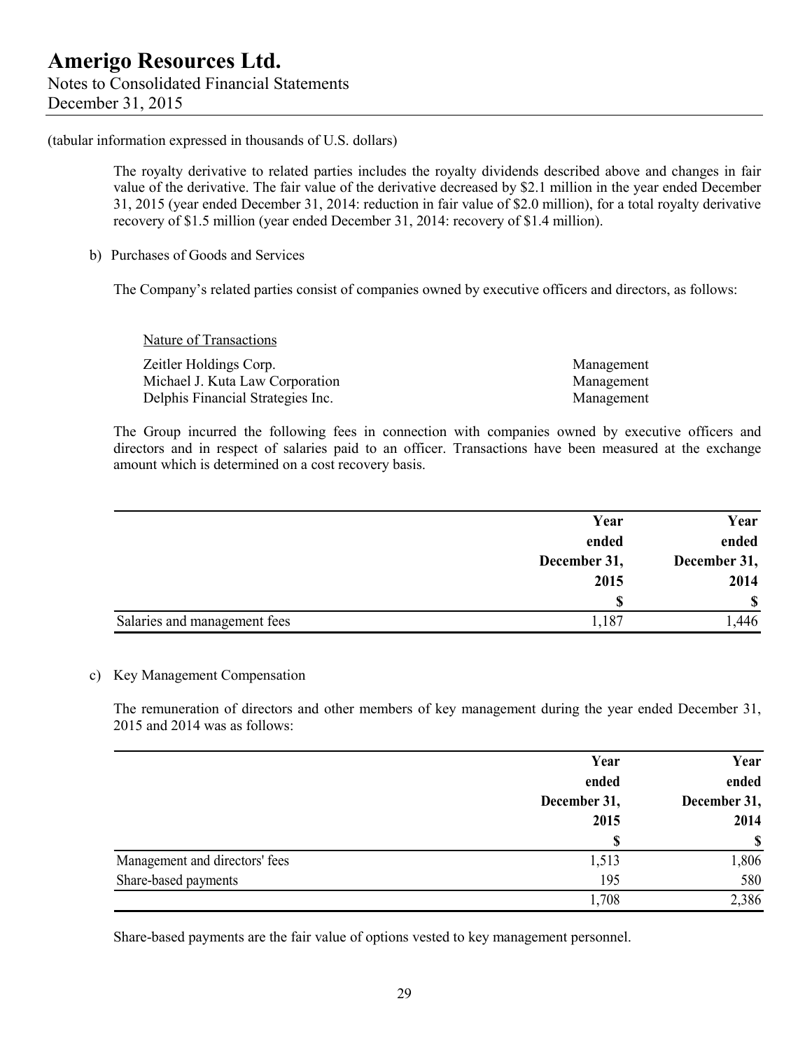(tabular information expressed in thousands of U.S. dollars)

The royalty derivative to related parties includes the royalty dividends described above and changes in fair value of the derivative. The fair value of the derivative decreased by $2.1 million in the year ended December 31, 2015 (year ended December 31, 2014: reduction in fair value of $2.0 million), for a total royalty derivative recovery of $1.5 million (year ended December 31, 2014: recovery of $1.4 million).

b) Purchases of Goods and Services

The Company's related parties consist of companies owned by executive officers and directors, as follows:

| | Nature of Transactions |
|---|---|
| Zeitler Holdings Corp. | Management |
| Michael J. Kuta Law Corporation | Management |
| Delphis Financial Strategies Inc. | Management |

The Group incurred the following fees in connection with companies owned by executive officers and directors and in respect of salaries paid to an officer. Transactions have been measured at the exchange amount which is determined on a cost recovery basis.

| | Year ended December 31, 2015 | Year ended December 31, 2014 |
|---|---|---|
| | $ | $ |
| Salaries and management fees | 1,187 | 1,446 |

c) Key Management Compensation

The remuneration of directors and other members of key management during the year ended December 31, 2015 and 2014 was as follows:

| | Year ended December 31, 2015 | Year ended December 31, 2014 |
|---|---|---|
| | $ | $ |
| Management and directors' fees | 1,513 | 1,806 |
| Share-based payments | 195 | 580 |
| | 1,708 | 2,386 |

Share-based payments are the fair value of options vested to key management personnel.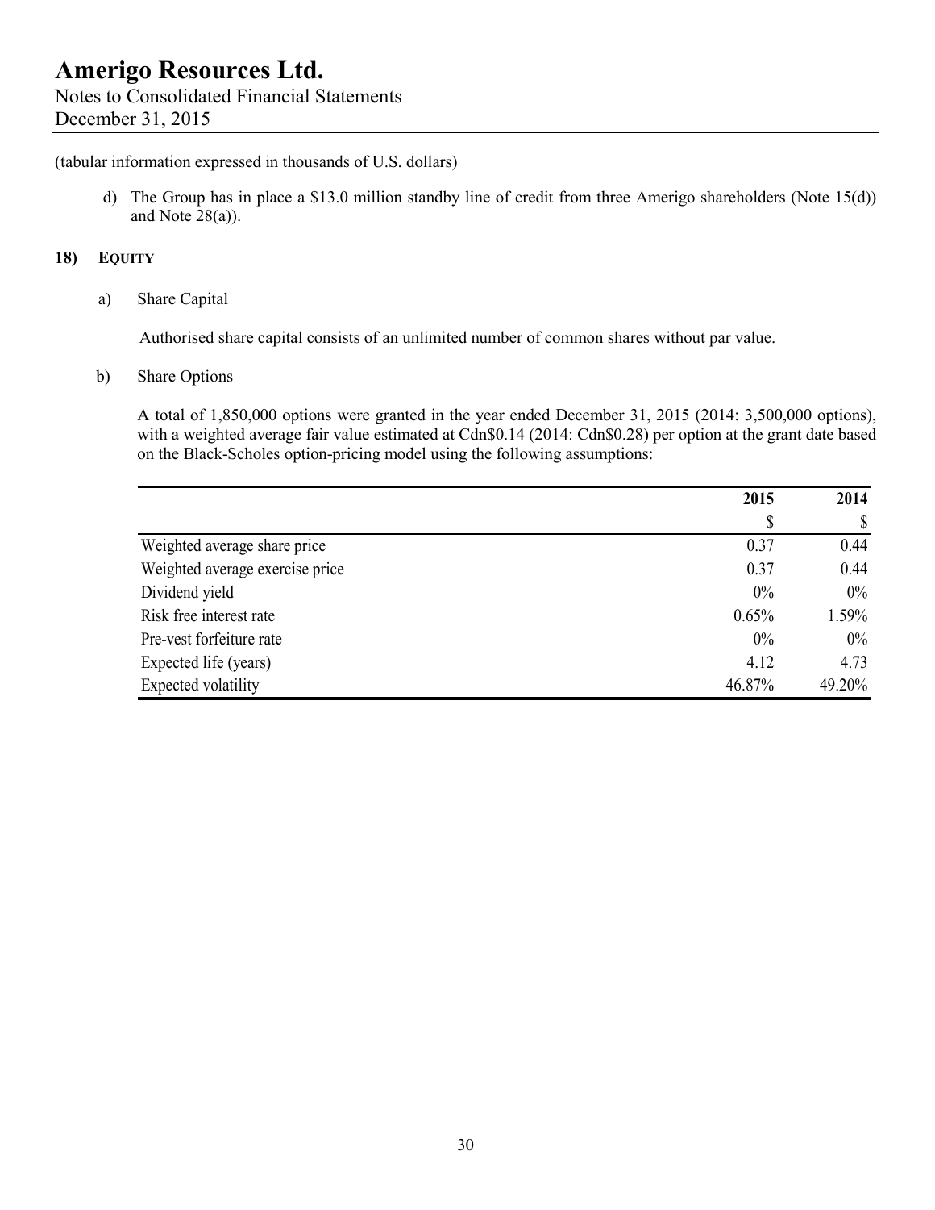(tabular information expressed in thousands of U.S. dollars)

d) The Group has in place a $13.0 million standby line of credit from three Amerigo shareholders (Note 15(d)) and Note 28(a)).

## 18) EQUITY

a) Share Capital

Authorised share capital consists of an unlimited number of common shares without par value.

b) Share Options

A total of 1,850,000 options were granted in the year ended December 31, 2015 (2014: 3,500,000 options), with a weighted average fair value estimated at Cdn$0.14 (2014: Cdn$0.28) per option at the grant date based on the Black-Scholes option-pricing model using the following assumptions:

| | 2015 | 2014 |
|---|---|---|
| | $ | $ |
| Weighted average share price | 0.37 | 0.44 |
| Weighted average exercise price | 0.37 | 0.44 |
| Dividend yield | 0% | 0% |
| Risk free interest rate | 0.65% | 1.59% |
| Pre-vest forfeiture rate | 0% | 0% |
| Expected life (years) | 4.12 | 4.73 |
| Expected volatility | 46.87% | 49.20% |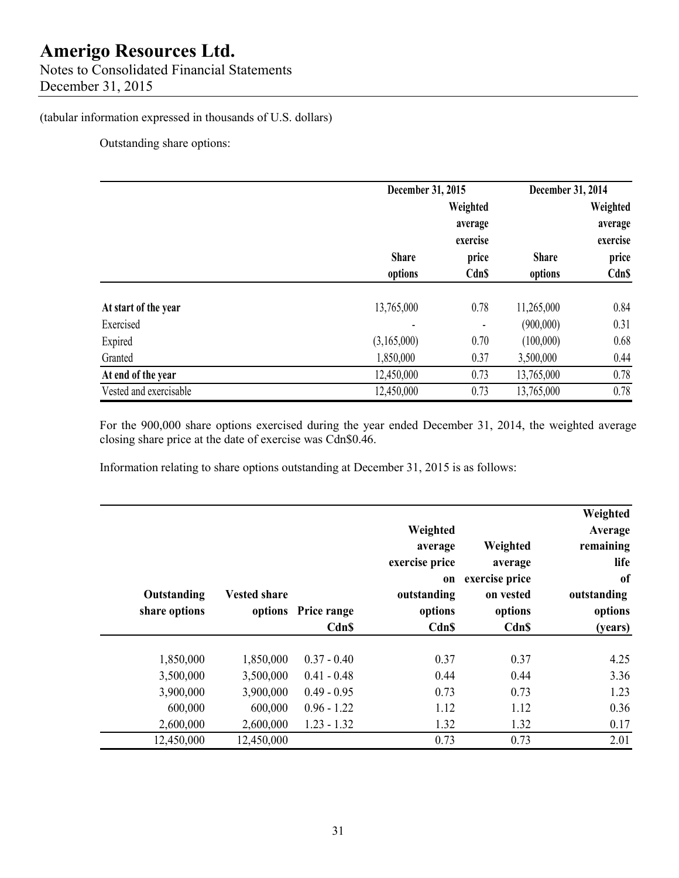(tabular information expressed in thousands of U.S. dollars)

Outstanding share options:

| | December 31, 2015 | | December 31, 2014 | |
|---|---|---|---|---|
| | Share options | Weighted average exercise price Cdn$ | Share options | Weighted average exercise price Cdn$ |
| **At start of the year** | 13,765,000 | 0.78 | 11,265,000 | 0.84 |
| Exercised | - | - | (900,000) | 0.31 |
| Expired | (3,165,000) | 0.70 | (100,000) | 0.68 |
| Granted | 1,850,000 | 0.37 | 3,500,000 | 0.44 |
| **At end of the year** | 12,450,000 | 0.73 | 13,765,000 | 0.78 |
| Vested and exercisable | 12,450,000 | 0.73 | 13,765,000 | 0.78 |

For the 900,000 share options exercised during the year ended December 31, 2014, the weighted average closing share price at the date of exercise was Cdn$0.46.

Information relating to share options outstanding at December 31, 2015 is as follows:

| Outstanding share options | Vested share options | Price range Cdn$ | Weighted average exercise price on outstanding options Cdn$ | Weighted average exercise price on vested options Cdn$ | Weighted Average remaining life of outstanding options (years) |
|---|---|---|---|---|---|
| 1,850,000 | 1,850,000 | 0.37 - 0.40 | 0.37 | 0.37 | 4.25 |
| 3,500,000 | 3,500,000 | 0.41 - 0.48 | 0.44 | 0.44 | 3.36 |
| 3,900,000 | 3,900,000 | 0.49 - 0.95 | 0.73 | 0.73 | 1.23 |
| 600,000 | 600,000 | 0.96 - 1.22 | 1.12 | 1.12 | 0.36 |
| 2,600,000 | 2,600,000 | 1.23 - 1.32 | 1.32 | 1.32 | 0.17 |
| 12,450,000 | 12,450,000 | | 0.73 | 0.73 | 2.01 |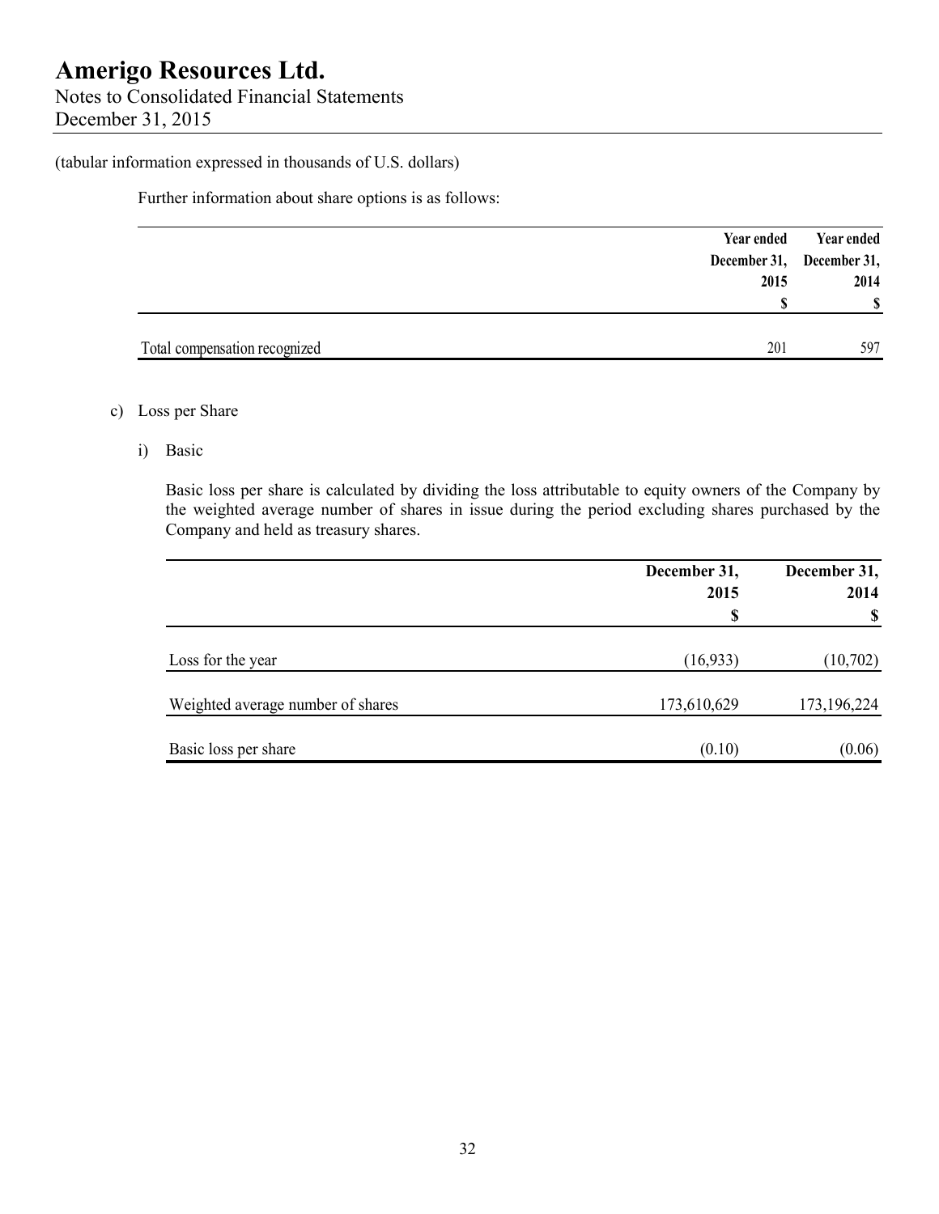(tabular information expressed in thousands of U.S. dollars)

Further information about share options is as follows:

| | Year ended December 31, 2015 | Year ended December 31, 2014 |
|---|---|---|
| | \$ | \$ |
| Total compensation recognized | 201 | 597 |

c) Loss per Share

i) Basic

Basic loss per share is calculated by dividing the loss attributable to equity owners of the Company by the weighted average number of shares in issue during the period excluding shares purchased by the Company and held as treasury shares.

| | December 31, 2015 | December 31, 2014 |
|---|---|---|
| | \$ | \$ |
| Loss for the year | (16,933) | (10,702) |
| Weighted average number of shares | 173,610,629 | 173,196,224 |
| Basic loss per share | (0.10) | (0.06) |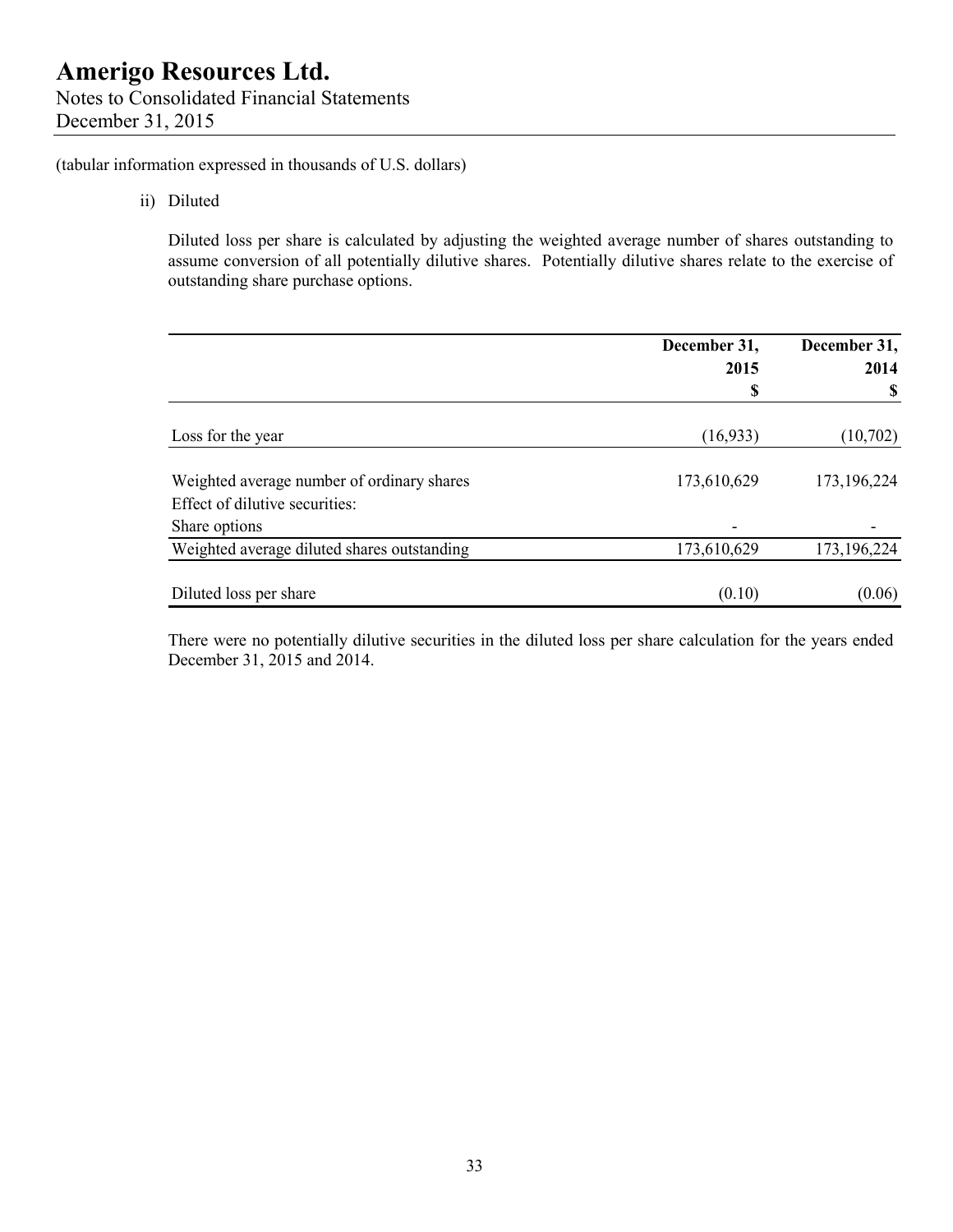(tabular information expressed in thousands of U.S. dollars)

ii) Diluted

Diluted loss per share is calculated by adjusting the weighted average number of shares outstanding to assume conversion of all potentially dilutive shares. Potentially dilutive shares relate to the exercise of outstanding share purchase options.

| | December 31, 2015 $ | December 31, 2014 $ |
|---|---|---|
| Loss for the year | (16,933) | (10,702) |
| Weighted average number of ordinary shares | 173,610,629 | 173,196,224 |
| Effect of dilutive securities: | | |
| Share options | - | - |
| Weighted average diluted shares outstanding | 173,610,629 | 173,196,224 |
| Diluted loss per share | (0.10) | (0.06) |

There were no potentially dilutive securities in the diluted loss per share calculation for the years ended December 31, 2015 and 2014.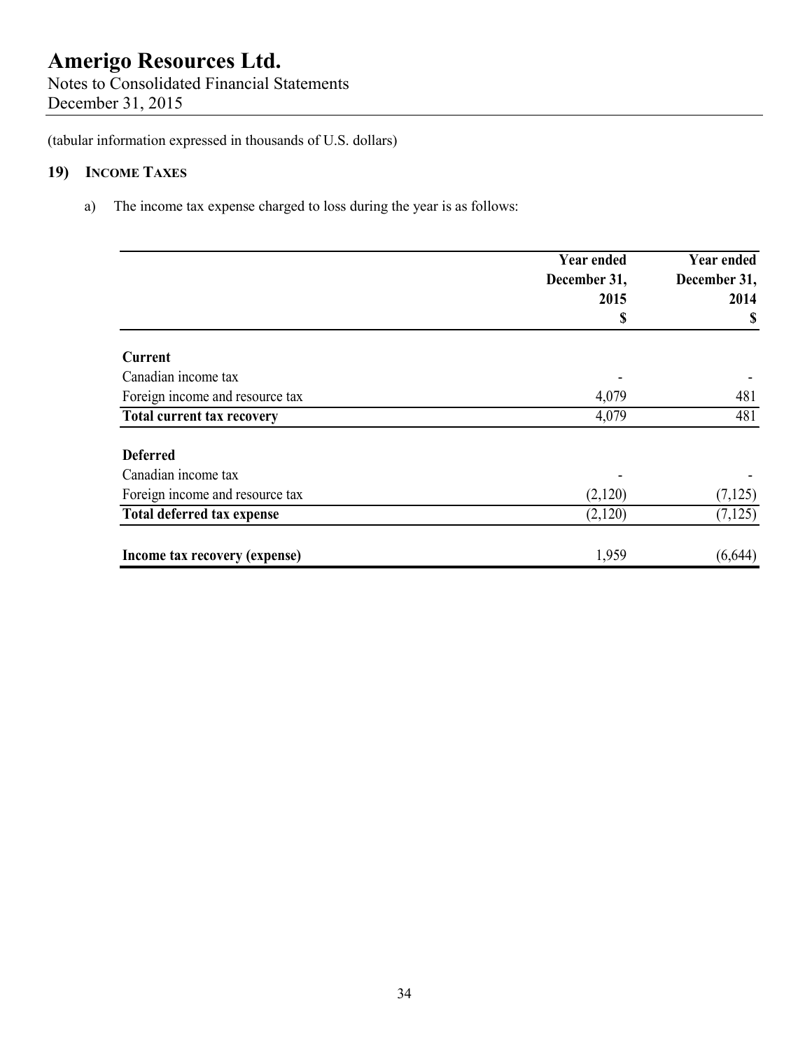# Amerigo Resources Ltd.

Notes to Consolidated Financial Statements
December 31, 2015

(tabular information expressed in thousands of U.S. dollars)

## 19) Income Taxes

a) The income tax expense charged to loss during the year is as follows:

| | Year ended December 31, 2015 $ | Year ended December 31, 2014 $ |
|---|---|---|
| **Current** | | |
| Canadian income tax | - | - |
| Foreign income and resource tax | 4,079 | 481 |
| **Total current tax recovery** | 4,079 | 481 |
| **Deferred** | | |
| Canadian income tax | - | - |
| Foreign income and resource tax | (2,120) | (7,125) |
| **Total deferred tax expense** | (2,120) | (7,125) |
| **Income tax recovery (expense)** | 1,959 | (6,644) |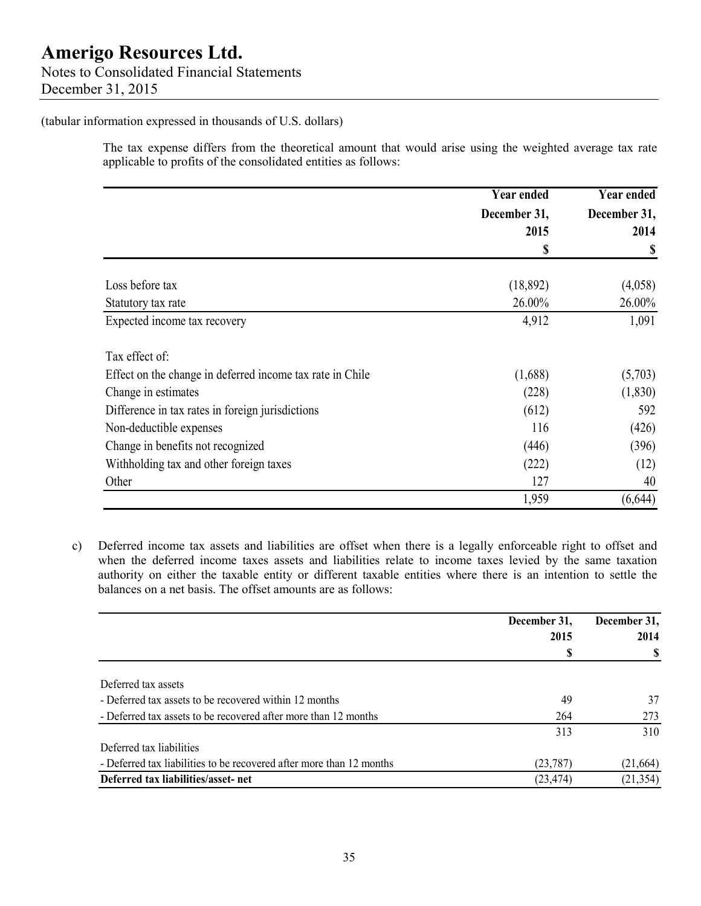(tabular information expressed in thousands of U.S. dollars)

The tax expense differs from the theoretical amount that would arise using the weighted average tax rate applicable to profits of the consolidated entities as follows:

| | Year ended December 31, 2015 $ | Year ended December 31, 2014 $ |
|---|---|---|
| Loss before tax | (18,892) | (4,058) |
| Statutory tax rate | 26.00% | 26.00% |
| Expected income tax recovery | 4,912 | 1,091 |
| Tax effect of: | | |
| Effect on the change in deferred income tax rate in Chile | (1,688) | (5,703) |
| Change in estimates | (228) | (1,830) |
| Difference in tax rates in foreign jurisdictions | (612) | 592 |
| Non-deductible expenses | 116 | (426) |
| Change in benefits not recognized | (446) | (396) |
| Withholding tax and other foreign taxes | (222) | (12) |
| Other | 127 | 40 |
| | 1,959 | (6,644) |

c) Deferred income tax assets and liabilities are offset when there is a legally enforceable right to offset and when the deferred income taxes assets and liabilities relate to income taxes levied by the same taxation authority on either the taxable entity or different taxable entities where there is an intention to settle the balances on a net basis. The offset amounts are as follows:

| | December 31, 2015 $ | December 31, 2014 $ |
|---|---|---|
| Deferred tax assets | | |
| - Deferred tax assets to be recovered within 12 months | 49 | 37 |
| - Deferred tax assets to be recovered after more than 12 months | 264 | 273 |
| | 313 | 310 |
| Deferred tax liabilities | | |
| - Deferred tax liabilities to be recovered after more than 12 months | (23,787) | (21,664) |
| **Deferred tax liabilities/asset- net** | (23,474) | (21,354) |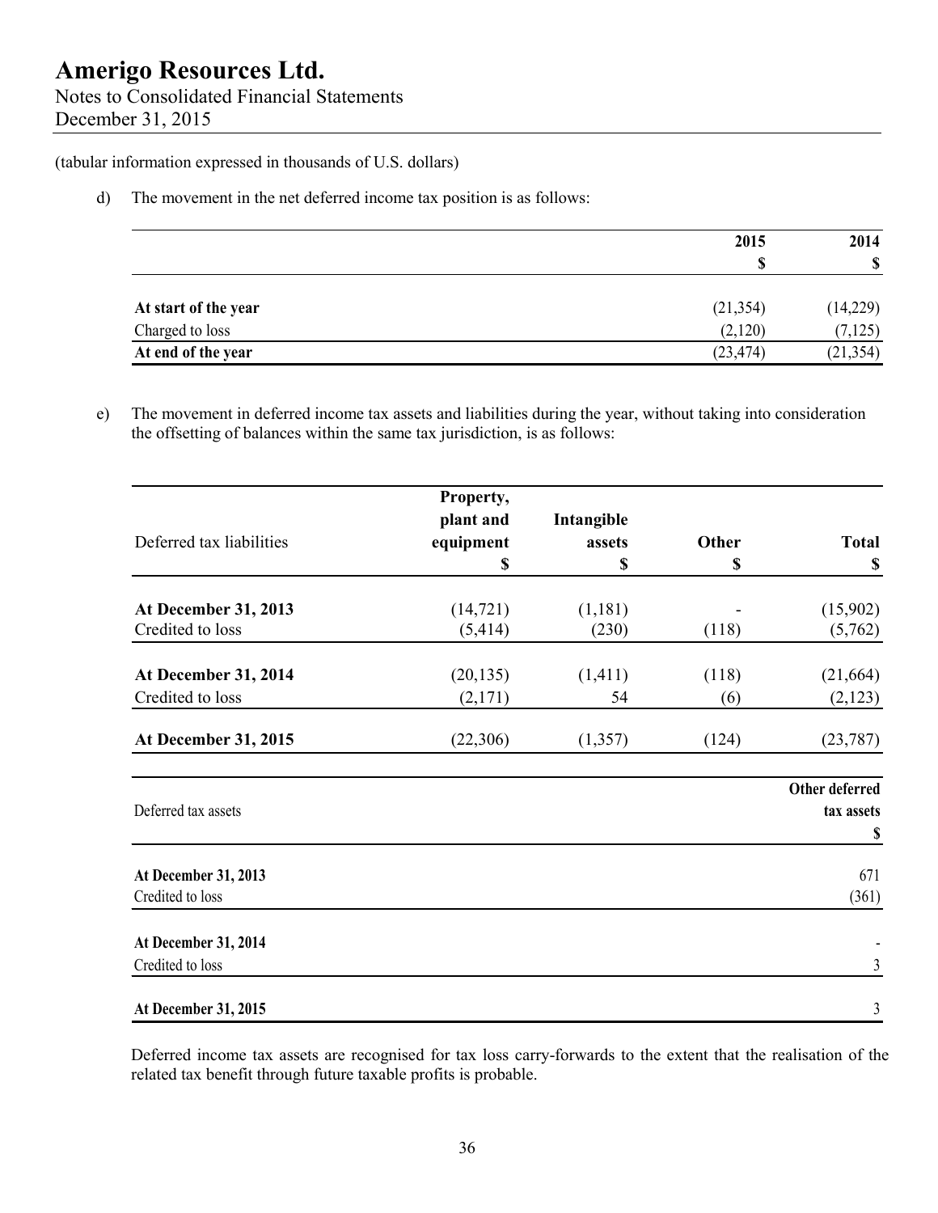(tabular information expressed in thousands of U.S. dollars)

d) The movement in the net deferred income tax position is as follows:

| | 2015<br>$ | 2014<br>$ |
|---|---|---|
| **At start of the year** | (21,354) | (14,229) |
| Charged to loss | (2,120) | (7,125) |
| **At end of the year** | (23,474) | (21,354) |

e) The movement in deferred income tax assets and liabilities during the year, without taking into consideration the offsetting of balances within the same tax jurisdiction, is as follows:

| Deferred tax liabilities | Property, plant and equipment<br>$ | Intangible assets<br>$ | Other<br>$ | Total<br>$ |
|---|---|---|---|---|
| **At December 31, 2013** | (14,721) | (1,181) | - | (15,902) |
| Credited to loss | (5,414) | (230) | (118) | (5,762) |
| **At December 31, 2014** | (20,135) | (1,411) | (118) | (21,664) |
| Credited to loss | (2,171) | 54 | (6) | (2,123) |
| **At December 31, 2015** | (22,306) | (1,357) | (124) | (23,787) |

| Deferred tax assets | Other deferred tax assets<br>$ |
|---|---|
| **At December 31, 2013** | 671 |
| Credited to loss | (361) |
| **At December 31, 2014** | - |
| Credited to loss | 3 |
| **At December 31, 2015** | 3 |

Deferred income tax assets are recognised for tax loss carry-forwards to the extent that the realisation of the related tax benefit through future taxable profits is probable.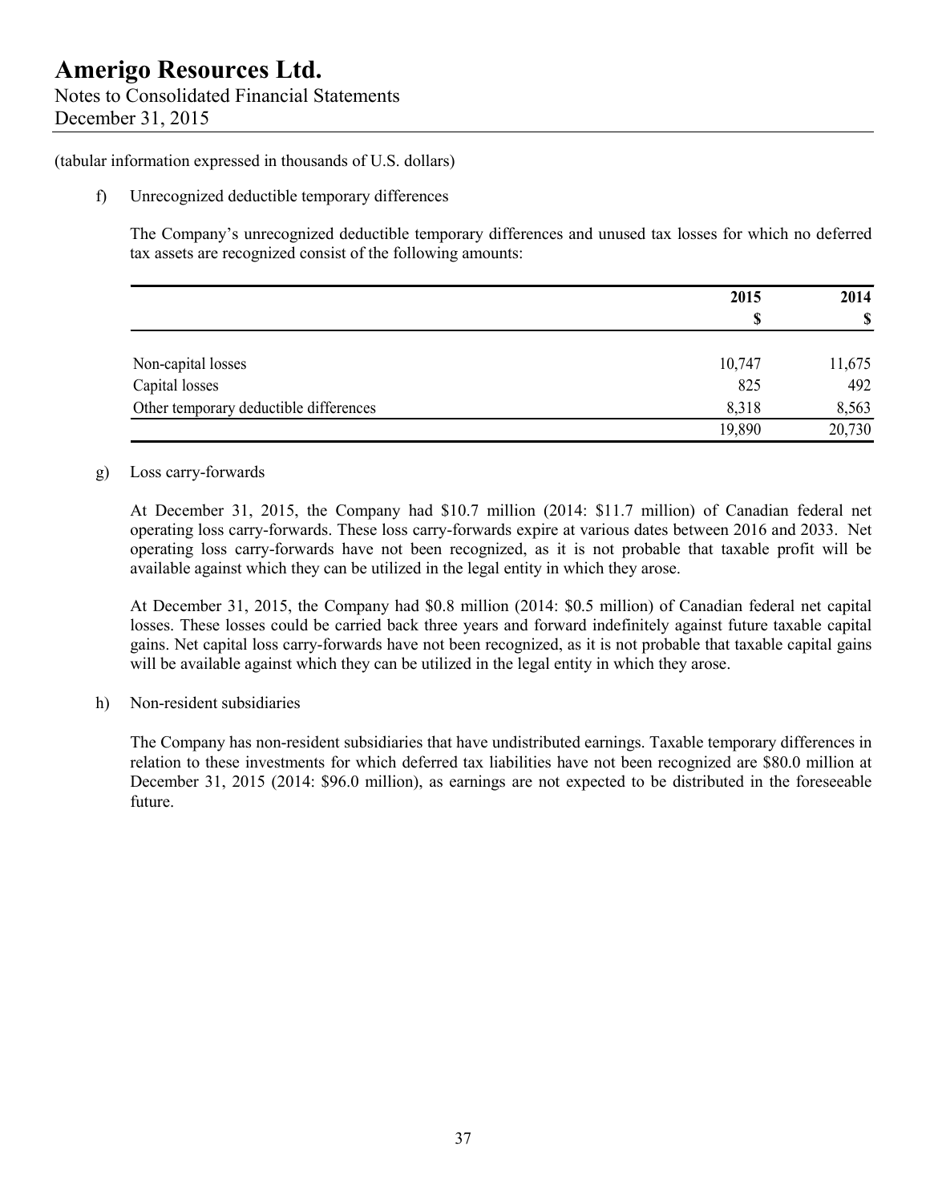(tabular information expressed in thousands of U.S. dollars)

f) Unrecognized deductible temporary differences

The Company's unrecognized deductible temporary differences and unused tax losses for which no deferred tax assets are recognized consist of the following amounts:

| | 2015 | 2014 |
|---|---|---|
| | $ | $ |
| Non-capital losses | 10,747 | 11,675 |
| Capital losses | 825 | 492 |
| Other temporary deductible differences | 8,318 | 8,563 |
| | 19,890 | 20,730 |

g) Loss carry-forwards

At December 31, 2015, the Company had $10.7 million (2014: $11.7 million) of Canadian federal net operating loss carry-forwards. These loss carry-forwards expire at various dates between 2016 and 2033. Net operating loss carry-forwards have not been recognized, as it is not probable that taxable profit will be available against which they can be utilized in the legal entity in which they arose.

At December 31, 2015, the Company had $0.8 million (2014: $0.5 million) of Canadian federal net capital losses. These losses could be carried back three years and forward indefinitely against future taxable capital gains. Net capital loss carry-forwards have not been recognized, as it is not probable that taxable capital gains will be available against which they can be utilized in the legal entity in which they arose.

h) Non-resident subsidiaries

The Company has non-resident subsidiaries that have undistributed earnings. Taxable temporary differences in relation to these investments for which deferred tax liabilities have not been recognized are $80.0 million at December 31, 2015 (2014: $96.0 million), as earnings are not expected to be distributed in the foreseeable future.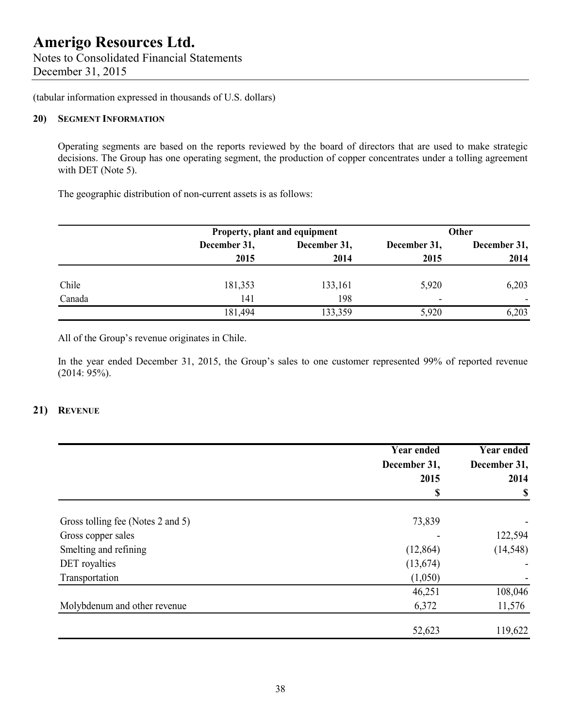(tabular information expressed in thousands of U.S. dollars)

## 20) SEGMENT INFORMATION

Operating segments are based on the reports reviewed by the board of directors that are used to make strategic decisions. The Group has one operating segment, the production of copper concentrates under a tolling agreement with DET (Note 5).

The geographic distribution of non-current assets is as follows:

| | Property, plant and equipment | | Other | |
|---|---|---|---|---|
| | December 31, 2015 | December 31, 2014 | December 31, 2015 | December 31, 2014 |
| Chile | 181,353 | 133,161 | 5,920 | 6,203 |
| Canada | 141 | 198 | - | - |
| | 181,494 | 133,359 | 5,920 | 6,203 |

All of the Group's revenue originates in Chile.

In the year ended December 31, 2015, the Group's sales to one customer represented 99% of reported revenue (2014: 95%).

## 21) REVENUE

| | Year ended December 31, 2015 | Year ended December 31, 2014 |
|---|---|---|
| | $ | $ |
| Gross tolling fee (Notes 2 and 5) | 73,839 | - |
| Gross copper sales | - | 122,594 |
| Smelting and refining | (12,864) | (14,548) |
| DET royalties | (13,674) | - |
| Transportation | (1,050) | - |
| | 46,251 | 108,046 |
| Molybdenum and other revenue | 6,372 | 11,576 |
| | 52,623 | 119,622 |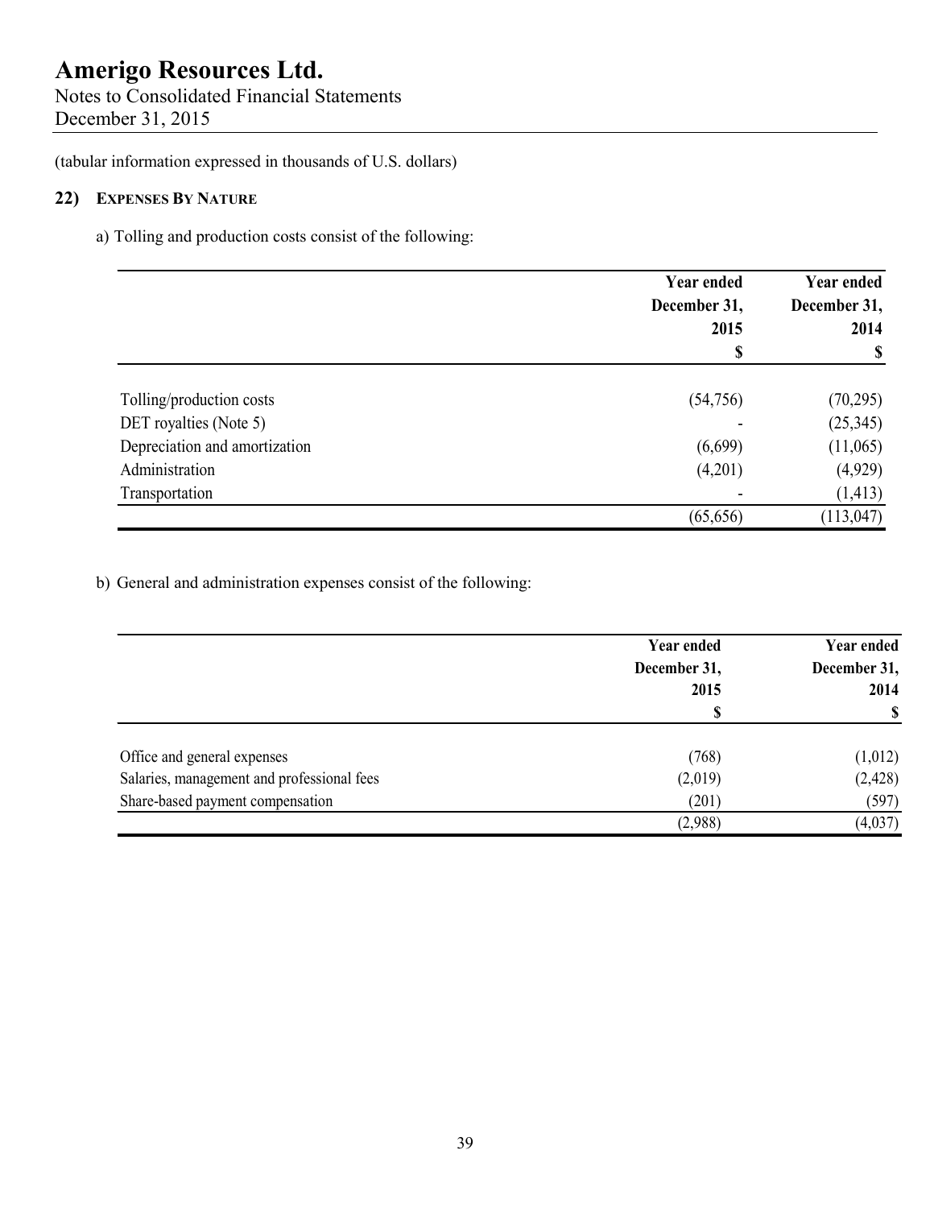# Amerigo Resources Ltd.

Notes to Consolidated Financial Statements
December 31, 2015

(tabular information expressed in thousands of U.S. dollars)

## 22) EXPENSES BY NATURE

a) Tolling and production costs consist of the following:

| | Year ended December 31, 2015 $ | Year ended December 31, 2014 $ |
|---|---|---|
| Tolling/production costs | (54,756) | (70,295) |
| DET royalties (Note 5) | - | (25,345) |
| Depreciation and amortization | (6,699) | (11,065) |
| Administration | (4,201) | (4,929) |
| Transportation | - | (1,413) |
| | (65,656) | (113,047) |

b) General and administration expenses consist of the following:

| | Year ended December 31, 2015 $ | Year ended December 31, 2014 $ |
|---|---|---|
| Office and general expenses | (768) | (1,012) |
| Salaries, management and professional fees | (2,019) | (2,428) |
| Share-based payment compensation | (201) | (597) |
| | (2,988) | (4,037) |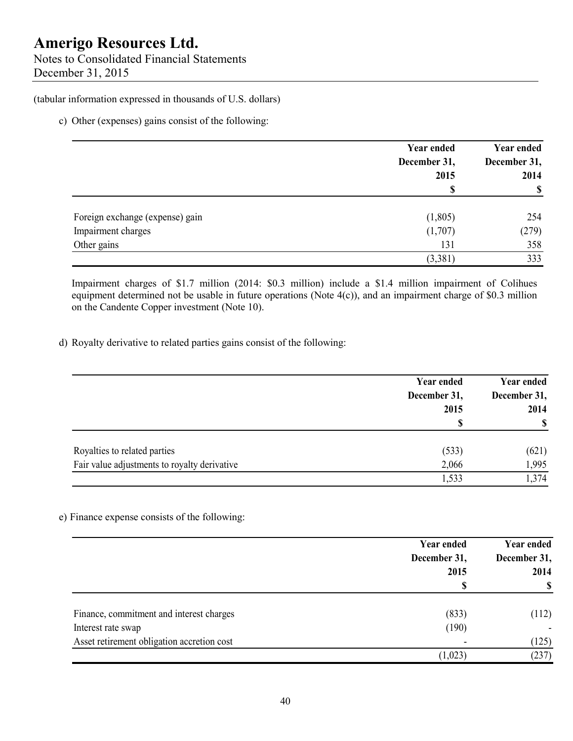(tabular information expressed in thousands of U.S. dollars)

c) Other (expenses) gains consist of the following:

| | Year ended December 31, 2015 $ | Year ended December 31, 2014 $ |
|---|---|---|
| Foreign exchange (expense) gain | (1,805) | 254 |
| Impairment charges | (1,707) | (279) |
| Other gains | 131 | 358 |
| | (3,381) | 333 |

Impairment charges of $1.7 million (2014: $0.3 million) include a $1.4 million impairment of Colihues equipment determined not be usable in future operations (Note 4(c)), and an impairment charge of $0.3 million on the Candente Copper investment (Note 10).

d) Royalty derivative to related parties gains consist of the following:

| | Year ended December 31, 2015 $ | Year ended December 31, 2014 $ |
|---|---|---|
| Royalties to related parties | (533) | (621) |
| Fair value adjustments to royalty derivative | 2,066 | 1,995 |
| | 1,533 | 1,374 |

e) Finance expense consists of the following:

| | Year ended December 31, 2015 $ | Year ended December 31, 2014 $ |
|---|---|---|
| Finance, commitment and interest charges | (833) | (112) |
| Interest rate swap | (190) | - |
| Asset retirement obligation accretion cost | - | (125) |
| | (1,023) | (237) |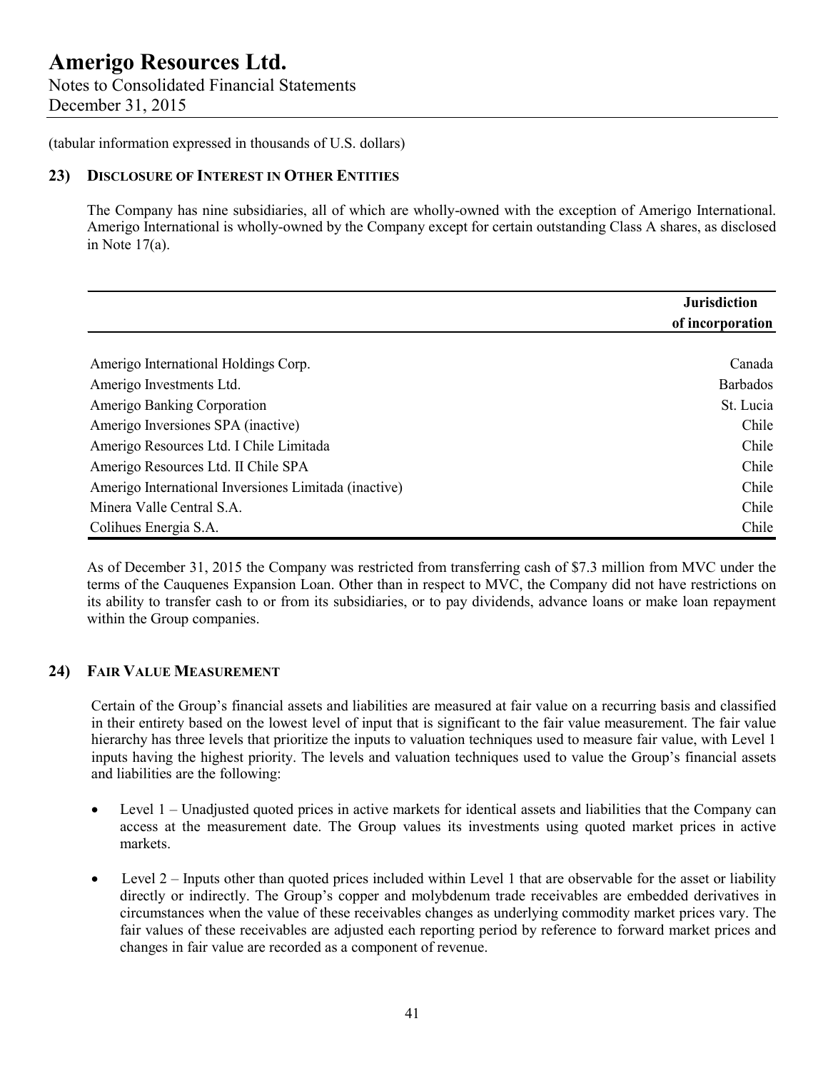(tabular information expressed in thousands of U.S. dollars)

## 23) DISCLOSURE OF INTEREST IN OTHER ENTITIES

The Company has nine subsidiaries, all of which are wholly-owned with the exception of Amerigo International. Amerigo International is wholly-owned by the Company except for certain outstanding Class A shares, as disclosed in Note 17(a).

| | Jurisdiction of incorporation |
|---|---|
| Amerigo International Holdings Corp. | Canada |
| Amerigo Investments Ltd. | Barbados |
| Amerigo Banking Corporation | St. Lucia |
| Amerigo Inversiones SPA (inactive) | Chile |
| Amerigo Resources Ltd. I Chile Limitada | Chile |
| Amerigo Resources Ltd. II Chile SPA | Chile |
| Amerigo International Inversiones Limitada (inactive) | Chile |
| Minera Valle Central S.A. | Chile |
| Colihues Energia S.A. | Chile |

As of December 31, 2015 the Company was restricted from transferring cash of $7.3 million from MVC under the terms of the Cauquenes Expansion Loan. Other than in respect to MVC, the Company did not have restrictions on its ability to transfer cash to or from its subsidiaries, or to pay dividends, advance loans or make loan repayment within the Group companies.

## 24) FAIR VALUE MEASUREMENT

Certain of the Group's financial assets and liabilities are measured at fair value on a recurring basis and classified in their entirety based on the lowest level of input that is significant to the fair value measurement. The fair value hierarchy has three levels that prioritize the inputs to valuation techniques used to measure fair value, with Level 1 inputs having the highest priority. The levels and valuation techniques used to value the Group's financial assets and liabilities are the following:

- Level 1 – Unadjusted quoted prices in active markets for identical assets and liabilities that the Company can access at the measurement date. The Group values its investments using quoted market prices in active markets.

- Level 2 – Inputs other than quoted prices included within Level 1 that are observable for the asset or liability directly or indirectly. The Group's copper and molybdenum trade receivables are embedded derivatives in circumstances when the value of these receivables changes as underlying commodity market prices vary. The fair values of these receivables are adjusted each reporting period by reference to forward market prices and changes in fair value are recorded as a component of revenue.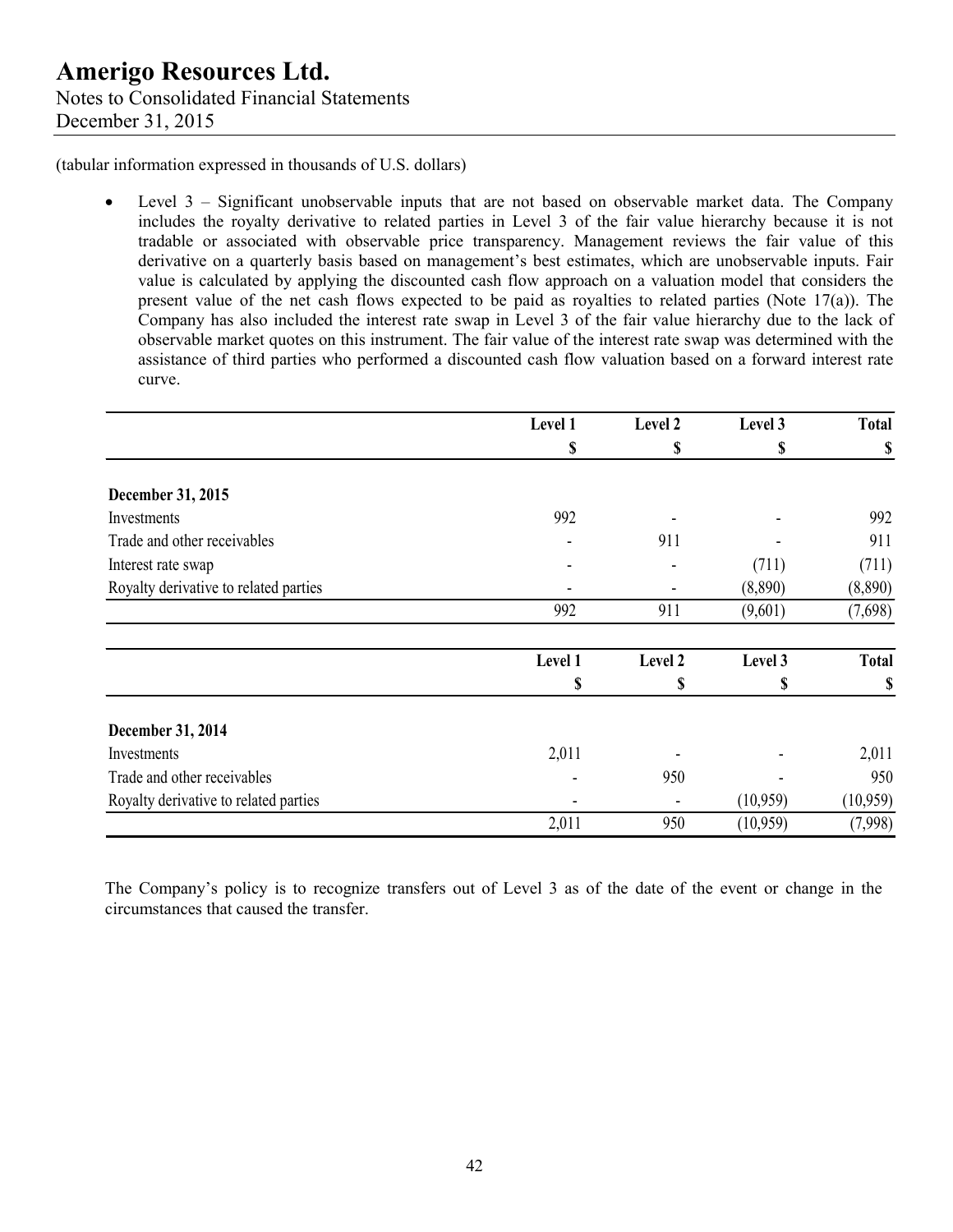(tabular information expressed in thousands of U.S. dollars)

- Level 3 – Significant unobservable inputs that are not based on observable market data. The Company includes the royalty derivative to related parties in Level 3 of the fair value hierarchy because it is not tradable or associated with observable price transparency. Management reviews the fair value of this derivative on a quarterly basis based on management's best estimates, which are unobservable inputs. Fair value is calculated by applying the discounted cash flow approach on a valuation model that considers the present value of the net cash flows expected to be paid as royalties to related parties (Note 17(a)). The Company has also included the interest rate swap in Level 3 of the fair value hierarchy due to the lack of observable market quotes on this instrument. The fair value of the interest rate swap was determined with the assistance of third parties who performed a discounted cash flow valuation based on a forward interest rate curve.

| | Level 1 | Level 2 | Level 3 | Total |
|---|---|---|---|---|
| | $ | $ | $ | $ |
| **December 31, 2015** | | | | |
| Investments | 992 | - | - | 992 |
| Trade and other receivables | - | 911 | - | 911 |
| Interest rate swap | - | - | (711) | (711) |
| Royalty derivative to related parties | - | - | (8,890) | (8,890) |
| | 992 | 911 | (9,601) | (7,698) |

| | Level 1 | Level 2 | Level 3 | Total |
|---|---|---|---|---|
| | $ | $ | $ | $ |
| **December 31, 2014** | | | | |
| Investments | 2,011 | - | - | 2,011 |
| Trade and other receivables | - | 950 | - | 950 |
| Royalty derivative to related parties | - | - | (10,959) | (10,959) |
| | 2,011 | 950 | (10,959) | (7,998) |

The Company's policy is to recognize transfers out of Level 3 as of the date of the event or change in the circumstances that caused the transfer.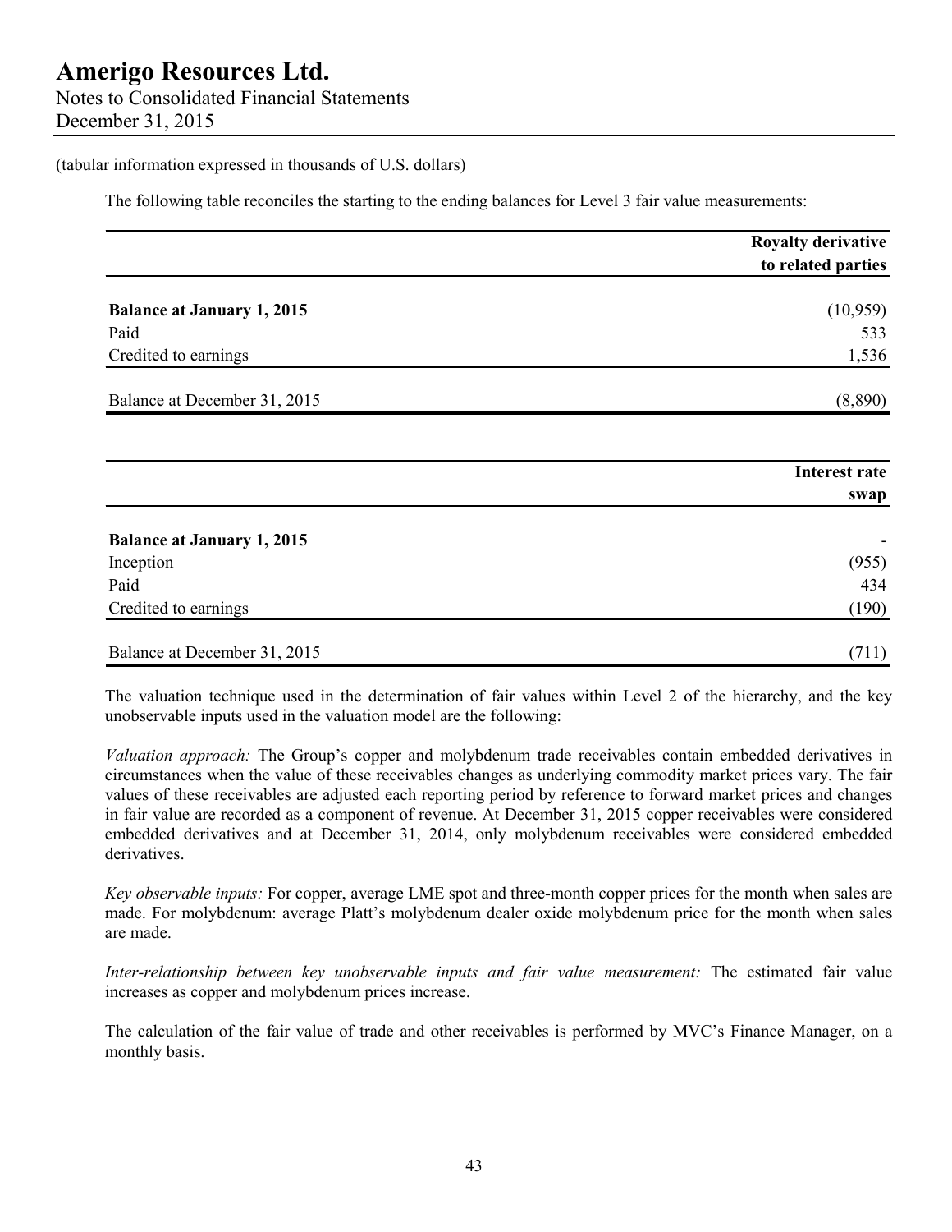(tabular information expressed in thousands of U.S. dollars)

The following table reconciles the starting to the ending balances for Level 3 fair value measurements:

| | Royalty derivative to related parties |
|---|---|
| **Balance at January 1, 2015** | (10,959) |
| Paid | 533 |
| Credited to earnings | 1,536 |
| Balance at December 31, 2015 | (8,890) |

| | Interest rate swap |
|---|---|
| **Balance at January 1, 2015** | - |
| Inception | (955) |
| Paid | 434 |
| Credited to earnings | (190) |
| Balance at December 31, 2015 | (711) |

The valuation technique used in the determination of fair values within Level 2 of the hierarchy, and the key unobservable inputs used in the valuation model are the following:

*Valuation approach:* The Group's copper and molybdenum trade receivables contain embedded derivatives in circumstances when the value of these receivables changes as underlying commodity market prices vary. The fair values of these receivables are adjusted each reporting period by reference to forward market prices and changes in fair value are recorded as a component of revenue. At December 31, 2015 copper receivables were considered embedded derivatives and at December 31, 2014, only molybdenum receivables were considered embedded derivatives.

*Key observable inputs:* For copper, average LME spot and three-month copper prices for the month when sales are made. For molybdenum: average Platt's molybdenum dealer oxide molybdenum price for the month when sales are made.

*Inter-relationship between key unobservable inputs and fair value measurement:* The estimated fair value increases as copper and molybdenum prices increase.

The calculation of the fair value of trade and other receivables is performed by MVC's Finance Manager, on a monthly basis.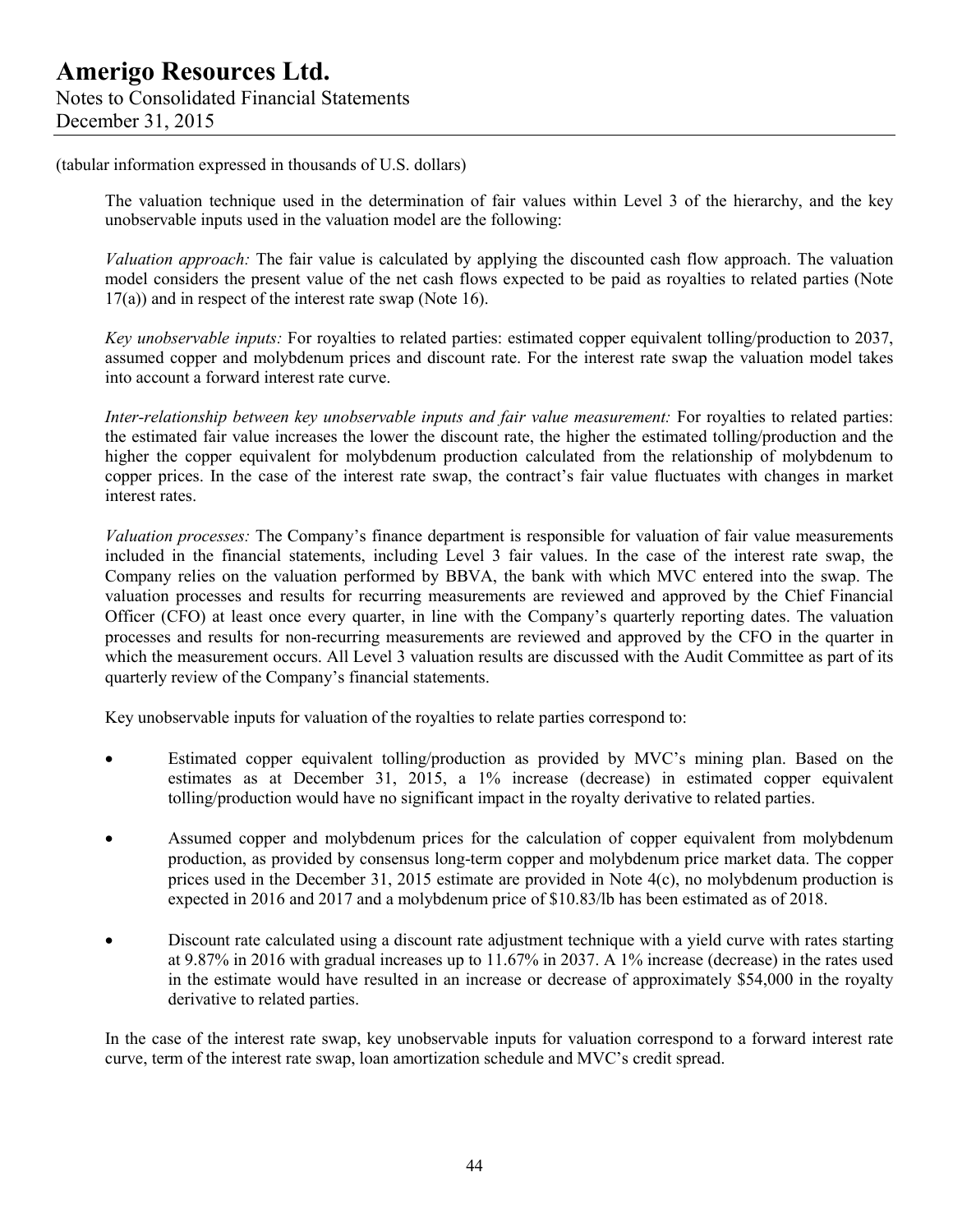(tabular information expressed in thousands of U.S. dollars)

The valuation technique used in the determination of fair values within Level 3 of the hierarchy, and the key unobservable inputs used in the valuation model are the following:

*Valuation approach:* The fair value is calculated by applying the discounted cash flow approach. The valuation model considers the present value of the net cash flows expected to be paid as royalties to related parties (Note 17(a)) and in respect of the interest rate swap (Note 16).

*Key unobservable inputs:* For royalties to related parties: estimated copper equivalent tolling/production to 2037, assumed copper and molybdenum prices and discount rate. For the interest rate swap the valuation model takes into account a forward interest rate curve.

*Inter-relationship between key unobservable inputs and fair value measurement:* For royalties to related parties: the estimated fair value increases the lower the discount rate, the higher the estimated tolling/production and the higher the copper equivalent for molybdenum production calculated from the relationship of molybdenum to copper prices. In the case of the interest rate swap, the contract's fair value fluctuates with changes in market interest rates.

*Valuation processes:* The Company's finance department is responsible for valuation of fair value measurements included in the financial statements, including Level 3 fair values. In the case of the interest rate swap, the Company relies on the valuation performed by BBVA, the bank with which MVC entered into the swap. The valuation processes and results for recurring measurements are reviewed and approved by the Chief Financial Officer (CFO) at least once every quarter, in line with the Company's quarterly reporting dates. The valuation processes and results for non-recurring measurements are reviewed and approved by the CFO in the quarter in which the measurement occurs. All Level 3 valuation results are discussed with the Audit Committee as part of its quarterly review of the Company's financial statements.

Key unobservable inputs for valuation of the royalties to relate parties correspond to:

- Estimated copper equivalent tolling/production as provided by MVC's mining plan. Based on the estimates as at December 31, 2015, a 1% increase (decrease) in estimated copper equivalent tolling/production would have no significant impact in the royalty derivative to related parties.
- Assumed copper and molybdenum prices for the calculation of copper equivalent from molybdenum production, as provided by consensus long-term copper and molybdenum price market data. The copper prices used in the December 31, 2015 estimate are provided in Note 4(c), no molybdenum production is expected in 2016 and 2017 and a molybdenum price of $10.83/lb has been estimated as of 2018.
- Discount rate calculated using a discount rate adjustment technique with a yield curve with rates starting at 9.87% in 2016 with gradual increases up to 11.67% in 2037. A 1% increase (decrease) in the rates used in the estimate would have resulted in an increase or decrease of approximately $54,000 in the royalty derivative to related parties.

In the case of the interest rate swap, key unobservable inputs for valuation correspond to a forward interest rate curve, term of the interest rate swap, loan amortization schedule and MVC's credit spread.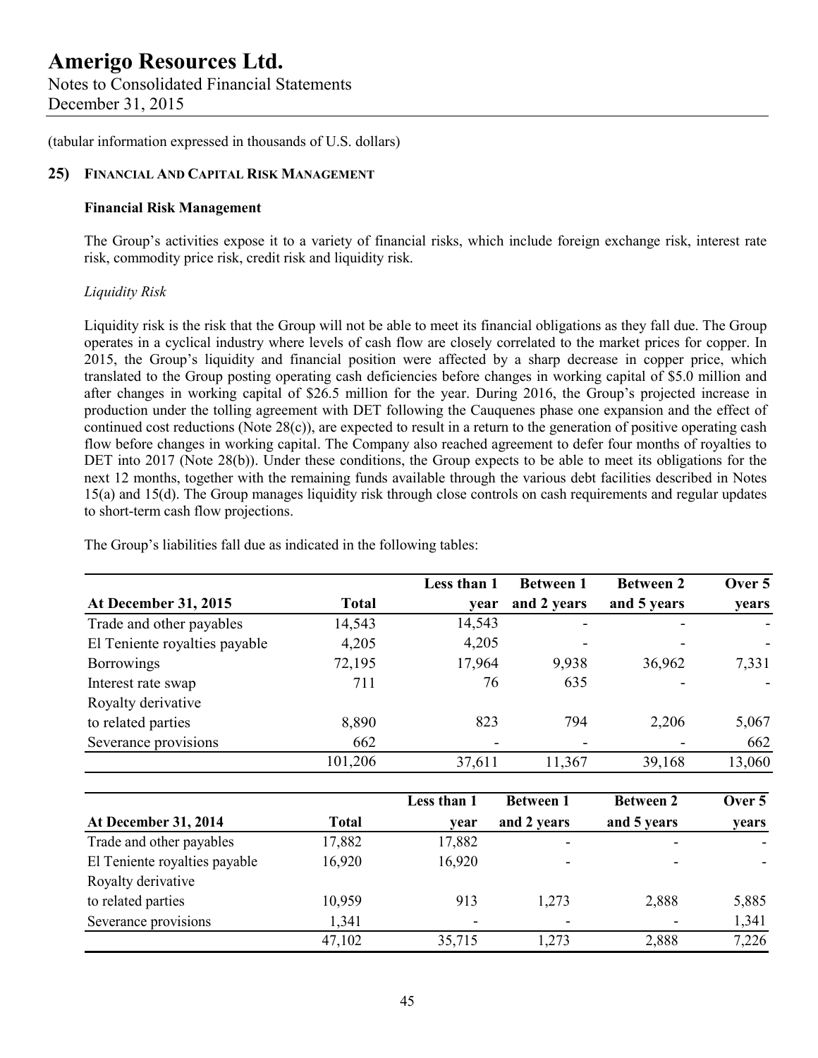(tabular information expressed in thousands of U.S. dollars)

## 25) Financial And Capital Risk Management

**Financial Risk Management**

The Group's activities expose it to a variety of financial risks, which include foreign exchange risk, interest rate risk, commodity price risk, credit risk and liquidity risk.

*Liquidity Risk*

Liquidity risk is the risk that the Group will not be able to meet its financial obligations as they fall due. The Group operates in a cyclical industry where levels of cash flow are closely correlated to the market prices for copper. In 2015, the Group's liquidity and financial position were affected by a sharp decrease in copper price, which translated to the Group posting operating cash deficiencies before changes in working capital of $5.0 million and after changes in working capital of $26.5 million for the year. During 2016, the Group's projected increase in production under the tolling agreement with DET following the Cauquenes phase one expansion and the effect of continued cost reductions (Note 28(c)), are expected to result in a return to the generation of positive operating cash flow before changes in working capital. The Company also reached agreement to defer four months of royalties to DET into 2017 (Note 28(b)). Under these conditions, the Group expects to be able to meet its obligations for the next 12 months, together with the remaining funds available through the various debt facilities described in Notes 15(a) and 15(d). The Group manages liquidity risk through close controls on cash requirements and regular updates to short-term cash flow projections.

The Group's liabilities fall due as indicated in the following tables:

| At December 31, 2015 | Total | Less than 1 year | Between 1 and 2 years | Between 2 and 5 years | Over 5 years |
|---|---|---|---|---|---|
| Trade and other payables | 14,543 | 14,543 | - | - | - |
| El Teniente royalties payable | 4,205 | 4,205 | - | - | - |
| Borrowings | 72,195 | 17,964 | 9,938 | 36,962 | 7,331 |
| Interest rate swap | 711 | 76 | 635 | - | - |
| Royalty derivative to related parties | 8,890 | 823 | 794 | 2,206 | 5,067 |
| Severance provisions | 662 | - | - | - | 662 |
| | 101,206 | 37,611 | 11,367 | 39,168 | 13,060 |

| At December 31, 2014 | Total | Less than 1 year | Between 1 and 2 years | Between 2 and 5 years | Over 5 years |
|---|---|---|---|---|---|
| Trade and other payables | 17,882 | 17,882 | - | - | - |
| El Teniente royalties payable | 16,920 | 16,920 | - | - | - |
| Royalty derivative to related parties | 10,959 | 913 | 1,273 | 2,888 | 5,885 |
| Severance provisions | 1,341 | - | - | - | 1,341 |
| | 47,102 | 35,715 | 1,273 | 2,888 | 7,226 |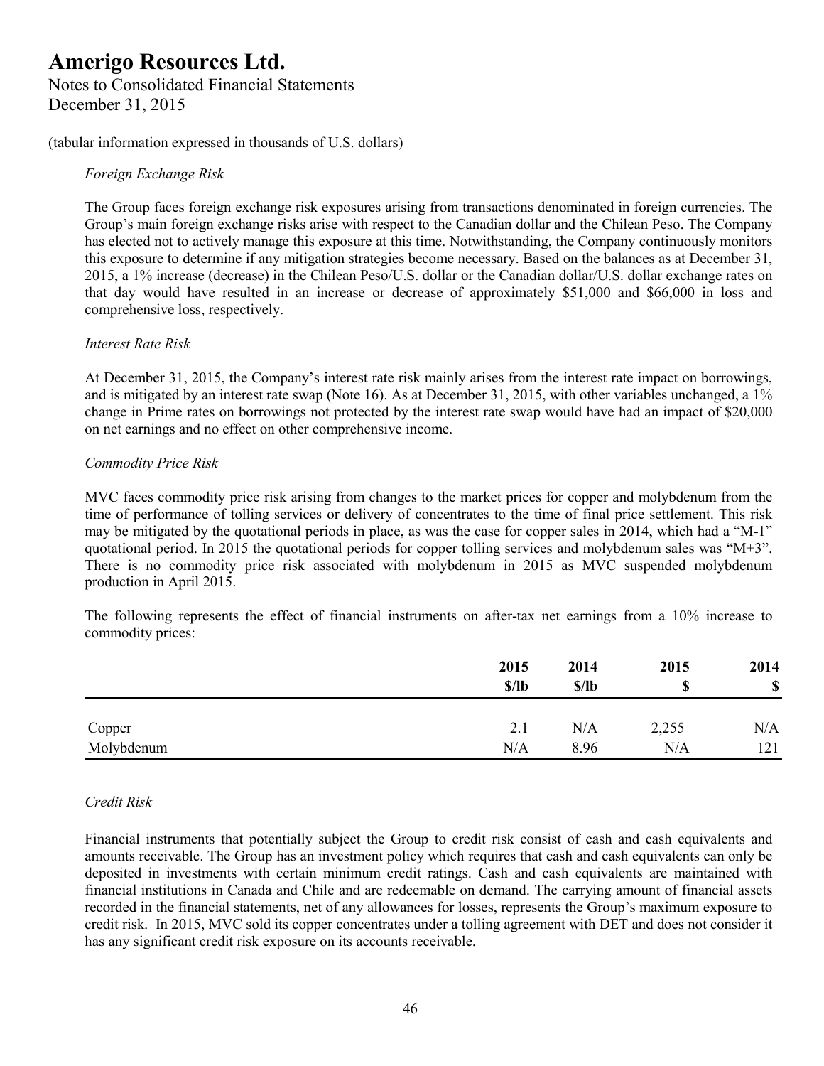(tabular information expressed in thousands of U.S. dollars)

*Foreign Exchange Risk*

The Group faces foreign exchange risk exposures arising from transactions denominated in foreign currencies. The Group's main foreign exchange risks arise with respect to the Canadian dollar and the Chilean Peso. The Company has elected not to actively manage this exposure at this time. Notwithstanding, the Company continuously monitors this exposure to determine if any mitigation strategies become necessary. Based on the balances as at December 31, 2015, a 1% increase (decrease) in the Chilean Peso/U.S. dollar or the Canadian dollar/U.S. dollar exchange rates on that day would have resulted in an increase or decrease of approximately $51,000 and $66,000 in loss and comprehensive loss, respectively.

*Interest Rate Risk*

At December 31, 2015, the Company's interest rate risk mainly arises from the interest rate impact on borrowings, and is mitigated by an interest rate swap (Note 16). As at December 31, 2015, with other variables unchanged, a 1% change in Prime rates on borrowings not protected by the interest rate swap would have had an impact of $20,000 on net earnings and no effect on other comprehensive income.

*Commodity Price Risk*

MVC faces commodity price risk arising from changes to the market prices for copper and molybdenum from the time of performance of tolling services or delivery of concentrates to the time of final price settlement. This risk may be mitigated by the quotational periods in place, as was the case for copper sales in 2014, which had a "M-1" quotational period. In 2015 the quotational periods for copper tolling services and molybdenum sales was "M+3". There is no commodity price risk associated with molybdenum in 2015 as MVC suspended molybdenum production in April 2015.

The following represents the effect of financial instruments on after-tax net earnings from a 10% increase to commodity prices:

| | 2015 $/lb | 2014 $/lb | 2015 $ | 2014 $ |
|---|---|---|---|---|
| Copper | 2.1 | N/A | 2,255 | N/A |
| Molybdenum | N/A | 8.96 | N/A | 121 |

*Credit Risk*

Financial instruments that potentially subject the Group to credit risk consist of cash and cash equivalents and amounts receivable. The Group has an investment policy which requires that cash and cash equivalents can only be deposited in investments with certain minimum credit ratings. Cash and cash equivalents are maintained with financial institutions in Canada and Chile and are redeemable on demand. The carrying amount of financial assets recorded in the financial statements, net of any allowances for losses, represents the Group's maximum exposure to credit risk. In 2015, MVC sold its copper concentrates under a tolling agreement with DET and does not consider it has any significant credit risk exposure on its accounts receivable.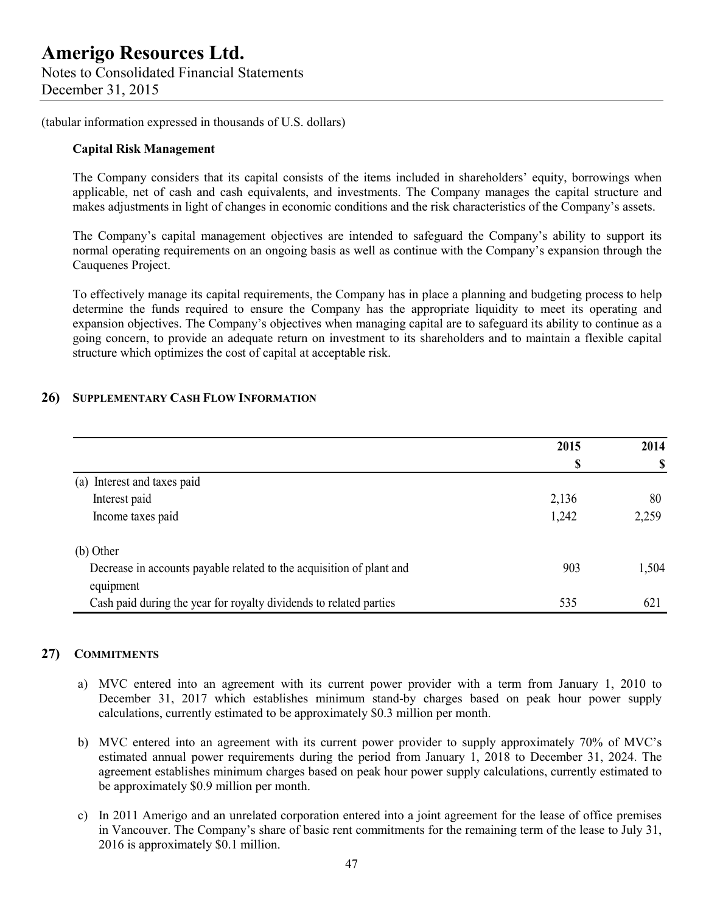(tabular information expressed in thousands of U.S. dollars)

**Capital Risk Management**

The Company considers that its capital consists of the items included in shareholders' equity, borrowings when applicable, net of cash and cash equivalents, and investments. The Company manages the capital structure and makes adjustments in light of changes in economic conditions and the risk characteristics of the Company's assets.

The Company's capital management objectives are intended to safeguard the Company's ability to support its normal operating requirements on an ongoing basis as well as continue with the Company's expansion through the Cauquenes Project.

To effectively manage its capital requirements, the Company has in place a planning and budgeting process to help determine the funds required to ensure the Company has the appropriate liquidity to meet its operating and expansion objectives. The Company's objectives when managing capital are to safeguard its ability to continue as a going concern, to provide an adequate return on investment to its shareholders and to maintain a flexible capital structure which optimizes the cost of capital at acceptable risk.

## 26) Supplementary Cash Flow Information

| | 2015<br>$ | 2014<br>$ |
|---|---|---|
| (a) Interest and taxes paid | | |
| Interest paid | 2,136 | 80 |
| Income taxes paid | 1,242 | 2,259 |
| | | |
| (b) Other | | |
| Decrease in accounts payable related to the acquisition of plant and equipment | 903 | 1,504 |
| Cash paid during the year for royalty dividends to related parties | 535 | 621 |

## 27) Commitments

a) MVC entered into an agreement with its current power provider with a term from January 1, 2010 to December 31, 2017 which establishes minimum stand-by charges based on peak hour power supply calculations, currently estimated to be approximately $0.3 million per month.

b) MVC entered into an agreement with its current power provider to supply approximately 70% of MVC's estimated annual power requirements during the period from January 1, 2018 to December 31, 2024. The agreement establishes minimum charges based on peak hour power supply calculations, currently estimated to be approximately $0.9 million per month.

c) In 2011 Amerigo and an unrelated corporation entered into a joint agreement for the lease of office premises in Vancouver. The Company's share of basic rent commitments for the remaining term of the lease to July 31, 2016 is approximately $0.1 million.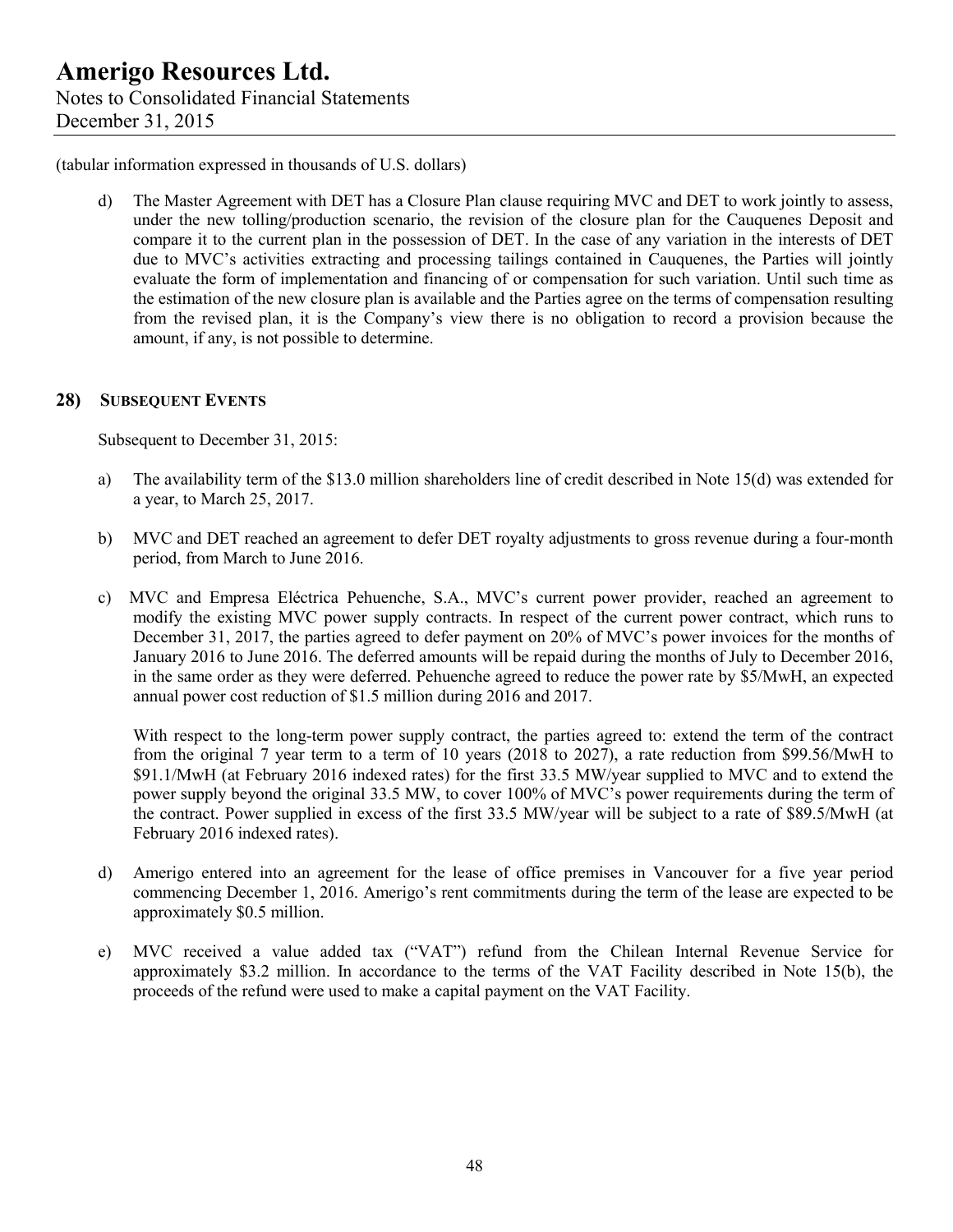(tabular information expressed in thousands of U.S. dollars)

d) The Master Agreement with DET has a Closure Plan clause requiring MVC and DET to work jointly to assess, under the new tolling/production scenario, the revision of the closure plan for the Cauquenes Deposit and compare it to the current plan in the possession of DET. In the case of any variation in the interests of DET due to MVC's activities extracting and processing tailings contained in Cauquenes, the Parties will jointly evaluate the form of implementation and financing of or compensation for such variation. Until such time as the estimation of the new closure plan is available and the Parties agree on the terms of compensation resulting from the revised plan, it is the Company's view there is no obligation to record a provision because the amount, if any, is not possible to determine.

## 28) Subsequent Events

Subsequent to December 31, 2015:

a) The availability term of the $13.0 million shareholders line of credit described in Note 15(d) was extended for a year, to March 25, 2017.

b) MVC and DET reached an agreement to defer DET royalty adjustments to gross revenue during a four-month period, from March to June 2016.

c) MVC and Empresa Eléctrica Pehuenche, S.A., MVC's current power provider, reached an agreement to modify the existing MVC power supply contracts. In respect of the current power contract, which runs to December 31, 2017, the parties agreed to defer payment on 20% of MVC's power invoices for the months of January 2016 to June 2016. The deferred amounts will be repaid during the months of July to December 2016, in the same order as they were deferred. Pehuenche agreed to reduce the power rate by $5/MwH, an expected annual power cost reduction of $1.5 million during 2016 and 2017.

   With respect to the long-term power supply contract, the parties agreed to: extend the term of the contract from the original 7 year term to a term of 10 years (2018 to 2027), a rate reduction from $99.56/MwH to $91.1/MwH (at February 2016 indexed rates) for the first 33.5 MW/year supplied to MVC and to extend the power supply beyond the original 33.5 MW, to cover 100% of MVC's power requirements during the term of the contract. Power supplied in excess of the first 33.5 MW/year will be subject to a rate of $89.5/MwH (at February 2016 indexed rates).

d) Amerigo entered into an agreement for the lease of office premises in Vancouver for a five year period commencing December 1, 2016. Amerigo's rent commitments during the term of the lease are expected to be approximately $0.5 million.

e) MVC received a value added tax ("VAT") refund from the Chilean Internal Revenue Service for approximately $3.2 million. In accordance to the terms of the VAT Facility described in Note 15(b), the proceeds of the refund were used to make a capital payment on the VAT Facility.